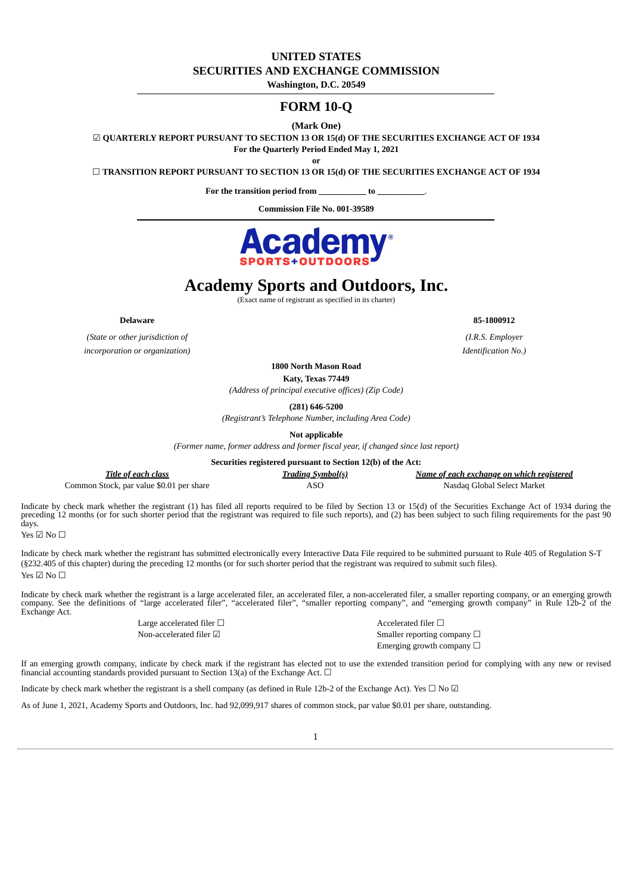# UNITED STATES
# SECURITIES AND EXCHANGE COMMISSION
**Washington, D.C. 20549**

## FORM 10-Q

**(Mark One)**

☑ **QUARTERLY REPORT PURSUANT TO SECTION 13 OR 15(d) OF THE SECURITIES EXCHANGE ACT OF 1934**
**For the Quarterly Period Ended May 1, 2021**

**or**

☐ **TRANSITION REPORT PURSUANT TO SECTION 13 OR 15(d) OF THE SECURITIES EXCHANGE ACT OF 1934**

**For the transition period from ___________ to ___________.**

**Commission File No. 001-39589**

# Academy Sports and Outdoors, Inc.

(Exact name of registrant as specified in its charter)

| **Delaware** | **85-1800912** |
|---|---|
| *(State or other jurisdiction of incorporation or organization)* | *(I.R.S. Employer Identification No.)* |

**1800 North Mason Road**
**Katy, Texas 77449**
*(Address of principal executive offices) (Zip Code)*

**(281) 646-5200**
*(Registrant's Telephone Number, including Area Code)*

**Not applicable**
*(Former name, former address and former fiscal year, if changed since last report)*

**Securities registered pursuant to Section 12(b) of the Act:**

| ***Title of each class*** | ***Trading Symbol(s)*** | ***Name of each exchange on which registered*** |
|---|---|---|
| Common Stock, par value $0.01 per share | ASO | Nasdaq Global Select Market |

Indicate by check mark whether the registrant (1) has filed all reports required to be filed by Section 13 or 15(d) of the Securities Exchange Act of 1934 during the preceding 12 months (or for such shorter period that the registrant was required to file such reports), and (2) has been subject to such filing requirements for the past 90 days.
Yes ☑ No ☐

Indicate by check mark whether the registrant has submitted electronically every Interactive Data File required to be submitted pursuant to Rule 405 of Regulation S-T (§232.405 of this chapter) during the preceding 12 months (or for such shorter period that the registrant was required to submit such files).
Yes ☑ No ☐

Indicate by check mark whether the registrant is a large accelerated filer, an accelerated filer, a non-accelerated filer, a smaller reporting company, or an emerging growth company. See the definitions of "large accelerated filer", "accelerated filer", "smaller reporting company", and "emerging growth company" in Rule 12b-2 of the Exchange Act.

| | |
|---|---|
| Large accelerated filer ☐ | Accelerated filer ☐ |
| Non-accelerated filer ☑ | Smaller reporting company ☐ |
| | Emerging growth company ☐ |

If an emerging growth company, indicate by check mark if the registrant has elected not to use the extended transition period for complying with any new or revised financial accounting standards provided pursuant to Section 13(a) of the Exchange Act. ☐

Indicate by check mark whether the registrant is a shell company (as defined in Rule 12b-2 of the Exchange Act). Yes ☐ No ☑

As of June 1, 2021, Academy Sports and Outdoors, Inc. had 92,099,917 shares of common stock, par value $0.01 per share, outstanding.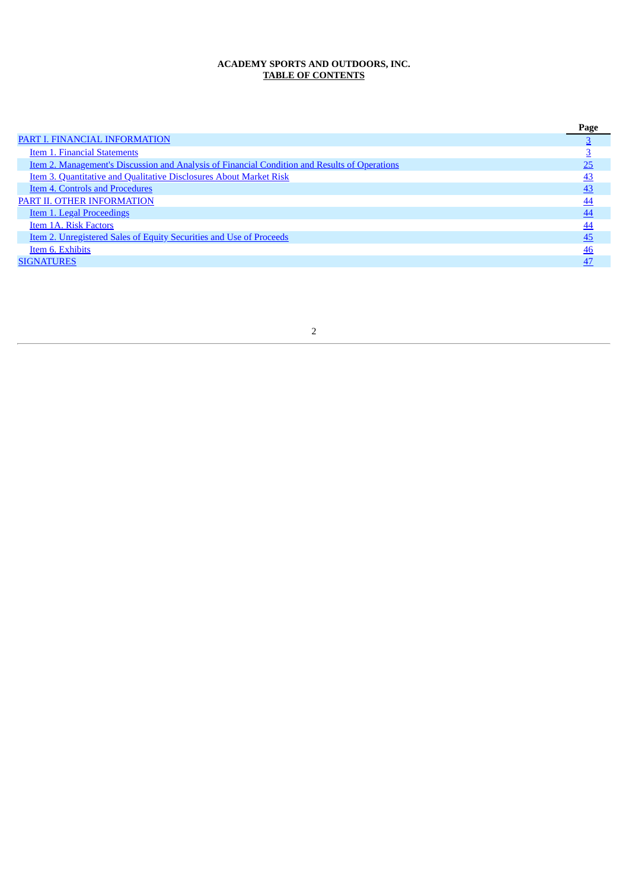**ACADEMY SPORTS AND OUTDOORS, INC.**
**TABLE OF CONTENTS**

| | Page |
|---|---|
| PART I. FINANCIAL INFORMATION | 3 |
| Item 1. Financial Statements | 3 |
| Item 2. Management's Discussion and Analysis of Financial Condition and Results of Operations | 25 |
| Item 3. Quantitative and Qualitative Disclosures About Market Risk | 43 |
| Item 4. Controls and Procedures | 43 |
| PART II. OTHER INFORMATION | 44 |
| Item 1. Legal Proceedings | 44 |
| Item 1A. Risk Factors | 44 |
| Item 2. Unregistered Sales of Equity Securities and Use of Proceeds | 45 |
| Item 6. Exhibits | 46 |
| SIGNATURES | 47 |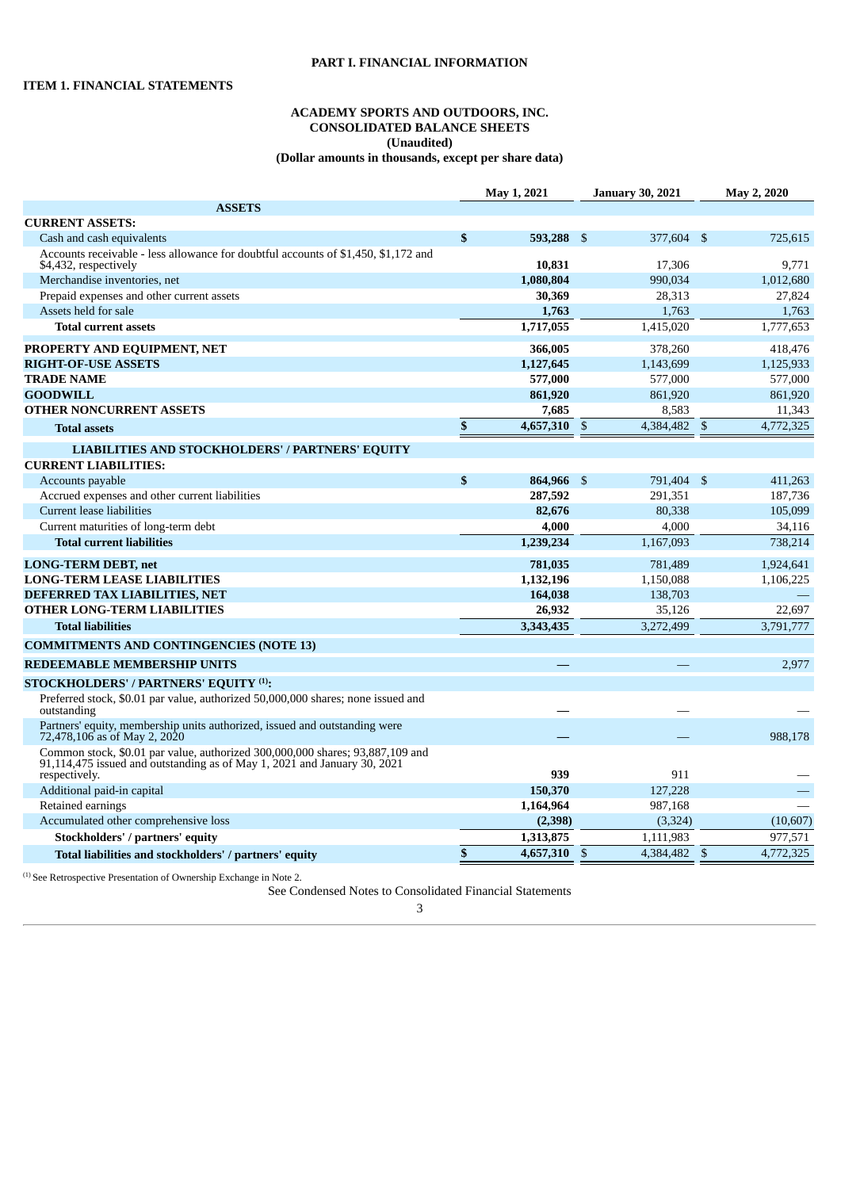**PART I. FINANCIAL INFORMATION**

**ITEM 1. FINANCIAL STATEMENTS**

**ACADEMY SPORTS AND OUTDOORS, INC.**
**CONSOLIDATED BALANCE SHEETS**
**(Unaudited)**
**(Dollar amounts in thousands, except per share data)**

| | May 1, 2021 | January 30, 2021 | May 2, 2020 |
|---|---|---|---|
| **ASSETS** | | | |
| **CURRENT ASSETS:** | | | |
| Cash and cash equivalents | **$ 593,288** | $ 377,604 | $ 725,615 |
| Accounts receivable - less allowance for doubtful accounts of $1,450, $1,172 and $4,432, respectively | **10,831** | 17,306 | 9,771 |
| Merchandise inventories, net | **1,080,804** | 990,034 | 1,012,680 |
| Prepaid expenses and other current assets | **30,369** | 28,313 | 27,824 |
| Assets held for sale | **1,763** | 1,763 | 1,763 |
| **Total current assets** | **1,717,055** | 1,415,020 | 1,777,653 |
| **PROPERTY AND EQUIPMENT, NET** | **366,005** | 378,260 | 418,476 |
| **RIGHT-OF-USE ASSETS** | **1,127,645** | 1,143,699 | 1,125,933 |
| **TRADE NAME** | **577,000** | 577,000 | 577,000 |
| **GOODWILL** | **861,920** | 861,920 | 861,920 |
| **OTHER NONCURRENT ASSETS** | **7,685** | 8,583 | 11,343 |
| **Total assets** | **$ 4,657,310** | $ 4,384,482 | $ 4,772,325 |
| **LIABILITIES AND STOCKHOLDERS' / PARTNERS' EQUITY** | | | |
| **CURRENT LIABILITIES:** | | | |
| Accounts payable | **$ 864,966** | $ 791,404 | $ 411,263 |
| Accrued expenses and other current liabilities | **287,592** | 291,351 | 187,736 |
| Current lease liabilities | **82,676** | 80,338 | 105,099 |
| Current maturities of long-term debt | **4,000** | 4,000 | 34,116 |
| **Total current liabilities** | **1,239,234** | 1,167,093 | 738,214 |
| **LONG-TERM DEBT, net** | **781,035** | 781,489 | 1,924,641 |
| **LONG-TERM LEASE LIABILITIES** | **1,132,196** | 1,150,088 | 1,106,225 |
| **DEFERRED TAX LIABILITIES, NET** | **164,038** | 138,703 | — |
| **OTHER LONG-TERM LIABILITIES** | **26,932** | 35,126 | 22,697 |
| **Total liabilities** | **3,343,435** | 3,272,499 | 3,791,777 |
| **COMMITMENTS AND CONTINGENCIES (NOTE 13)** | | | |
| **REDEEMABLE MEMBERSHIP UNITS** | **—** | — | 2,977 |
| **STOCKHOLDERS' / PARTNERS' EQUITY [(1)]:** | | | |
| Preferred stock, $0.01 par value, authorized 50,000,000 shares; none issued and outstanding | **—** | — | — |
| Partners' equity, membership units authorized, issued and outstanding were 72,478,106 as of May 2, 2020 | **—** | — | 988,178 |
| Common stock, $0.01 par value, authorized 300,000,000 shares; 93,887,109 and 91,114,475 issued and outstanding as of May 1, 2021 and January 30, 2021 respectively. | **939** | 911 | — |
| Additional paid-in capital | **150,370** | 127,228 | — |
| Retained earnings | **1,164,964** | 987,168 | — |
| Accumulated other comprehensive loss | **(2,398)** | (3,324) | (10,607) |
| **Stockholders' / partners' equity** | **1,313,875** | 1,111,983 | 977,571 |
| **Total liabilities and stockholders' / partners' equity** | **$ 4,657,310** | $ 4,384,482 | $ 4,772,325 |

(1) See Retrospective Presentation of Ownership Exchange in Note 2.

See Condensed Notes to Consolidated Financial Statements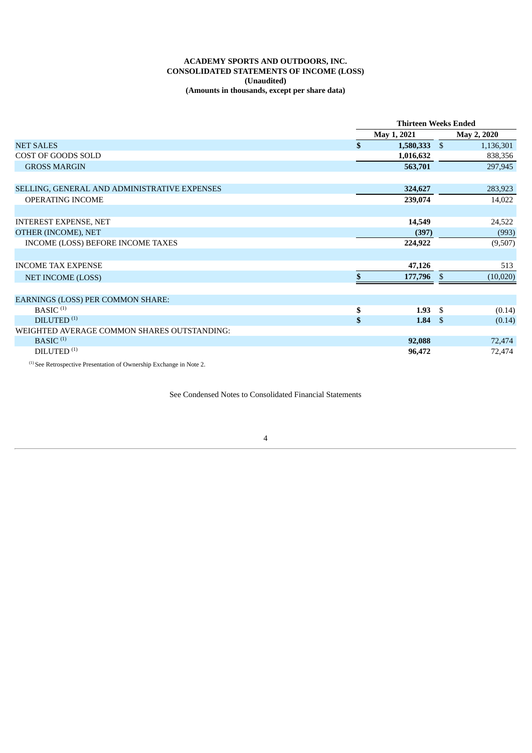**ACADEMY SPORTS AND OUTDOORS, INC.**
**CONSOLIDATED STATEMENTS OF INCOME (LOSS)**
**(Unaudited)**
**(Amounts in thousands, except per share data)**

| | Thirteen Weeks Ended | |
|---|---|---|
| | May 1, 2021 | May 2, 2020 |
| NET SALES | $ 1,580,333 | $ 1,136,301 |
| COST OF GOODS SOLD | 1,016,632 | 838,356 |
| GROSS MARGIN | 563,701 | 297,945 |
| | | |
| SELLING, GENERAL AND ADMINISTRATIVE EXPENSES | 324,627 | 283,923 |
| OPERATING INCOME | 239,074 | 14,022 |
| | | |
| INTEREST EXPENSE, NET | 14,549 | 24,522 |
| OTHER (INCOME), NET | (397) | (993) |
| INCOME (LOSS) BEFORE INCOME TAXES | 224,922 | (9,507) |
| | | |
| INCOME TAX EXPENSE | 47,126 | 513 |
| NET INCOME (LOSS) | $ 177,796 | $ (10,020) |
| | | |
| EARNINGS (LOSS) PER COMMON SHARE: | | |
| BASIC [(1)] | $ 1.93 | $ (0.14) |
| DILUTED [(1)] | $ 1.84 | $ (0.14) |
| WEIGHTED AVERAGE COMMON SHARES OUTSTANDING: | | |
| BASIC [(1)] | 92,088 | 72,474 |
| DILUTED [(1)] | 96,472 | 72,474 |

[(1)] See Retrospective Presentation of Ownership Exchange in Note 2.

See Condensed Notes to Consolidated Financial Statements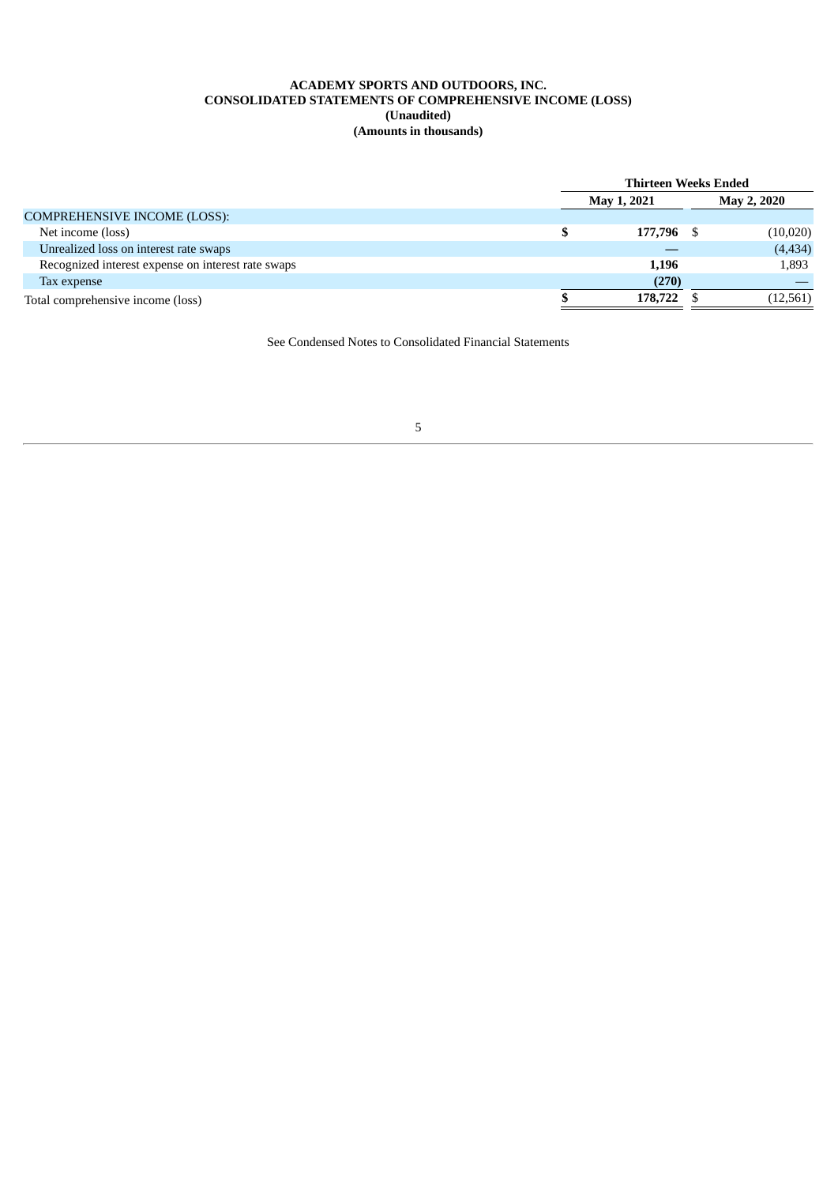**ACADEMY SPORTS AND OUTDOORS, INC.**
**CONSOLIDATED STATEMENTS OF COMPREHENSIVE INCOME (LOSS)**
**(Unaudited)**
**(Amounts in thousands)**

| | Thirteen Weeks Ended | |
|---|---|---|
| | **May 1, 2021** | **May 2, 2020** |
| COMPREHENSIVE INCOME (LOSS): | | |
| Net income (loss) | **$ 177,796** | $ (10,020) |
| Unrealized loss on interest rate swaps | **—** | (4,434) |
| Recognized interest expense on interest rate swaps | **1,196** | 1,893 |
| Tax expense | **(270)** | — |
| Total comprehensive income (loss) | **$ 178,722** | $ (12,561) |

See Condensed Notes to Consolidated Financial Statements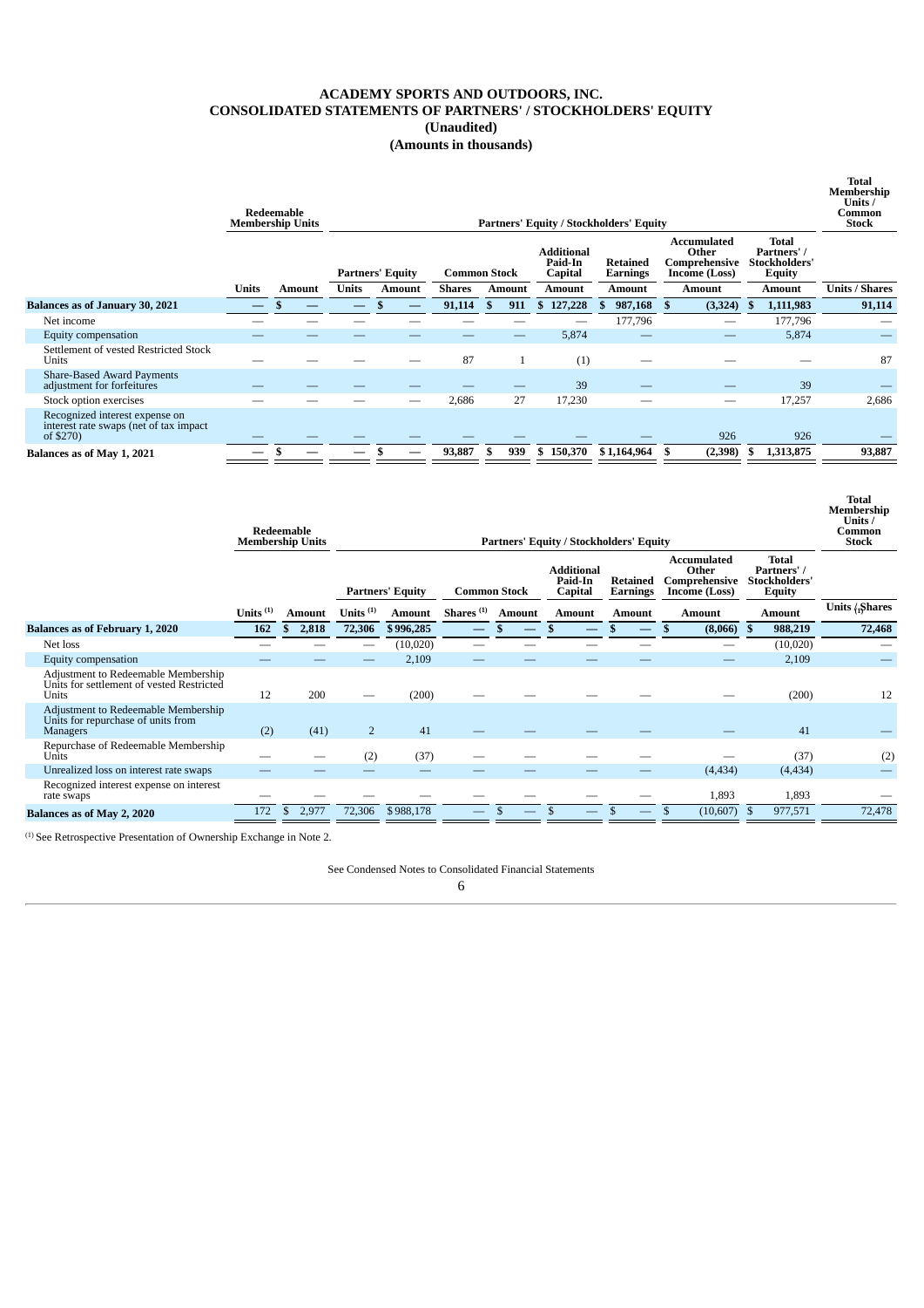# ACADEMY SPORTS AND OUTDOORS, INC.
## CONSOLIDATED STATEMENTS OF PARTNERS' / STOCKHOLDERS' EQUITY
### (Unaudited)
### (Amounts in thousands)

| | Redeemable Membership Units | | Partners' Equity / Stockholders' Equity | | | | | | | | | Total Membership Units / Common Stock |
|---|---|---|---|---|---|---|---|---|---|---|---|---|
| | | | Partners' Equity | | Common Stock | | Additional Paid-In Capital | Retained Earnings | Accumulated Other Comprehensive Income (Loss) | Total Partners' / Stockholders' Equity | | |
| | Units | Amount | Units | Amount | Shares | Amount | Amount | Amount | Amount | Amount | | Units / Shares |
| **Balances as of January 30, 2021** | **—** | **$ —** | **—** | **$ —** | **91,114** | **$ 911** | **$ 127,228** | **$ 987,168** | **$ (3,324)** | **$ 1,111,983** | | **91,114** |
| Net income | — | — | — | — | — | — | — | 177,796 | — | 177,796 | | — |
| Equity compensation | — | — | — | — | — | — | 5,874 | — | — | 5,874 | | — |
| Settlement of vested Restricted Stock Units | — | — | — | — | 87 | 1 | (1) | — | — | — | | 87 |
| Share-Based Award Payments adjustment for forfeitures | — | — | — | — | — | — | 39 | — | — | 39 | | — |
| Stock option exercises | — | — | — | — | 2,686 | 27 | 17,230 | — | — | 17,257 | | 2,686 |
| Recognized interest expense on interest rate swaps (net of tax impact of $270) | — | — | — | — | — | — | — | — | 926 | 926 | | — |
| **Balances as of May 1, 2021** | **—** | **$ —** | **—** | **$ —** | **93,887** | **$ 939** | **$ 150,370** | **$ 1,164,964** | **$ (2,398)** | **$ 1,313,875** | | **93,887** |

| | Redeemable Membership Units | | Partners' Equity / Stockholders' Equity | | | | | | | | Total Membership Units / Common Stock |
|---|---|---|---|---|---|---|---|---|---|---|---|
| | | | Partners' Equity | | Common Stock | | Additional Paid-In Capital | Retained Earnings | Accumulated Other Comprehensive Income (Loss) | Total Partners' / Stockholders' Equity | |
| | Units [(1)] | Amount | Units [(1)] | Amount | Shares [(1)] | Amount | Amount | Amount | Amount | Amount | Units / Shares [(1)] |
| **Balances as of February 1, 2020** | **162** | **$ 2,818** | **72,306** | **$ 996,285** | **—** | **$ —** | **$ —** | **$ —** | **$ (8,066)** | **$ 988,219** | **72,468** |
| Net loss | — | — | — | (10,020) | — | — | — | — | — | (10,020) | — |
| Equity compensation | — | — | — | 2,109 | — | — | — | — | — | 2,109 | — |
| Adjustment to Redeemable Membership Units for settlement of vested Restricted Units | 12 | 200 | — | (200) | — | — | — | — | — | (200) | 12 |
| Adjustment to Redeemable Membership Units for repurchase of units from Managers | (2) | (41) | 2 | 41 | — | — | — | — | — | 41 | — |
| Repurchase of Redeemable Membership Units | — | — | (2) | (37) | — | — | — | — | — | (37) | (2) |
| Unrealized loss on interest rate swaps | — | — | — | — | — | — | — | — | (4,434) | (4,434) | — |
| Recognized interest expense on interest rate swaps | — | — | — | — | — | — | — | — | 1,893 | 1,893 | — |
| **Balances as of May 2, 2020** | 172 | $ 2,977 | 72,306 | $ 988,178 | — | $ — | $ — | $ — | $ (10,607) | $ 977,571 | 72,478 |

[(1)] See Retrospective Presentation of Ownership Exchange in Note 2.

See Condensed Notes to Consolidated Financial Statements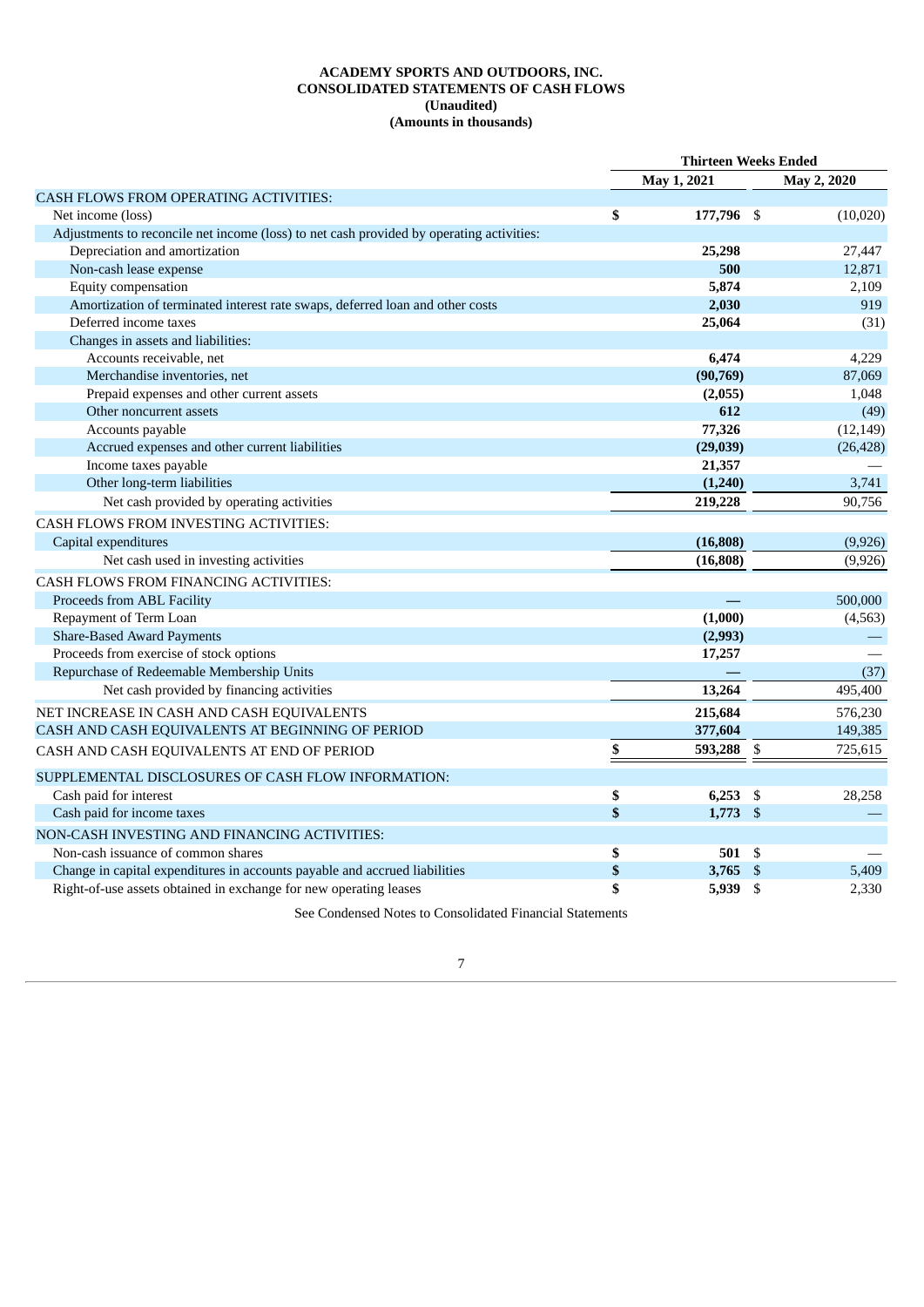**ACADEMY SPORTS AND OUTDOORS, INC.**
**CONSOLIDATED STATEMENTS OF CASH FLOWS**
**(Unaudited)**
**(Amounts in thousands)**

| | Thirteen Weeks Ended | |
|---|---|---|
| | **May 1, 2021** | **May 2, 2020** |
| CASH FLOWS FROM OPERATING ACTIVITIES: | | |
| Net income (loss) | **$ 177,796** | $ (10,020) |
| Adjustments to reconcile net income (loss) to net cash provided by operating activities: | | |
| Depreciation and amortization | **25,298** | 27,447 |
| Non-cash lease expense | **500** | 12,871 |
| Equity compensation | **5,874** | 2,109 |
| Amortization of terminated interest rate swaps, deferred loan and other costs | **2,030** | 919 |
| Deferred income taxes | **25,064** | (31) |
| Changes in assets and liabilities: | | |
| Accounts receivable, net | **6,474** | 4,229 |
| Merchandise inventories, net | **(90,769)** | 87,069 |
| Prepaid expenses and other current assets | **(2,055)** | 1,048 |
| Other noncurrent assets | **612** | (49) |
| Accounts payable | **77,326** | (12,149) |
| Accrued expenses and other current liabilities | **(29,039)** | (26,428) |
| Income taxes payable | **21,357** | — |
| Other long-term liabilities | **(1,240)** | 3,741 |
| Net cash provided by operating activities | **219,228** | 90,756 |
| CASH FLOWS FROM INVESTING ACTIVITIES: | | |
| Capital expenditures | **(16,808)** | (9,926) |
| Net cash used in investing activities | **(16,808)** | (9,926) |
| CASH FLOWS FROM FINANCING ACTIVITIES: | | |
| Proceeds from ABL Facility | **—** | 500,000 |
| Repayment of Term Loan | **(1,000)** | (4,563) |
| Share-Based Award Payments | **(2,993)** | — |
| Proceeds from exercise of stock options | **17,257** | — |
| Repurchase of Redeemable Membership Units | **—** | (37) |
| Net cash provided by financing activities | **13,264** | 495,400 |
| NET INCREASE IN CASH AND CASH EQUIVALENTS | **215,684** | 576,230 |
| CASH AND CASH EQUIVALENTS AT BEGINNING OF PERIOD | **377,604** | 149,385 |
| CASH AND CASH EQUIVALENTS AT END OF PERIOD | **$ 593,288** | $ 725,615 |
| SUPPLEMENTAL DISCLOSURES OF CASH FLOW INFORMATION: | | |
| Cash paid for interest | **$ 6,253** | $ 28,258 |
| Cash paid for income taxes | **$ 1,773** | $ — |
| NON-CASH INVESTING AND FINANCING ACTIVITIES: | | |
| Non-cash issuance of common shares | **$ 501** | $ — |
| Change in capital expenditures in accounts payable and accrued liabilities | **$ 3,765** | $ 5,409 |
| Right-of-use assets obtained in exchange for new operating leases | **$ 5,939** | $ 2,330 |

See Condensed Notes to Consolidated Financial Statements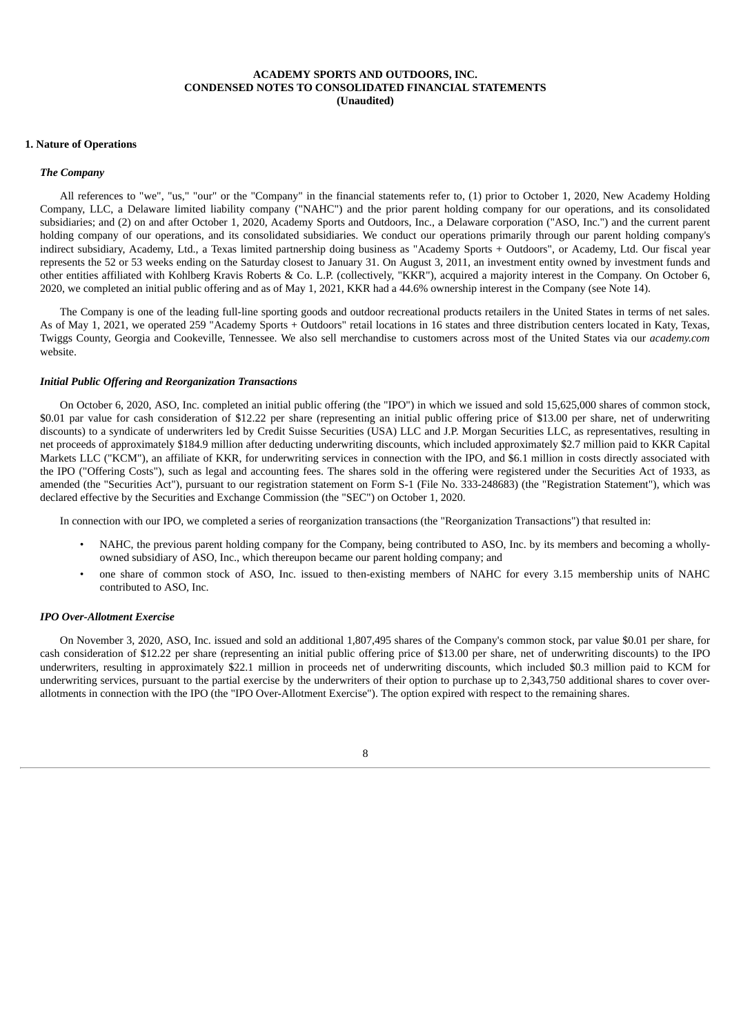**ACADEMY SPORTS AND OUTDOORS, INC.**
**CONDENSED NOTES TO CONSOLIDATED FINANCIAL STATEMENTS**
**(Unaudited)**

## 1. Nature of Operations

### *The Company*

All references to "we", "us," "our" or the "Company" in the financial statements refer to, (1) prior to October 1, 2020, New Academy Holding Company, LLC, a Delaware limited liability company ("NAHC") and the prior parent holding company for our operations, and its consolidated subsidiaries; and (2) on and after October 1, 2020, Academy Sports and Outdoors, Inc., a Delaware corporation ("ASO, Inc.") and the current parent holding company of our operations, and its consolidated subsidiaries. We conduct our operations primarily through our parent holding company's indirect subsidiary, Academy, Ltd., a Texas limited partnership doing business as "Academy Sports + Outdoors", or Academy, Ltd. Our fiscal year represents the 52 or 53 weeks ending on the Saturday closest to January 31. On August 3, 2011, an investment entity owned by investment funds and other entities affiliated with Kohlberg Kravis Roberts & Co. L.P. (collectively, "KKR"), acquired a majority interest in the Company. On October 6, 2020, we completed an initial public offering and as of May 1, 2021, KKR had a 44.6% ownership interest in the Company (see Note 14).

The Company is one of the leading full-line sporting goods and outdoor recreational products retailers in the United States in terms of net sales. As of May 1, 2021, we operated 259 "Academy Sports + Outdoors" retail locations in 16 states and three distribution centers located in Katy, Texas, Twiggs County, Georgia and Cookeville, Tennessee. We also sell merchandise to customers across most of the United States via our *academy.com* website.

### *Initial Public Offering and Reorganization Transactions*

On October 6, 2020, ASO, Inc. completed an initial public offering (the "IPO") in which we issued and sold 15,625,000 shares of common stock, $0.01 par value for cash consideration of $12.22 per share (representing an initial public offering price of $13.00 per share, net of underwriting discounts) to a syndicate of underwriters led by Credit Suisse Securities (USA) LLC and J.P. Morgan Securities LLC, as representatives, resulting in net proceeds of approximately $184.9 million after deducting underwriting discounts, which included approximately $2.7 million paid to KKR Capital Markets LLC ("KCM"), an affiliate of KKR, for underwriting services in connection with the IPO, and $6.1 million in costs directly associated with the IPO ("Offering Costs"), such as legal and accounting fees. The shares sold in the offering were registered under the Securities Act of 1933, as amended (the "Securities Act"), pursuant to our registration statement on Form S-1 (File No. 333-248683) (the "Registration Statement"), which was declared effective by the Securities and Exchange Commission (the "SEC") on October 1, 2020.

In connection with our IPO, we completed a series of reorganization transactions (the "Reorganization Transactions") that resulted in:

- NAHC, the previous parent holding company for the Company, being contributed to ASO, Inc. by its members and becoming a wholly-owned subsidiary of ASO, Inc., which thereupon became our parent holding company; and
- one share of common stock of ASO, Inc. issued to then-existing members of NAHC for every 3.15 membership units of NAHC contributed to ASO, Inc.

### *IPO Over-Allotment Exercise*

On November 3, 2020, ASO, Inc. issued and sold an additional 1,807,495 shares of the Company's common stock, par value $0.01 per share, for cash consideration of $12.22 per share (representing an initial public offering price of $13.00 per share, net of underwriting discounts) to the IPO underwriters, resulting in approximately $22.1 million in proceeds net of underwriting discounts, which included $0.3 million paid to KCM for underwriting services, pursuant to the partial exercise by the underwriters of their option to purchase up to 2,343,750 additional shares to cover over-allotments in connection with the IPO (the "IPO Over-Allotment Exercise"). The option expired with respect to the remaining shares.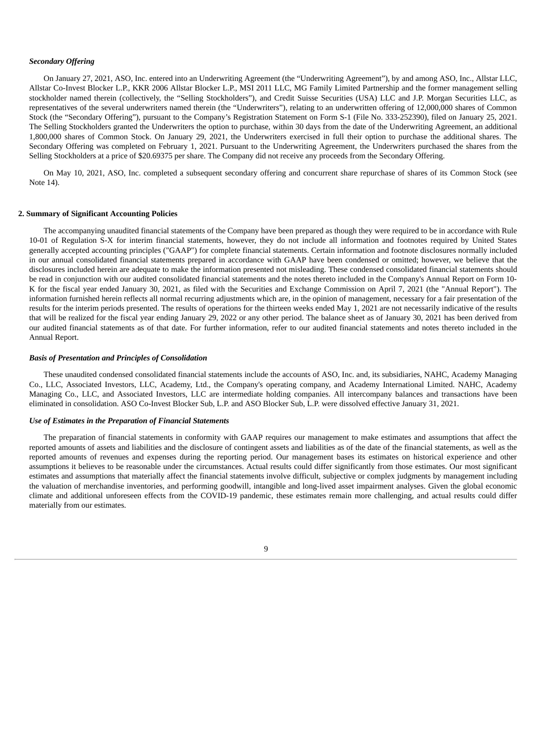### *Secondary Offering*

On January 27, 2021, ASO, Inc. entered into an Underwriting Agreement (the "Underwriting Agreement"), by and among ASO, Inc., Allstar LLC, Allstar Co-Invest Blocker L.P., KKR 2006 Allstar Blocker L.P., MSI 2011 LLC, MG Family Limited Partnership and the former management selling stockholder named therein (collectively, the "Selling Stockholders"), and Credit Suisse Securities (USA) LLC and J.P. Morgan Securities LLC, as representatives of the several underwriters named therein (the "Underwriters"), relating to an underwritten offering of 12,000,000 shares of Common Stock (the "Secondary Offering"), pursuant to the Company's Registration Statement on Form S-1 (File No. 333-252390), filed on January 25, 2021. The Selling Stockholders granted the Underwriters the option to purchase, within 30 days from the date of the Underwriting Agreement, an additional 1,800,000 shares of Common Stock. On January 29, 2021, the Underwriters exercised in full their option to purchase the additional shares. The Secondary Offering was completed on February 1, 2021. Pursuant to the Underwriting Agreement, the Underwriters purchased the shares from the Selling Stockholders at a price of $20.69375 per share. The Company did not receive any proceeds from the Secondary Offering.

On May 10, 2021, ASO, Inc. completed a subsequent secondary offering and concurrent share repurchase of shares of its Common Stock (see Note 14).

## 2. Summary of Significant Accounting Policies

The accompanying unaudited financial statements of the Company have been prepared as though they were required to be in accordance with Rule 10-01 of Regulation S-X for interim financial statements, however, they do not include all information and footnotes required by United States generally accepted accounting principles ("GAAP") for complete financial statements. Certain information and footnote disclosures normally included in our annual consolidated financial statements prepared in accordance with GAAP have been condensed or omitted; however, we believe that the disclosures included herein are adequate to make the information presented not misleading. These condensed consolidated financial statements should be read in conjunction with our audited consolidated financial statements and the notes thereto included in the Company's Annual Report on Form 10-K for the fiscal year ended January 30, 2021, as filed with the Securities and Exchange Commission on April 7, 2021 (the "Annual Report"). The information furnished herein reflects all normal recurring adjustments which are, in the opinion of management, necessary for a fair presentation of the results for the interim periods presented. The results of operations for the thirteen weeks ended May 1, 2021 are not necessarily indicative of the results that will be realized for the fiscal year ending January 29, 2022 or any other period. The balance sheet as of January 30, 2021 has been derived from our audited financial statements as of that date. For further information, refer to our audited financial statements and notes thereto included in the Annual Report.

### *Basis of Presentation and Principles of Consolidation*

These unaudited condensed consolidated financial statements include the accounts of ASO, Inc. and, its subsidiaries, NAHC, Academy Managing Co., LLC, Associated Investors, LLC, Academy, Ltd., the Company's operating company, and Academy International Limited. NAHC, Academy Managing Co., LLC, and Associated Investors, LLC are intermediate holding companies. All intercompany balances and transactions have been eliminated in consolidation. ASO Co-Invest Blocker Sub, L.P. and ASO Blocker Sub, L.P. were dissolved effective January 31, 2021.

### *Use of Estimates in the Preparation of Financial Statements*

The preparation of financial statements in conformity with GAAP requires our management to make estimates and assumptions that affect the reported amounts of assets and liabilities and the disclosure of contingent assets and liabilities as of the date of the financial statements, as well as the reported amounts of revenues and expenses during the reporting period. Our management bases its estimates on historical experience and other assumptions it believes to be reasonable under the circumstances. Actual results could differ significantly from those estimates. Our most significant estimates and assumptions that materially affect the financial statements involve difficult, subjective or complex judgments by management including the valuation of merchandise inventories, and performing goodwill, intangible and long-lived asset impairment analyses. Given the global economic climate and additional unforeseen effects from the COVID-19 pandemic, these estimates remain more challenging, and actual results could differ materially from our estimates.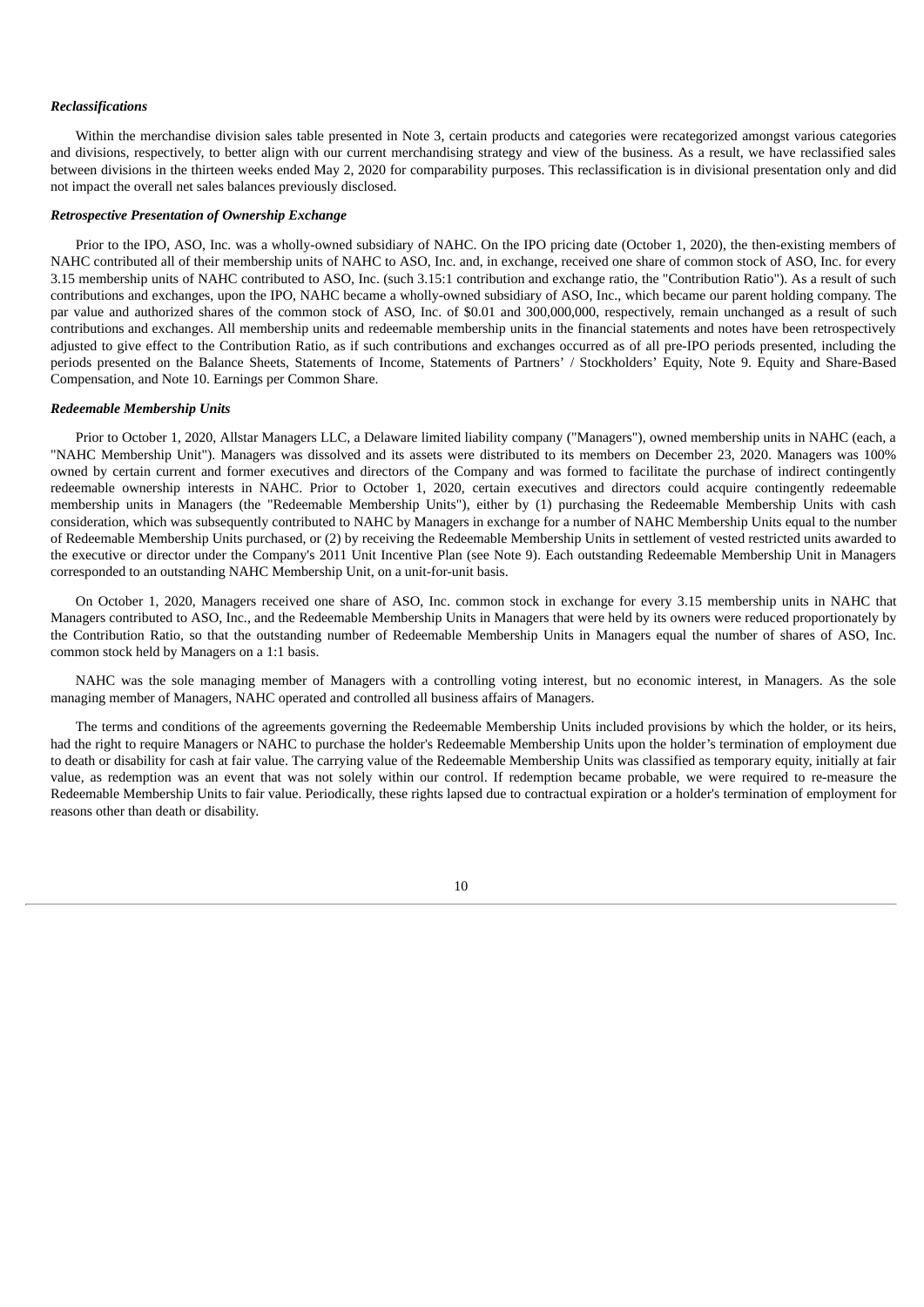### *Reclassifications*

Within the merchandise division sales table presented in Note 3, certain products and categories were recategorized amongst various categories and divisions, respectively, to better align with our current merchandising strategy and view of the business. As a result, we have reclassified sales between divisions in the thirteen weeks ended May 2, 2020 for comparability purposes. This reclassification is in divisional presentation only and did not impact the overall net sales balances previously disclosed.

### *Retrospective Presentation of Ownership Exchange*

Prior to the IPO, ASO, Inc. was a wholly-owned subsidiary of NAHC. On the IPO pricing date (October 1, 2020), the then-existing members of NAHC contributed all of their membership units of NAHC to ASO, Inc. and, in exchange, received one share of common stock of ASO, Inc. for every 3.15 membership units of NAHC contributed to ASO, Inc. (such 3.15:1 contribution and exchange ratio, the "Contribution Ratio"). As a result of such contributions and exchanges, upon the IPO, NAHC became a wholly-owned subsidiary of ASO, Inc., which became our parent holding company. The par value and authorized shares of the common stock of ASO, Inc. of $0.01 and 300,000,000, respectively, remain unchanged as a result of such contributions and exchanges. All membership units and redeemable membership units in the financial statements and notes have been retrospectively adjusted to give effect to the Contribution Ratio, as if such contributions and exchanges occurred as of all pre-IPO periods presented, including the periods presented on the Balance Sheets, Statements of Income, Statements of Partners' / Stockholders' Equity, Note 9. Equity and Share-Based Compensation, and Note 10. Earnings per Common Share.

### *Redeemable Membership Units*

Prior to October 1, 2020, Allstar Managers LLC, a Delaware limited liability company ("Managers"), owned membership units in NAHC (each, a "NAHC Membership Unit"). Managers was dissolved and its assets were distributed to its members on December 23, 2020. Managers was 100% owned by certain current and former executives and directors of the Company and was formed to facilitate the purchase of indirect contingently redeemable ownership interests in NAHC. Prior to October 1, 2020, certain executives and directors could acquire contingently redeemable membership units in Managers (the "Redeemable Membership Units"), either by (1) purchasing the Redeemable Membership Units with cash consideration, which was subsequently contributed to NAHC by Managers in exchange for a number of NAHC Membership Units equal to the number of Redeemable Membership Units purchased, or (2) by receiving the Redeemable Membership Units in settlement of vested restricted units awarded to the executive or director under the Company's 2011 Unit Incentive Plan (see Note 9). Each outstanding Redeemable Membership Unit in Managers corresponded to an outstanding NAHC Membership Unit, on a unit-for-unit basis.

On October 1, 2020, Managers received one share of ASO, Inc. common stock in exchange for every 3.15 membership units in NAHC that Managers contributed to ASO, Inc., and the Redeemable Membership Units in Managers that were held by its owners were reduced proportionately by the Contribution Ratio, so that the outstanding number of Redeemable Membership Units in Managers equal the number of shares of ASO, Inc. common stock held by Managers on a 1:1 basis.

NAHC was the sole managing member of Managers with a controlling voting interest, but no economic interest, in Managers. As the sole managing member of Managers, NAHC operated and controlled all business affairs of Managers.

The terms and conditions of the agreements governing the Redeemable Membership Units included provisions by which the holder, or its heirs, had the right to require Managers or NAHC to purchase the holder's Redeemable Membership Units upon the holder's termination of employment due to death or disability for cash at fair value. The carrying value of the Redeemable Membership Units was classified as temporary equity, initially at fair value, as redemption was an event that was not solely within our control. If redemption became probable, we were required to re-measure the Redeemable Membership Units to fair value. Periodically, these rights lapsed due to contractual expiration or a holder's termination of employment for reasons other than death or disability.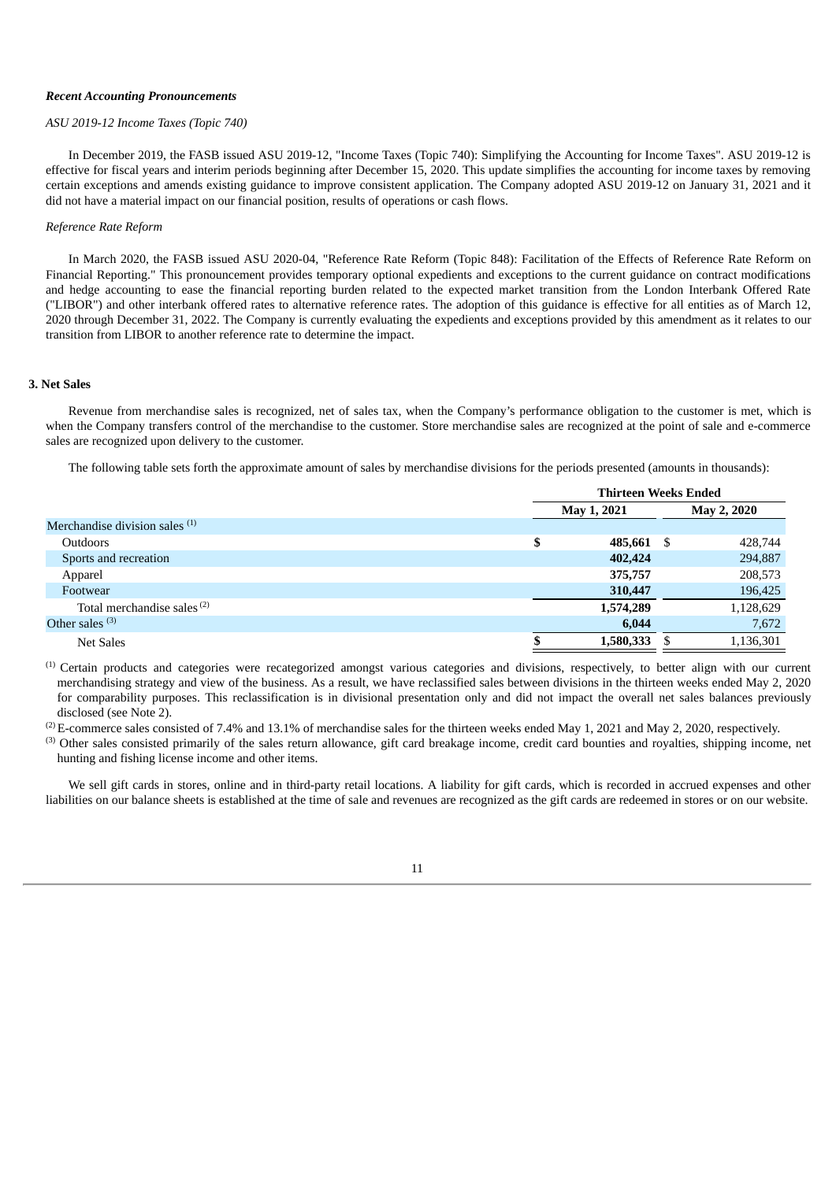***Recent Accounting Pronouncements***

*ASU 2019-12 Income Taxes (Topic 740)*

In December 2019, the FASB issued ASU 2019-12, "Income Taxes (Topic 740): Simplifying the Accounting for Income Taxes". ASU 2019-12 is effective for fiscal years and interim periods beginning after December 15, 2020. This update simplifies the accounting for income taxes by removing certain exceptions and amends existing guidance to improve consistent application. The Company adopted ASU 2019-12 on January 31, 2021 and it did not have a material impact on our financial position, results of operations or cash flows.

*Reference Rate Reform*

In March 2020, the FASB issued ASU 2020-04, "Reference Rate Reform (Topic 848): Facilitation of the Effects of Reference Rate Reform on Financial Reporting." This pronouncement provides temporary optional expedients and exceptions to the current guidance on contract modifications and hedge accounting to ease the financial reporting burden related to the expected market transition from the London Interbank Offered Rate ("LIBOR") and other interbank offered rates to alternative reference rates. The adoption of this guidance is effective for all entities as of March 12, 2020 through December 31, 2022. The Company is currently evaluating the expedients and exceptions provided by this amendment as it relates to our transition from LIBOR to another reference rate to determine the impact.

**3. Net Sales**

Revenue from merchandise sales is recognized, net of sales tax, when the Company's performance obligation to the customer is met, which is when the Company transfers control of the merchandise to the customer. Store merchandise sales are recognized at the point of sale and e-commerce sales are recognized upon delivery to the customer.

The following table sets forth the approximate amount of sales by merchandise divisions for the periods presented (amounts in thousands):

| | Thirteen Weeks Ended | |
|---|---|---|
| | May 1, 2021 | May 2, 2020 |
| Merchandise division sales [1] | | |
| Outdoors | $ **485,661** | $ 428,744 |
| Sports and recreation | **402,424** | 294,887 |
| Apparel | **375,757** | 208,573 |
| Footwear | **310,447** | 196,425 |
| Total merchandise sales [2] | **1,574,289** | 1,128,629 |
| Other sales [3] | **6,044** | 7,672 |
| Net Sales | $ **1,580,333** | $ 1,136,301 |

[1] Certain products and categories were recategorized amongst various categories and divisions, respectively, to better align with our current merchandising strategy and view of the business. As a result, we have reclassified sales between divisions in the thirteen weeks ended May 2, 2020 for comparability purposes. This reclassification is in divisional presentation only and did not impact the overall net sales balances previously disclosed (see Note 2).

[2] E-commerce sales consisted of 7.4% and 13.1% of merchandise sales for the thirteen weeks ended May 1, 2021 and May 2, 2020, respectively.

[3] Other sales consisted primarily of the sales return allowance, gift card breakage income, credit card bounties and royalties, shipping income, net hunting and fishing license income and other items.

We sell gift cards in stores, online and in third-party retail locations. A liability for gift cards, which is recorded in accrued expenses and other liabilities on our balance sheets is established at the time of sale and revenues are recognized as the gift cards are redeemed in stores or on our website.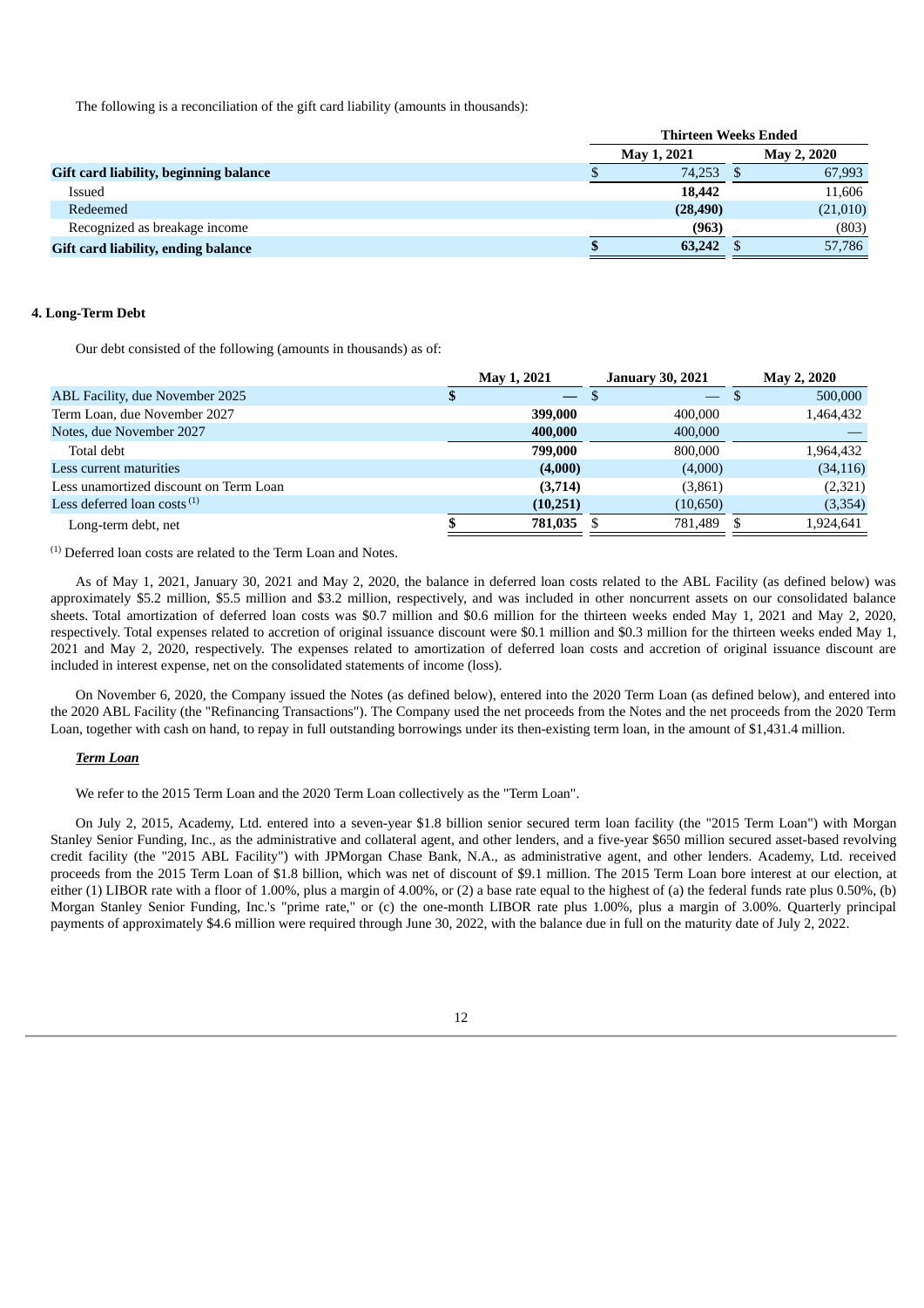The following is a reconciliation of the gift card liability (amounts in thousands):

| | Thirteen Weeks Ended | |
|---|---|---|
| | May 1, 2021 | May 2, 2020 |
| **Gift card liability, beginning balance** | $ 74,253 | $ 67,993 |
| Issued | **18,442** | 11,606 |
| Redeemed | **(28,490)** | (21,010) |
| Recognized as breakage income | **(963)** | (803) |
| **Gift card liability, ending balance** | **$ 63,242** | $ 57,786 |

## 4. Long-Term Debt

Our debt consisted of the following (amounts in thousands) as of:

| | May 1, 2021 | January 30, 2021 | May 2, 2020 |
|---|---|---|---|
| ABL Facility, due November 2025 | **$ —** | $ — | $ 500,000 |
| Term Loan, due November 2027 | **399,000** | 400,000 | 1,464,432 |
| Notes, due November 2027 | **400,000** | 400,000 | — |
| Total debt | **799,000** | 800,000 | 1,964,432 |
| Less current maturities | **(4,000)** | (4,000) | (34,116) |
| Less unamortized discount on Term Loan | **(3,714)** | (3,861) | (2,321) |
| Less deferred loan costs [1] | **(10,251)** | (10,650) | (3,354) |
| Long-term debt, net | **$ 781,035** | $ 781,489 | $ 1,924,641 |

[1] Deferred loan costs are related to the Term Loan and Notes.

As of May 1, 2021, January 30, 2021 and May 2, 2020, the balance in deferred loan costs related to the ABL Facility (as defined below) was approximately $5.2 million, $5.5 million and $3.2 million, respectively, and was included in other noncurrent assets on our consolidated balance sheets. Total amortization of deferred loan costs was $0.7 million and $0.6 million for the thirteen weeks ended May 1, 2021 and May 2, 2020, respectively. Total expenses related to accretion of original issuance discount were $0.1 million and $0.3 million for the thirteen weeks ended May 1, 2021 and May 2, 2020, respectively. The expenses related to amortization of deferred loan costs and accretion of original issuance discount are included in interest expense, net on the consolidated statements of income (loss).

On November 6, 2020, the Company issued the Notes (as defined below), entered into the 2020 Term Loan (as defined below), and entered into the 2020 ABL Facility (the "Refinancing Transactions"). The Company used the net proceeds from the Notes and the net proceeds from the 2020 Term Loan, together with cash on hand, to repay in full outstanding borrowings under its then-existing term loan, in the amount of $1,431.4 million.

***Term Loan***

We refer to the 2015 Term Loan and the 2020 Term Loan collectively as the "Term Loan".

On July 2, 2015, Academy, Ltd. entered into a seven-year $1.8 billion senior secured term loan facility (the "2015 Term Loan") with Morgan Stanley Senior Funding, Inc., as the administrative and collateral agent, and other lenders, and a five-year $650 million secured asset-based revolving credit facility (the "2015 ABL Facility") with JPMorgan Chase Bank, N.A., as administrative agent, and other lenders. Academy, Ltd. received proceeds from the 2015 Term Loan of $1.8 billion, which was net of discount of $9.1 million. The 2015 Term Loan bore interest at our election, at either (1) LIBOR rate with a floor of 1.00%, plus a margin of 4.00%, or (2) a base rate equal to the highest of (a) the federal funds rate plus 0.50%, (b) Morgan Stanley Senior Funding, Inc.'s "prime rate," or (c) the one-month LIBOR rate plus 1.00%, plus a margin of 3.00%. Quarterly principal payments of approximately $4.6 million were required through June 30, 2022, with the balance due in full on the maturity date of July 2, 2022.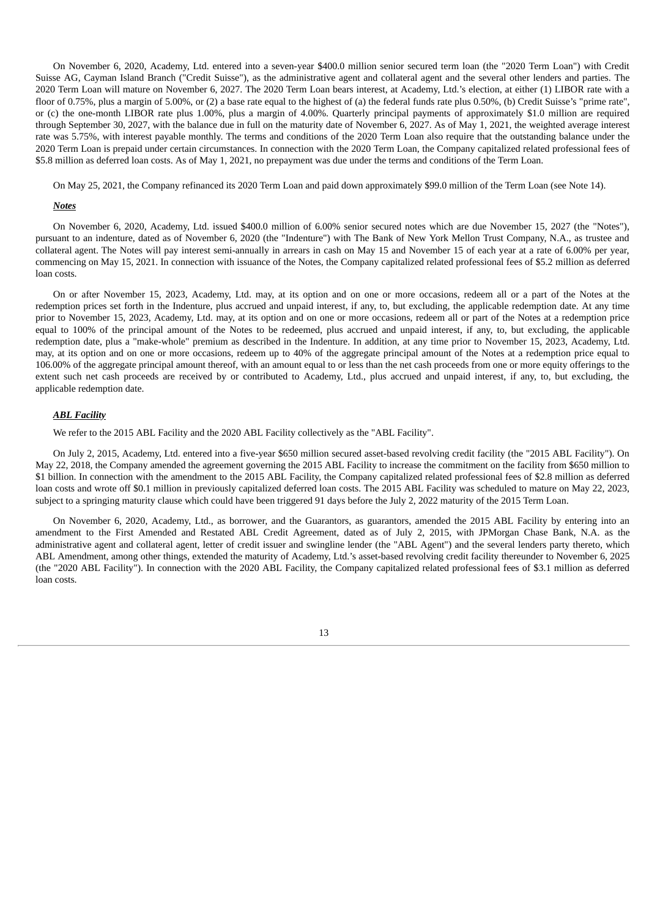On November 6, 2020, Academy, Ltd. entered into a seven-year $400.0 million senior secured term loan (the "2020 Term Loan") with Credit Suisse AG, Cayman Island Branch ("Credit Suisse"), as the administrative agent and collateral agent and the several other lenders and parties. The 2020 Term Loan will mature on November 6, 2027. The 2020 Term Loan bears interest, at Academy, Ltd.'s election, at either (1) LIBOR rate with a floor of 0.75%, plus a margin of 5.00%, or (2) a base rate equal to the highest of (a) the federal funds rate plus 0.50%, (b) Credit Suisse's "prime rate", or (c) the one-month LIBOR rate plus 1.00%, plus a margin of 4.00%. Quarterly principal payments of approximately $1.0 million are required through September 30, 2027, with the balance due in full on the maturity date of November 6, 2027. As of May 1, 2021, the weighted average interest rate was 5.75%, with interest payable monthly. The terms and conditions of the 2020 Term Loan also require that the outstanding balance under the 2020 Term Loan is prepaid under certain circumstances. In connection with the 2020 Term Loan, the Company capitalized related professional fees of $5.8 million as deferred loan costs. As of May 1, 2021, no prepayment was due under the terms and conditions of the Term Loan.

On May 25, 2021, the Company refinanced its 2020 Term Loan and paid down approximately $99.0 million of the Term Loan (see Note 14).

***Notes***

On November 6, 2020, Academy, Ltd. issued $400.0 million of 6.00% senior secured notes which are due November 15, 2027 (the "Notes"), pursuant to an indenture, dated as of November 6, 2020 (the "Indenture") with The Bank of New York Mellon Trust Company, N.A., as trustee and collateral agent. The Notes will pay interest semi-annually in arrears in cash on May 15 and November 15 of each year at a rate of 6.00% per year, commencing on May 15, 2021. In connection with issuance of the Notes, the Company capitalized related professional fees of $5.2 million as deferred loan costs.

On or after November 15, 2023, Academy, Ltd. may, at its option and on one or more occasions, redeem all or a part of the Notes at the redemption prices set forth in the Indenture, plus accrued and unpaid interest, if any, to, but excluding, the applicable redemption date. At any time prior to November 15, 2023, Academy, Ltd. may, at its option and on one or more occasions, redeem all or part of the Notes at a redemption price equal to 100% of the principal amount of the Notes to be redeemed, plus accrued and unpaid interest, if any, to, but excluding, the applicable redemption date, plus a "make-whole" premium as described in the Indenture. In addition, at any time prior to November 15, 2023, Academy, Ltd. may, at its option and on one or more occasions, redeem up to 40% of the aggregate principal amount of the Notes at a redemption price equal to 106.00% of the aggregate principal amount thereof, with an amount equal to or less than the net cash proceeds from one or more equity offerings to the extent such net cash proceeds are received by or contributed to Academy, Ltd., plus accrued and unpaid interest, if any, to, but excluding, the applicable redemption date.

***ABL Facility***

We refer to the 2015 ABL Facility and the 2020 ABL Facility collectively as the "ABL Facility".

On July 2, 2015, Academy, Ltd. entered into a five-year $650 million secured asset-based revolving credit facility (the "2015 ABL Facility"). On May 22, 2018, the Company amended the agreement governing the 2015 ABL Facility to increase the commitment on the facility from $650 million to $1 billion. In connection with the amendment to the 2015 ABL Facility, the Company capitalized related professional fees of $2.8 million as deferred loan costs and wrote off $0.1 million in previously capitalized deferred loan costs. The 2015 ABL Facility was scheduled to mature on May 22, 2023, subject to a springing maturity clause which could have been triggered 91 days before the July 2, 2022 maturity of the 2015 Term Loan.

On November 6, 2020, Academy, Ltd., as borrower, and the Guarantors, as guarantors, amended the 2015 ABL Facility by entering into an amendment to the First Amended and Restated ABL Credit Agreement, dated as of July 2, 2015, with JPMorgan Chase Bank, N.A. as the administrative agent and collateral agent, letter of credit issuer and swingline lender (the "ABL Agent") and the several lenders party thereto, which ABL Amendment, among other things, extended the maturity of Academy, Ltd.'s asset-based revolving credit facility thereunder to November 6, 2025 (the "2020 ABL Facility"). In connection with the 2020 ABL Facility, the Company capitalized related professional fees of $3.1 million as deferred loan costs.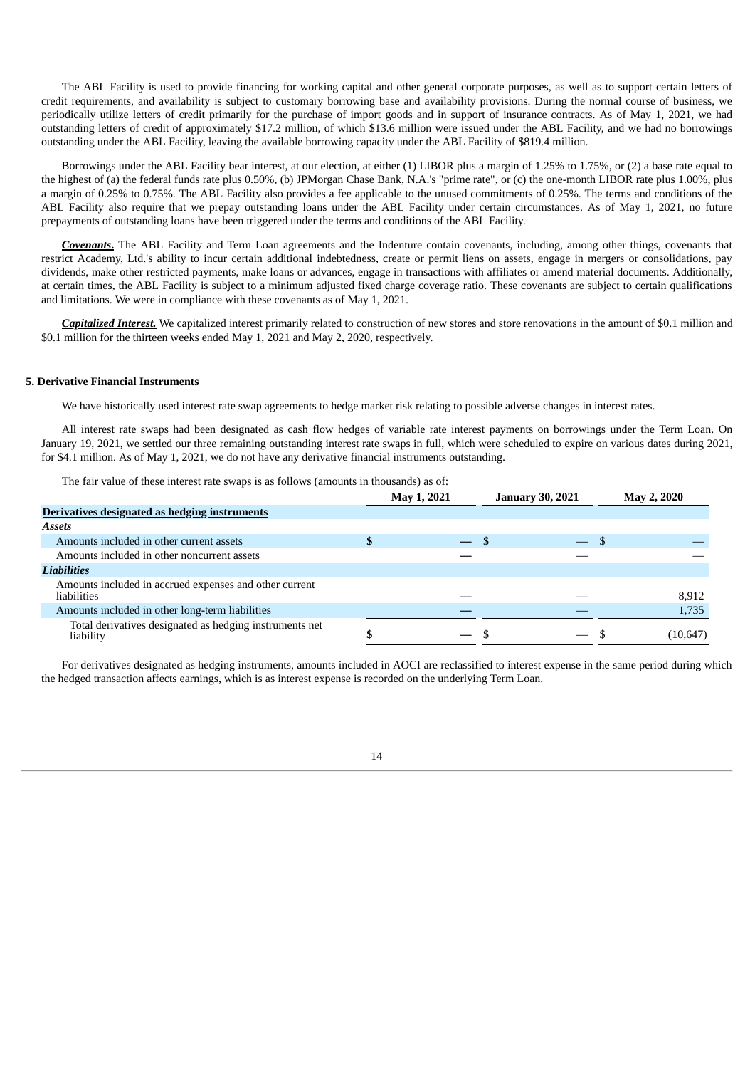The ABL Facility is used to provide financing for working capital and other general corporate purposes, as well as to support certain letters of credit requirements, and availability is subject to customary borrowing base and availability provisions. During the normal course of business, we periodically utilize letters of credit primarily for the purchase of import goods and in support of insurance contracts. As of May 1, 2021, we had outstanding letters of credit of approximately $17.2 million, of which $13.6 million were issued under the ABL Facility, and we had no borrowings outstanding under the ABL Facility, leaving the available borrowing capacity under the ABL Facility of $819.4 million.

Borrowings under the ABL Facility bear interest, at our election, at either (1) LIBOR plus a margin of 1.25% to 1.75%, or (2) a base rate equal to the highest of (a) the federal funds rate plus 0.50%, (b) JPMorgan Chase Bank, N.A.'s "prime rate", or (c) the one-month LIBOR rate plus 1.00%, plus a margin of 0.25% to 0.75%. The ABL Facility also provides a fee applicable to the unused commitments of 0.25%. The terms and conditions of the ABL Facility also require that we prepay outstanding loans under the ABL Facility under certain circumstances. As of May 1, 2021, no future prepayments of outstanding loans have been triggered under the terms and conditions of the ABL Facility.

***Covenants.*** The ABL Facility and Term Loan agreements and the Indenture contain covenants, including, among other things, covenants that restrict Academy, Ltd.'s ability to incur certain additional indebtedness, create or permit liens on assets, engage in mergers or consolidations, pay dividends, make other restricted payments, make loans or advances, engage in transactions with affiliates or amend material documents. Additionally, at certain times, the ABL Facility is subject to a minimum adjusted fixed charge coverage ratio. These covenants are subject to certain qualifications and limitations. We were in compliance with these covenants as of May 1, 2021.

***Capitalized Interest.*** We capitalized interest primarily related to construction of new stores and store renovations in the amount of $0.1 million and $0.1 million for the thirteen weeks ended May 1, 2021 and May 2, 2020, respectively.

**5. Derivative Financial Instruments**

We have historically used interest rate swap agreements to hedge market risk relating to possible adverse changes in interest rates.

All interest rate swaps had been designated as cash flow hedges of variable rate interest payments on borrowings under the Term Loan. On January 19, 2021, we settled our three remaining outstanding interest rate swaps in full, which were scheduled to expire on various dates during 2021, for $4.1 million. As of May 1, 2021, we do not have any derivative financial instruments outstanding.

The fair value of these interest rate swaps is as follows (amounts in thousands) as of:

| | May 1, 2021 | January 30, 2021 | May 2, 2020 |
|---|---|---|---|
| **Derivatives designated as hedging instruments** | | | |
| ***Assets*** | | | |
| Amounts included in other current assets | $ — | $ — | $ — |
| Amounts included in other noncurrent assets | — | — | — |
| ***Liabilities*** | | | |
| Amounts included in accrued expenses and other current liabilities | — | — | 8,912 |
| Amounts included in other long-term liabilities | — | — | 1,735 |
| Total derivatives designated as hedging instruments net liability | $ — | $ — | $ (10,647) |

For derivatives designated as hedging instruments, amounts included in AOCI are reclassified to interest expense in the same period during which the hedged transaction affects earnings, which is as interest expense is recorded on the underlying Term Loan.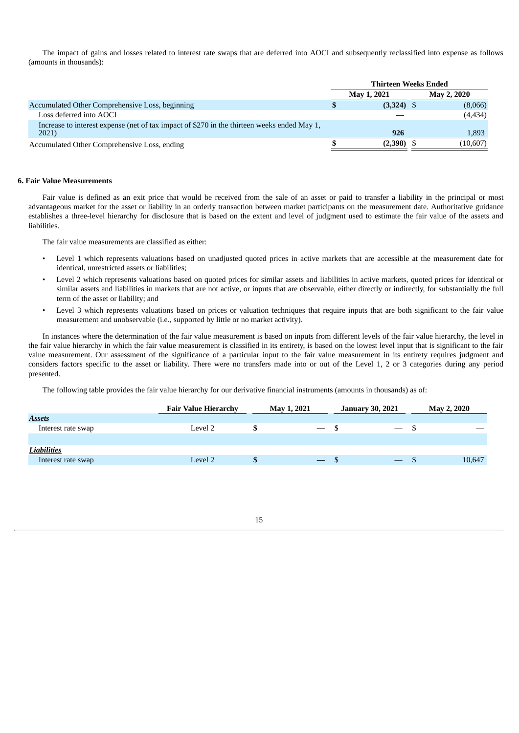The impact of gains and losses related to interest rate swaps that are deferred into AOCI and subsequently reclassified into expense as follows (amounts in thousands):

| | Thirteen Weeks Ended | |
|---|---|---|
| | **May 1, 2021** | **May 2, 2020** |
| Accumulated Other Comprehensive Loss, beginning | **$ (3,324)** | $ (8,066) |
| Loss deferred into AOCI | **—** | (4,434) |
| Increase to interest expense (net of tax impact of $270 in the thirteen weeks ended May 1, 2021) | **926** | 1,893 |
| Accumulated Other Comprehensive Loss, ending | **$ (2,398)** | $ (10,607) |

**6. Fair Value Measurements**

Fair value is defined as an exit price that would be received from the sale of an asset or paid to transfer a liability in the principal or most advantageous market for the asset or liability in an orderly transaction between market participants on the measurement date. Authoritative guidance establishes a three-level hierarchy for disclosure that is based on the extent and level of judgment used to estimate the fair value of the assets and liabilities.

The fair value measurements are classified as either:

- Level 1 which represents valuations based on unadjusted quoted prices in active markets that are accessible at the measurement date for identical, unrestricted assets or liabilities;
- Level 2 which represents valuations based on quoted prices for similar assets and liabilities in active markets, quoted prices for identical or similar assets and liabilities in markets that are not active, or inputs that are observable, either directly or indirectly, for substantially the full term of the asset or liability; and
- Level 3 which represents valuations based on prices or valuation techniques that require inputs that are both significant to the fair value measurement and unobservable (i.e., supported by little or no market activity).

In instances where the determination of the fair value measurement is based on inputs from different levels of the fair value hierarchy, the level in the fair value hierarchy in which the fair value measurement is classified in its entirety, is based on the lowest level input that is significant to the fair value measurement. Our assessment of the significance of a particular input to the fair value measurement in its entirety requires judgment and considers factors specific to the asset or liability. There were no transfers made into or out of the Level 1, 2 or 3 categories during any period presented.

The following table provides the fair value hierarchy for our derivative financial instruments (amounts in thousands) as of:

| | Fair Value Hierarchy | May 1, 2021 | January 30, 2021 | May 2, 2020 |
|---|---|---|---|---|
| ***Assets*** | | | | |
| Interest rate swap | Level 2 | **$ —** | $ — | $ — |
| ***Liabilities*** | | | | |
| Interest rate swap | Level 2 | **$ —** | $ — | $ 10,647 |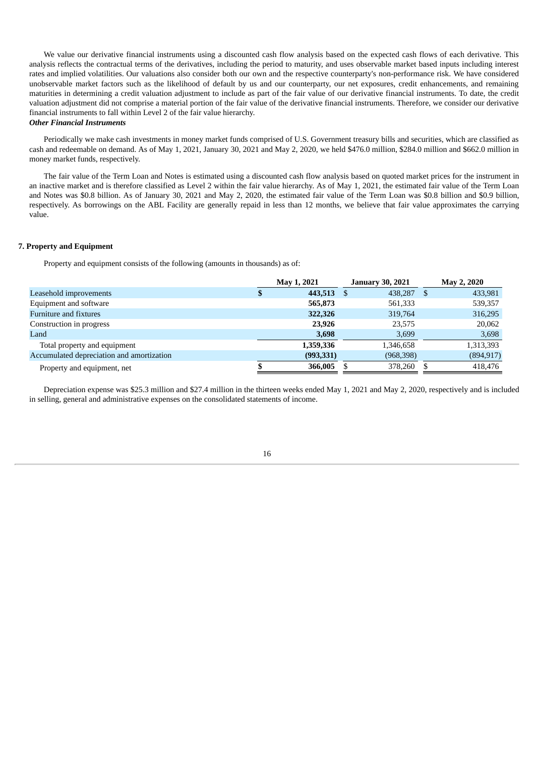We value our derivative financial instruments using a discounted cash flow analysis based on the expected cash flows of each derivative. This analysis reflects the contractual terms of the derivatives, including the period to maturity, and uses observable market based inputs including interest rates and implied volatilities. Our valuations also consider both our own and the respective counterparty's non-performance risk. We have considered unobservable market factors such as the likelihood of default by us and our counterparty, our net exposures, credit enhancements, and remaining maturities in determining a credit valuation adjustment to include as part of the fair value of our derivative financial instruments. To date, the credit valuation adjustment did not comprise a material portion of the fair value of the derivative financial instruments. Therefore, we consider our derivative financial instruments to fall within Level 2 of the fair value hierarchy.

***Other Financial Instruments***

Periodically we make cash investments in money market funds comprised of U.S. Government treasury bills and securities, which are classified as cash and redeemable on demand. As of May 1, 2021, January 30, 2021 and May 2, 2020, we held $476.0 million, $284.0 million and $662.0 million in money market funds, respectively.

The fair value of the Term Loan and Notes is estimated using a discounted cash flow analysis based on quoted market prices for the instrument in an inactive market and is therefore classified as Level 2 within the fair value hierarchy. As of May 1, 2021, the estimated fair value of the Term Loan and Notes was $0.8 billion. As of January 30, 2021 and May 2, 2020, the estimated fair value of the Term Loan was $0.8 billion and $0.9 billion, respectively. As borrowings on the ABL Facility are generally repaid in less than 12 months, we believe that fair value approximates the carrying value.

**7. Property and Equipment**

Property and equipment consists of the following (amounts in thousands) as of:

| | May 1, 2021 | January 30, 2021 | May 2, 2020 |
|---|---|---|---|
| Leasehold improvements | **$ 443,513** | $ 438,287 | $ 433,981 |
| Equipment and software | **565,873** | 561,333 | 539,357 |
| Furniture and fixtures | **322,326** | 319,764 | 316,295 |
| Construction in progress | **23,926** | 23,575 | 20,062 |
| Land | **3,698** | 3,699 | 3,698 |
| Total property and equipment | **1,359,336** | 1,346,658 | 1,313,393 |
| Accumulated depreciation and amortization | **(993,331)** | (968,398) | (894,917) |
| Property and equipment, net | **$ 366,005** | $ 378,260 | $ 418,476 |

Depreciation expense was $25.3 million and $27.4 million in the thirteen weeks ended May 1, 2021 and May 2, 2020, respectively and is included in selling, general and administrative expenses on the consolidated statements of income.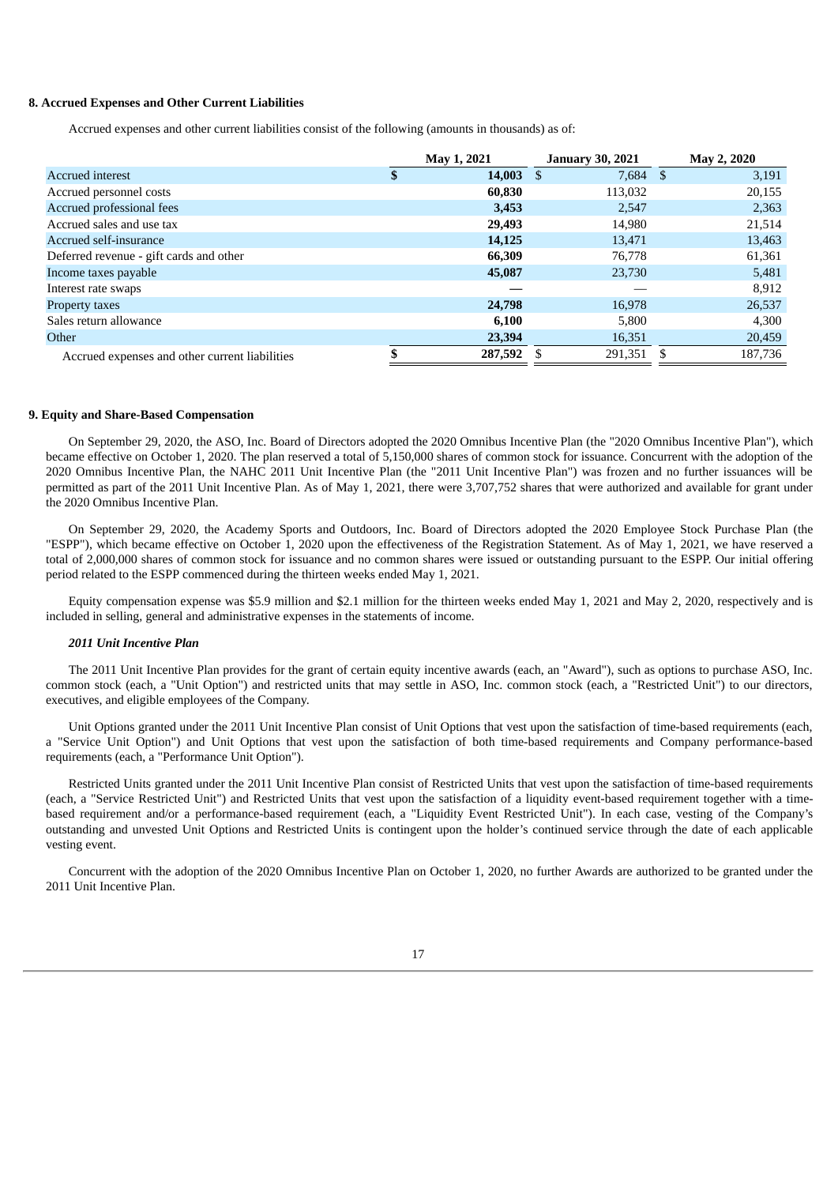### 8. Accrued Expenses and Other Current Liabilities

Accrued expenses and other current liabilities consist of the following (amounts in thousands) as of:

| | May 1, 2021 | January 30, 2021 | May 2, 2020 |
|---|---|---|---|
| Accrued interest | **$ 14,003** | $ 7,684 | $ 3,191 |
| Accrued personnel costs | **60,830** | 113,032 | 20,155 |
| Accrued professional fees | **3,453** | 2,547 | 2,363 |
| Accrued sales and use tax | **29,493** | 14,980 | 21,514 |
| Accrued self-insurance | **14,125** | 13,471 | 13,463 |
| Deferred revenue - gift cards and other | **66,309** | 76,778 | 61,361 |
| Income taxes payable | **45,087** | 23,730 | 5,481 |
| Interest rate swaps | **—** | — | 8,912 |
| Property taxes | **24,798** | 16,978 | 26,537 |
| Sales return allowance | **6,100** | 5,800 | 4,300 |
| Other | **23,394** | 16,351 | 20,459 |
| Accrued expenses and other current liabilities | **$ 287,592** | $ 291,351 | $ 187,736 |

### 9. Equity and Share-Based Compensation

On September 29, 2020, the ASO, Inc. Board of Directors adopted the 2020 Omnibus Incentive Plan (the "2020 Omnibus Incentive Plan"), which became effective on October 1, 2020. The plan reserved a total of 5,150,000 shares of common stock for issuance. Concurrent with the adoption of the 2020 Omnibus Incentive Plan, the NAHC 2011 Unit Incentive Plan (the "2011 Unit Incentive Plan") was frozen and no further issuances will be permitted as part of the 2011 Unit Incentive Plan. As of May 1, 2021, there were 3,707,752 shares that were authorized and available for grant under the 2020 Omnibus Incentive Plan.

On September 29, 2020, the Academy Sports and Outdoors, Inc. Board of Directors adopted the 2020 Employee Stock Purchase Plan (the "ESPP"), which became effective on October 1, 2020 upon the effectiveness of the Registration Statement. As of May 1, 2021, we have reserved a total of 2,000,000 shares of common stock for issuance and no common shares were issued or outstanding pursuant to the ESPP. Our initial offering period related to the ESPP commenced during the thirteen weeks ended May 1, 2021.

Equity compensation expense was $5.9 million and $2.1 million for the thirteen weeks ended May 1, 2021 and May 2, 2020, respectively and is included in selling, general and administrative expenses in the statements of income.

#### *2011 Unit Incentive Plan*

The 2011 Unit Incentive Plan provides for the grant of certain equity incentive awards (each, an "Award"), such as options to purchase ASO, Inc. common stock (each, a "Unit Option") and restricted units that may settle in ASO, Inc. common stock (each, a "Restricted Unit") to our directors, executives, and eligible employees of the Company.

Unit Options granted under the 2011 Unit Incentive Plan consist of Unit Options that vest upon the satisfaction of time-based requirements (each, a "Service Unit Option") and Unit Options that vest upon the satisfaction of both time-based requirements and Company performance-based requirements (each, a "Performance Unit Option").

Restricted Units granted under the 2011 Unit Incentive Plan consist of Restricted Units that vest upon the satisfaction of time-based requirements (each, a "Service Restricted Unit") and Restricted Units that vest upon the satisfaction of a liquidity event-based requirement together with a time-based requirement and/or a performance-based requirement (each, a "Liquidity Event Restricted Unit"). In each case, vesting of the Company's outstanding and unvested Unit Options and Restricted Units is contingent upon the holder's continued service through the date of each applicable vesting event.

Concurrent with the adoption of the 2020 Omnibus Incentive Plan on October 1, 2020, no further Awards are authorized to be granted under the 2011 Unit Incentive Plan.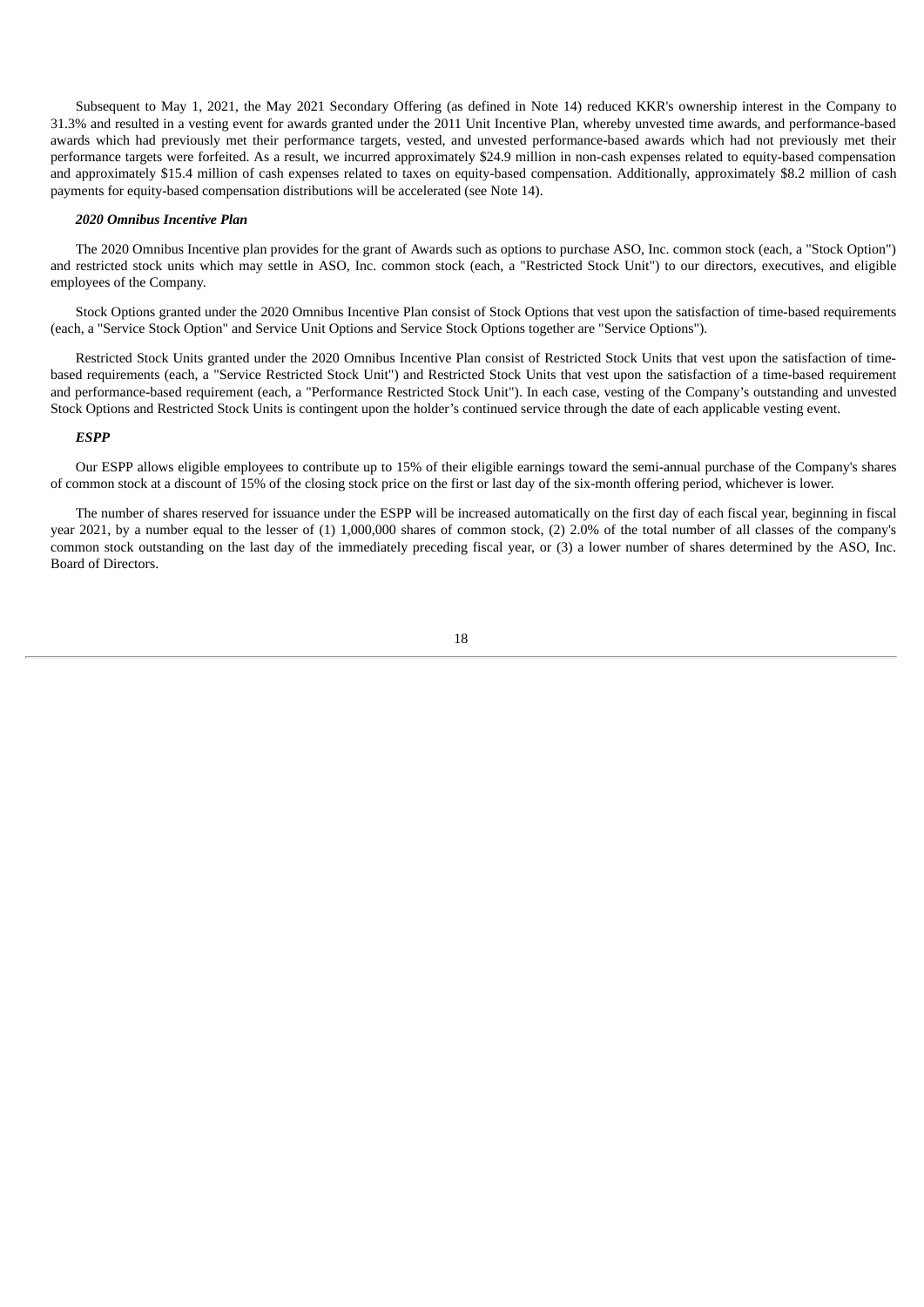Subsequent to May 1, 2021, the May 2021 Secondary Offering (as defined in Note 14) reduced KKR's ownership interest in the Company to 31.3% and resulted in a vesting event for awards granted under the 2011 Unit Incentive Plan, whereby unvested time awards, and performance-based awards which had previously met their performance targets, vested, and unvested performance-based awards which had not previously met their performance targets were forfeited. As a result, we incurred approximately $24.9 million in non-cash expenses related to equity-based compensation and approximately $15.4 million of cash expenses related to taxes on equity-based compensation. Additionally, approximately $8.2 million of cash payments for equity-based compensation distributions will be accelerated (see Note 14).

***2020 Omnibus Incentive Plan***

The 2020 Omnibus Incentive plan provides for the grant of Awards such as options to purchase ASO, Inc. common stock (each, a "Stock Option") and restricted stock units which may settle in ASO, Inc. common stock (each, a "Restricted Stock Unit") to our directors, executives, and eligible employees of the Company.

Stock Options granted under the 2020 Omnibus Incentive Plan consist of Stock Options that vest upon the satisfaction of time-based requirements (each, a "Service Stock Option" and Service Unit Options and Service Stock Options together are "Service Options").

Restricted Stock Units granted under the 2020 Omnibus Incentive Plan consist of Restricted Stock Units that vest upon the satisfaction of time-based requirements (each, a "Service Restricted Stock Unit") and Restricted Stock Units that vest upon the satisfaction of a time-based requirement and performance-based requirement (each, a "Performance Restricted Stock Unit"). In each case, vesting of the Company's outstanding and unvested Stock Options and Restricted Stock Units is contingent upon the holder's continued service through the date of each applicable vesting event.

***ESPP***

Our ESPP allows eligible employees to contribute up to 15% of their eligible earnings toward the semi-annual purchase of the Company's shares of common stock at a discount of 15% of the closing stock price on the first or last day of the six-month offering period, whichever is lower.

The number of shares reserved for issuance under the ESPP will be increased automatically on the first day of each fiscal year, beginning in fiscal year 2021, by a number equal to the lesser of (1) 1,000,000 shares of common stock, (2) 2.0% of the total number of all classes of the company's common stock outstanding on the last day of the immediately preceding fiscal year, or (3) a lower number of shares determined by the ASO, Inc. Board of Directors.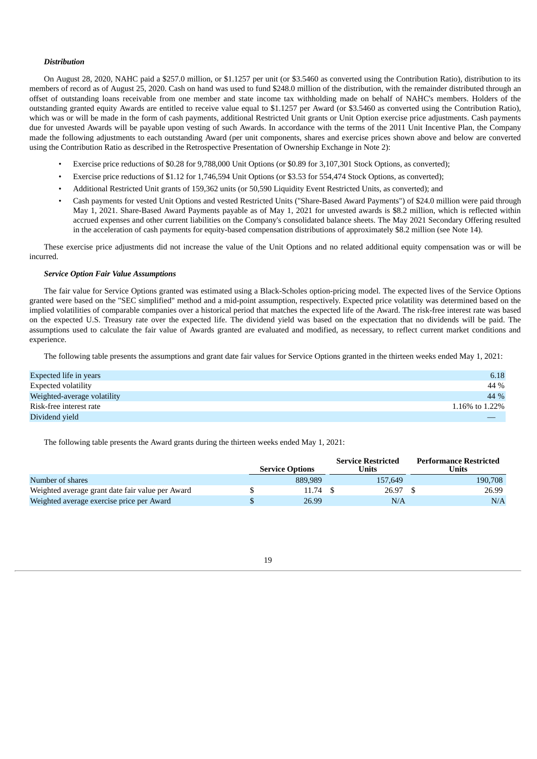***Distribution***

On August 28, 2020, NAHC paid a $257.0 million, or $1.1257 per unit (or $3.5460 as converted using the Contribution Ratio), distribution to its members of record as of August 25, 2020. Cash on hand was used to fund $248.0 million of the distribution, with the remainder distributed through an offset of outstanding loans receivable from one member and state income tax withholding made on behalf of NAHC's members. Holders of the outstanding granted equity Awards are entitled to receive value equal to $1.1257 per Award (or $3.5460 as converted using the Contribution Ratio), which was or will be made in the form of cash payments, additional Restricted Unit grants or Unit Option exercise price adjustments. Cash payments due for unvested Awards will be payable upon vesting of such Awards. In accordance with the terms of the 2011 Unit Incentive Plan, the Company made the following adjustments to each outstanding Award (per unit components, shares and exercise prices shown above and below are converted using the Contribution Ratio as described in the Retrospective Presentation of Ownership Exchange in Note 2):

- Exercise price reductions of $0.28 for 9,788,000 Unit Options (or $0.89 for 3,107,301 Stock Options, as converted);
- Exercise price reductions of $1.12 for 1,746,594 Unit Options (or $3.53 for 554,474 Stock Options, as converted);
- Additional Restricted Unit grants of 159,362 units (or 50,590 Liquidity Event Restricted Units, as converted); and
- Cash payments for vested Unit Options and vested Restricted Units ("Share-Based Award Payments") of $24.0 million were paid through May 1, 2021. Share-Based Award Payments payable as of May 1, 2021 for unvested awards is $8.2 million, which is reflected within accrued expenses and other current liabilities on the Company's consolidated balance sheets. The May 2021 Secondary Offering resulted in the acceleration of cash payments for equity-based compensation distributions of approximately $8.2 million (see Note 14).

These exercise price adjustments did not increase the value of the Unit Options and no related additional equity compensation was or will be incurred.

***Service Option Fair Value Assumptions***

The fair value for Service Options granted was estimated using a Black-Scholes option-pricing model. The expected lives of the Service Options granted were based on the "SEC simplified" method and a mid-point assumption, respectively. Expected price volatility was determined based on the implied volatilities of comparable companies over a historical period that matches the expected life of the Award. The risk-free interest rate was based on the expected U.S. Treasury rate over the expected life. The dividend yield was based on the expectation that no dividends will be paid. The assumptions used to calculate the fair value of Awards granted are evaluated and modified, as necessary, to reflect current market conditions and experience.

The following table presents the assumptions and grant date fair values for Service Options granted in the thirteen weeks ended May 1, 2021:

| | |
|---|---|
| Expected life in years | 6.18 |
| Expected volatility | 44 % |
| Weighted-average volatility | 44 % |
| Risk-free interest rate | 1.16% to 1.22% |
| Dividend yield | — |

The following table presents the Award grants during the thirteen weeks ended May 1, 2021:

| | Service Options | Service Restricted Units | Performance Restricted Units |
|---|---|---|---|
| Number of shares | 889,989 | 157,649 | 190,708 |
| Weighted average grant date fair value per Award | $ 11.74 | $ 26.97 | $ 26.99 |
| Weighted average exercise price per Award | $ 26.99 | N/A | N/A |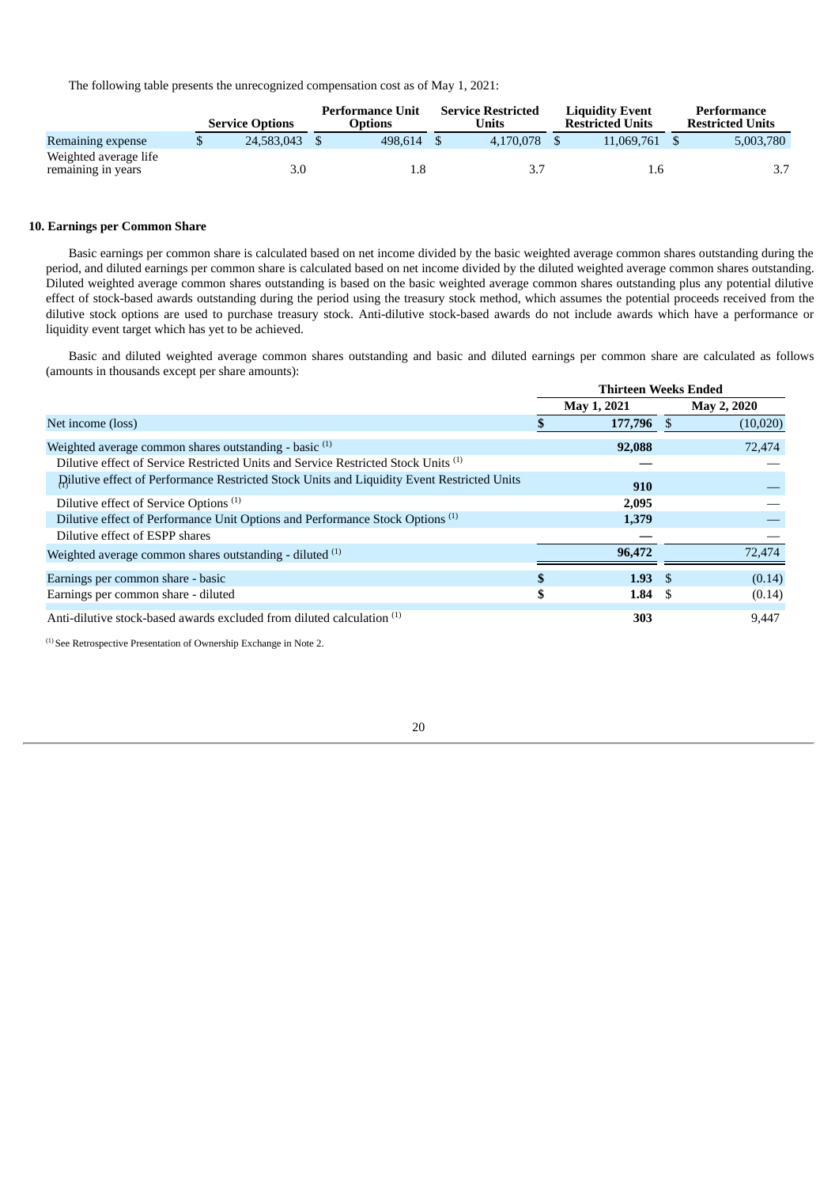The following table presents the unrecognized compensation cost as of May 1, 2021:

| | Service Options | Performance Unit Options | Service Restricted Units | Liquidity Event Restricted Units | Performance Restricted Units |
|---|---|---|---|---|---|
| Remaining expense | $ 24,583,043 | $ 498,614 | $ 4,170,078 | $ 11,069,761 | $ 5,003,780 |
| Weighted average life remaining in years | 3.0 | 1.8 | 3.7 | 1.6 | 3.7 |

**10. Earnings per Common Share**

Basic earnings per common share is calculated based on net income divided by the basic weighted average common shares outstanding during the period, and diluted earnings per common share is calculated based on net income divided by the diluted weighted average common shares outstanding. Diluted weighted average common shares outstanding is based on the basic weighted average common shares outstanding plus any potential dilutive effect of stock-based awards outstanding during the period using the treasury stock method, which assumes the potential proceeds received from the dilutive stock options are used to purchase treasury stock. Anti-dilutive stock-based awards do not include awards which have a performance or liquidity event target which has yet to be achieved.

Basic and diluted weighted average common shares outstanding and basic and diluted earnings per common share are calculated as follows (amounts in thousands except per share amounts):

| | Thirteen Weeks Ended | |
|---|---|---|
| | **May 1, 2021** | **May 2, 2020** |
| Net income (loss) | **$ 177,796** | $ (10,020) |
| Weighted average common shares outstanding - basic [1] | **92,088** | 72,474 |
| Dilutive effect of Service Restricted Units and Service Restricted Stock Units [1] | **—** | — |
| Dilutive effect of Performance Restricted Stock Units and Liquidity Event Restricted Units [1] | **910** | — |
| Dilutive effect of Service Options [1] | **2,095** | — |
| Dilutive effect of Performance Unit Options and Performance Stock Options [1] | **1,379** | — |
| Dilutive effect of ESPP shares | **—** | — |
| Weighted average common shares outstanding - diluted [1] | **96,472** | 72,474 |
| Earnings per common share - basic | **$ 1.93** | $ (0.14) |
| Earnings per common share - diluted | **$ 1.84** | $ (0.14) |
| Anti-dilutive stock-based awards excluded from diluted calculation [1] | **303** | 9,447 |

[1] See Retrospective Presentation of Ownership Exchange in Note 2.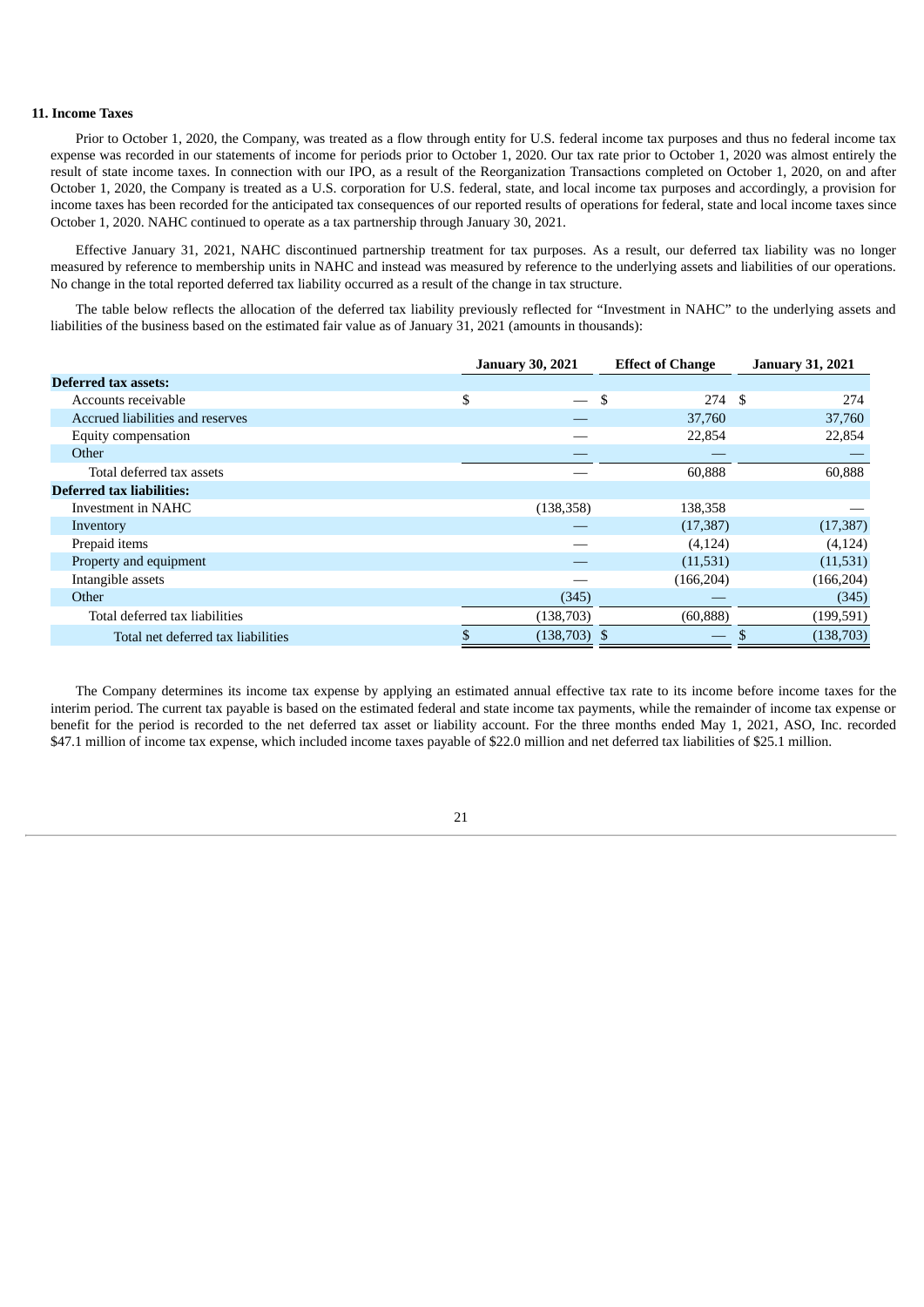## 11. Income Taxes

Prior to October 1, 2020, the Company, was treated as a flow through entity for U.S. federal income tax purposes and thus no federal income tax expense was recorded in our statements of income for periods prior to October 1, 2020. Our tax rate prior to October 1, 2020 was almost entirely the result of state income taxes. In connection with our IPO, as a result of the Reorganization Transactions completed on October 1, 2020, on and after October 1, 2020, the Company is treated as a U.S. corporation for U.S. federal, state, and local income tax purposes and accordingly, a provision for income taxes has been recorded for the anticipated tax consequences of our reported results of operations for federal, state and local income taxes since October 1, 2020. NAHC continued to operate as a tax partnership through January 30, 2021.

Effective January 31, 2021, NAHC discontinued partnership treatment for tax purposes. As a result, our deferred tax liability was no longer measured by reference to membership units in NAHC and instead was measured by reference to the underlying assets and liabilities of our operations. No change in the total reported deferred tax liability occurred as a result of the change in tax structure.

The table below reflects the allocation of the deferred tax liability previously reflected for "Investment in NAHC" to the underlying assets and liabilities of the business based on the estimated fair value as of January 31, 2021 (amounts in thousands):

| | January 30, 2021 | Effect of Change | January 31, 2021 |
|---|---|---|---|
| **Deferred tax assets:** | | | |
| Accounts receivable | $ — | $ 274 | $ 274 |
| Accrued liabilities and reserves | — | 37,760 | 37,760 |
| Equity compensation | — | 22,854 | 22,854 |
| Other | — | — | — |
| Total deferred tax assets | — | 60,888 | 60,888 |
| **Deferred tax liabilities:** | | | |
| Investment in NAHC | (138,358) | 138,358 | — |
| Inventory | — | (17,387) | (17,387) |
| Prepaid items | — | (4,124) | (4,124) |
| Property and equipment | — | (11,531) | (11,531) |
| Intangible assets | — | (166,204) | (166,204) |
| Other | (345) | — | (345) |
| Total deferred tax liabilities | (138,703) | (60,888) | (199,591) |
| Total net deferred tax liabilities | $ (138,703) | $ — | $ (138,703) |

The Company determines its income tax expense by applying an estimated annual effective tax rate to its income before income taxes for the interim period. The current tax payable is based on the estimated federal and state income tax payments, while the remainder of income tax expense or benefit for the period is recorded to the net deferred tax asset or liability account. For the three months ended May 1, 2021, ASO, Inc. recorded $47.1 million of income tax expense, which included income taxes payable of $22.0 million and net deferred tax liabilities of $25.1 million.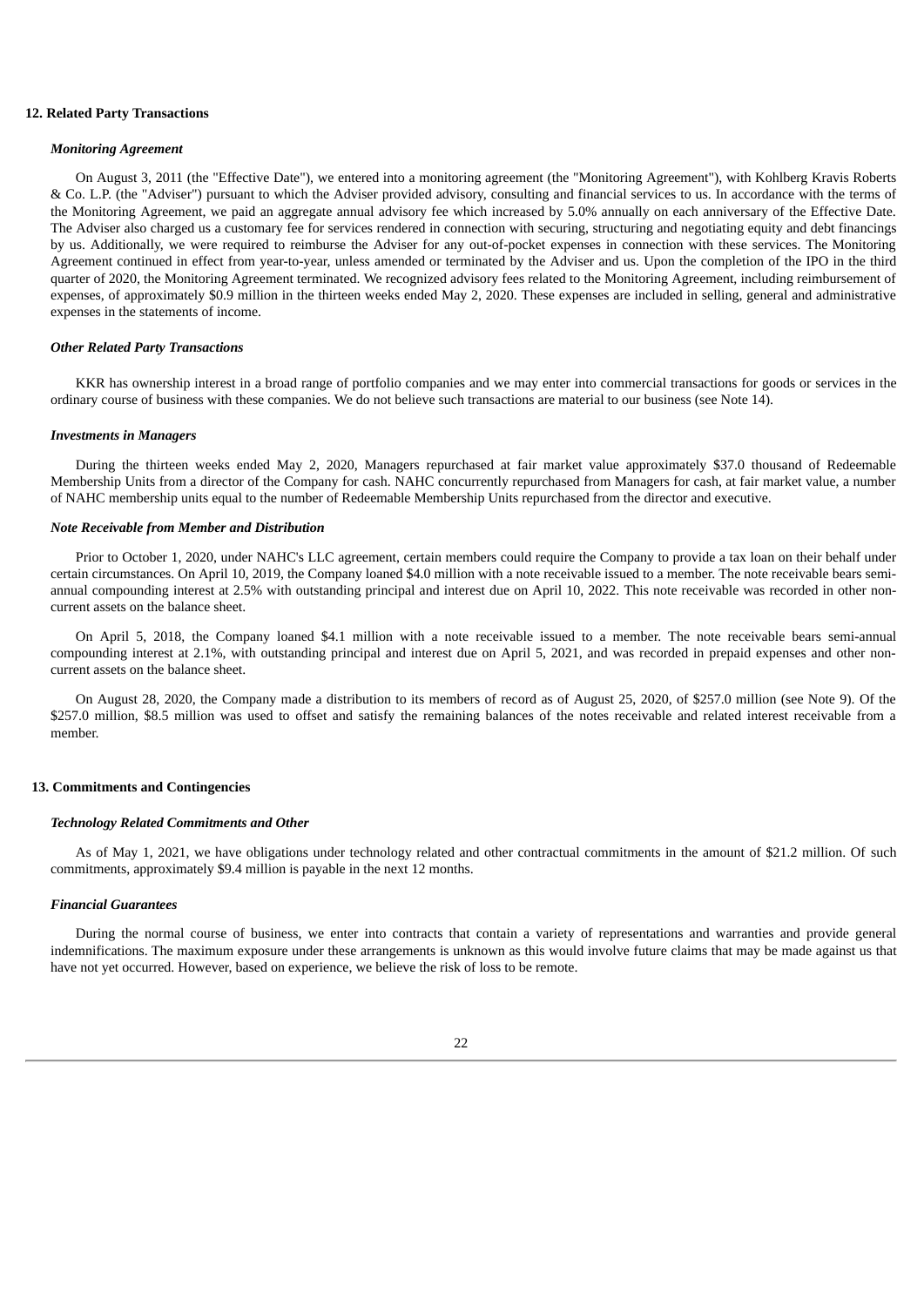## 12. Related Party Transactions

### *Monitoring Agreement*

On August 3, 2011 (the "Effective Date"), we entered into a monitoring agreement (the "Monitoring Agreement"), with Kohlberg Kravis Roberts & Co. L.P. (the "Adviser") pursuant to which the Adviser provided advisory, consulting and financial services to us. In accordance with the terms of the Monitoring Agreement, we paid an aggregate annual advisory fee which increased by 5.0% annually on each anniversary of the Effective Date. The Adviser also charged us a customary fee for services rendered in connection with securing, structuring and negotiating equity and debt financings by us. Additionally, we were required to reimburse the Adviser for any out-of-pocket expenses in connection with these services. The Monitoring Agreement continued in effect from year-to-year, unless amended or terminated by the Adviser and us. Upon the completion of the IPO in the third quarter of 2020, the Monitoring Agreement terminated. We recognized advisory fees related to the Monitoring Agreement, including reimbursement of expenses, of approximately $0.9 million in the thirteen weeks ended May 2, 2020. These expenses are included in selling, general and administrative expenses in the statements of income.

### *Other Related Party Transactions*

KKR has ownership interest in a broad range of portfolio companies and we may enter into commercial transactions for goods or services in the ordinary course of business with these companies. We do not believe such transactions are material to our business (see Note 14).

### *Investments in Managers*

During the thirteen weeks ended May 2, 2020, Managers repurchased at fair market value approximately $37.0 thousand of Redeemable Membership Units from a director of the Company for cash. NAHC concurrently repurchased from Managers for cash, at fair market value, a number of NAHC membership units equal to the number of Redeemable Membership Units repurchased from the director and executive.

### *Note Receivable from Member and Distribution*

Prior to October 1, 2020, under NAHC's LLC agreement, certain members could require the Company to provide a tax loan on their behalf under certain circumstances. On April 10, 2019, the Company loaned $4.0 million with a note receivable issued to a member. The note receivable bears semi-annual compounding interest at 2.5% with outstanding principal and interest due on April 10, 2022. This note receivable was recorded in other non-current assets on the balance sheet.

On April 5, 2018, the Company loaned $4.1 million with a note receivable issued to a member. The note receivable bears semi-annual compounding interest at 2.1%, with outstanding principal and interest due on April 5, 2021, and was recorded in prepaid expenses and other non-current assets on the balance sheet.

On August 28, 2020, the Company made a distribution to its members of record as of August 25, 2020, of $257.0 million (see Note 9). Of the $257.0 million, $8.5 million was used to offset and satisfy the remaining balances of the notes receivable and related interest receivable from a member.

## 13. Commitments and Contingencies

### *Technology Related Commitments and Other*

As of May 1, 2021, we have obligations under technology related and other contractual commitments in the amount of $21.2 million. Of such commitments, approximately $9.4 million is payable in the next 12 months.

### *Financial Guarantees*

During the normal course of business, we enter into contracts that contain a variety of representations and warranties and provide general indemnifications. The maximum exposure under these arrangements is unknown as this would involve future claims that may be made against us that have not yet occurred. However, based on experience, we believe the risk of loss to be remote.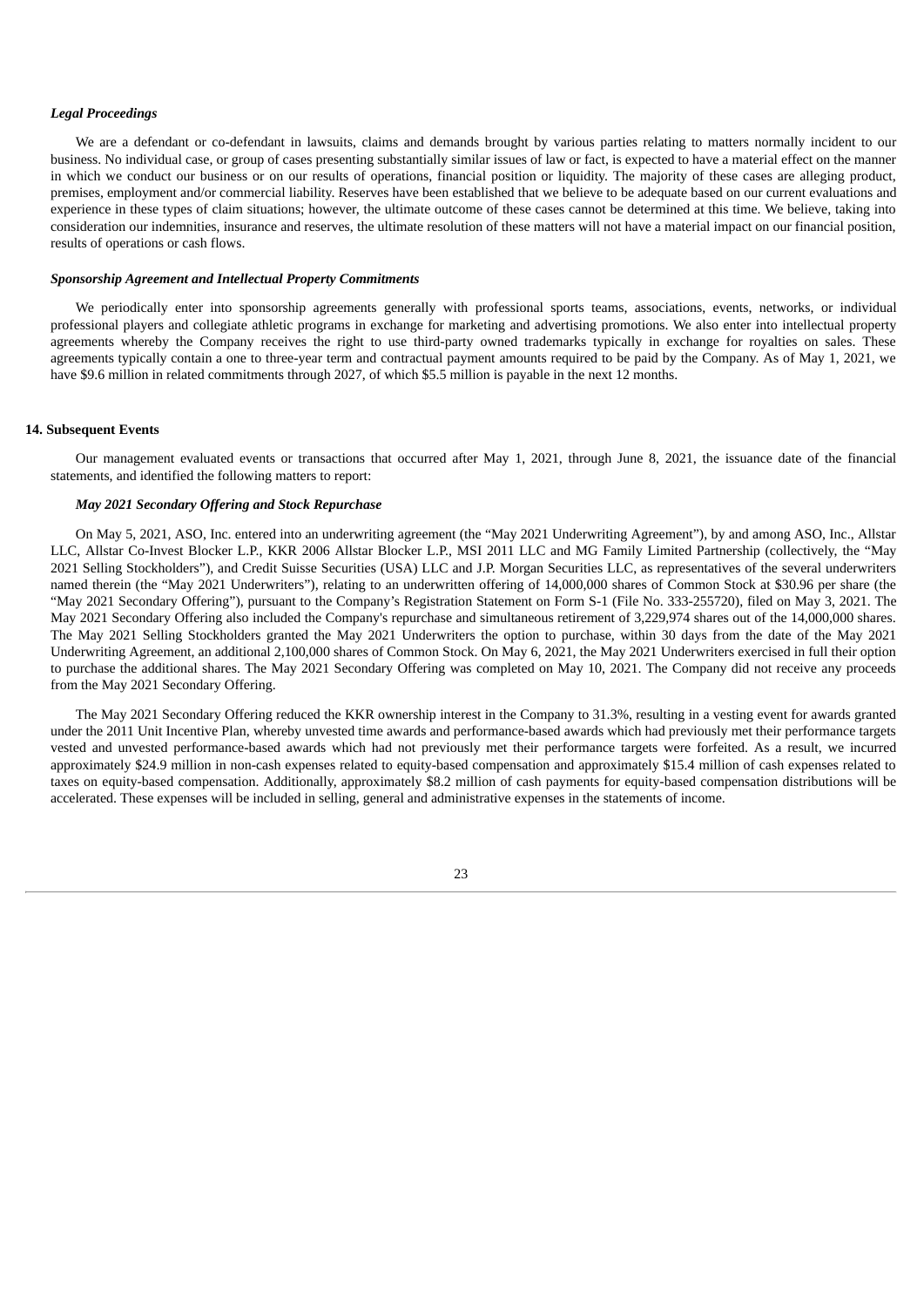***Legal Proceedings***

We are a defendant or co-defendant in lawsuits, claims and demands brought by various parties relating to matters normally incident to our business. No individual case, or group of cases presenting substantially similar issues of law or fact, is expected to have a material effect on the manner in which we conduct our business or on our results of operations, financial position or liquidity. The majority of these cases are alleging product, premises, employment and/or commercial liability. Reserves have been established that we believe to be adequate based on our current evaluations and experience in these types of claim situations; however, the ultimate outcome of these cases cannot be determined at this time. We believe, taking into consideration our indemnities, insurance and reserves, the ultimate resolution of these matters will not have a material impact on our financial position, results of operations or cash flows.

***Sponsorship Agreement and Intellectual Property Commitments***

We periodically enter into sponsorship agreements generally with professional sports teams, associations, events, networks, or individual professional players and collegiate athletic programs in exchange for marketing and advertising promotions. We also enter into intellectual property agreements whereby the Company receives the right to use third-party owned trademarks typically in exchange for royalties on sales. These agreements typically contain a one to three-year term and contractual payment amounts required to be paid by the Company. As of May 1, 2021, we have $9.6 million in related commitments through 2027, of which $5.5 million is payable in the next 12 months.

**14. Subsequent Events**

Our management evaluated events or transactions that occurred after May 1, 2021, through June 8, 2021, the issuance date of the financial statements, and identified the following matters to report:

***May 2021 Secondary Offering and Stock Repurchase***

On May 5, 2021, ASO, Inc. entered into an underwriting agreement (the "May 2021 Underwriting Agreement"), by and among ASO, Inc., Allstar LLC, Allstar Co-Invest Blocker L.P., KKR 2006 Allstar Blocker L.P., MSI 2011 LLC and MG Family Limited Partnership (collectively, the "May 2021 Selling Stockholders"), and Credit Suisse Securities (USA) LLC and J.P. Morgan Securities LLC, as representatives of the several underwriters named therein (the "May 2021 Underwriters"), relating to an underwritten offering of 14,000,000 shares of Common Stock at $30.96 per share (the "May 2021 Secondary Offering"), pursuant to the Company's Registration Statement on Form S-1 (File No. 333-255720), filed on May 3, 2021. The May 2021 Secondary Offering also included the Company's repurchase and simultaneous retirement of 3,229,974 shares out of the 14,000,000 shares. The May 2021 Selling Stockholders granted the May 2021 Underwriters the option to purchase, within 30 days from the date of the May 2021 Underwriting Agreement, an additional 2,100,000 shares of Common Stock. On May 6, 2021, the May 2021 Underwriters exercised in full their option to purchase the additional shares. The May 2021 Secondary Offering was completed on May 10, 2021. The Company did not receive any proceeds from the May 2021 Secondary Offering.

The May 2021 Secondary Offering reduced the KKR ownership interest in the Company to 31.3%, resulting in a vesting event for awards granted under the 2011 Unit Incentive Plan, whereby unvested time awards and performance-based awards which had previously met their performance targets vested and unvested performance-based awards which had not previously met their performance targets were forfeited. As a result, we incurred approximately $24.9 million in non-cash expenses related to equity-based compensation and approximately $15.4 million of cash expenses related to taxes on equity-based compensation. Additionally, approximately $8.2 million of cash payments for equity-based compensation distributions will be accelerated. These expenses will be included in selling, general and administrative expenses in the statements of income.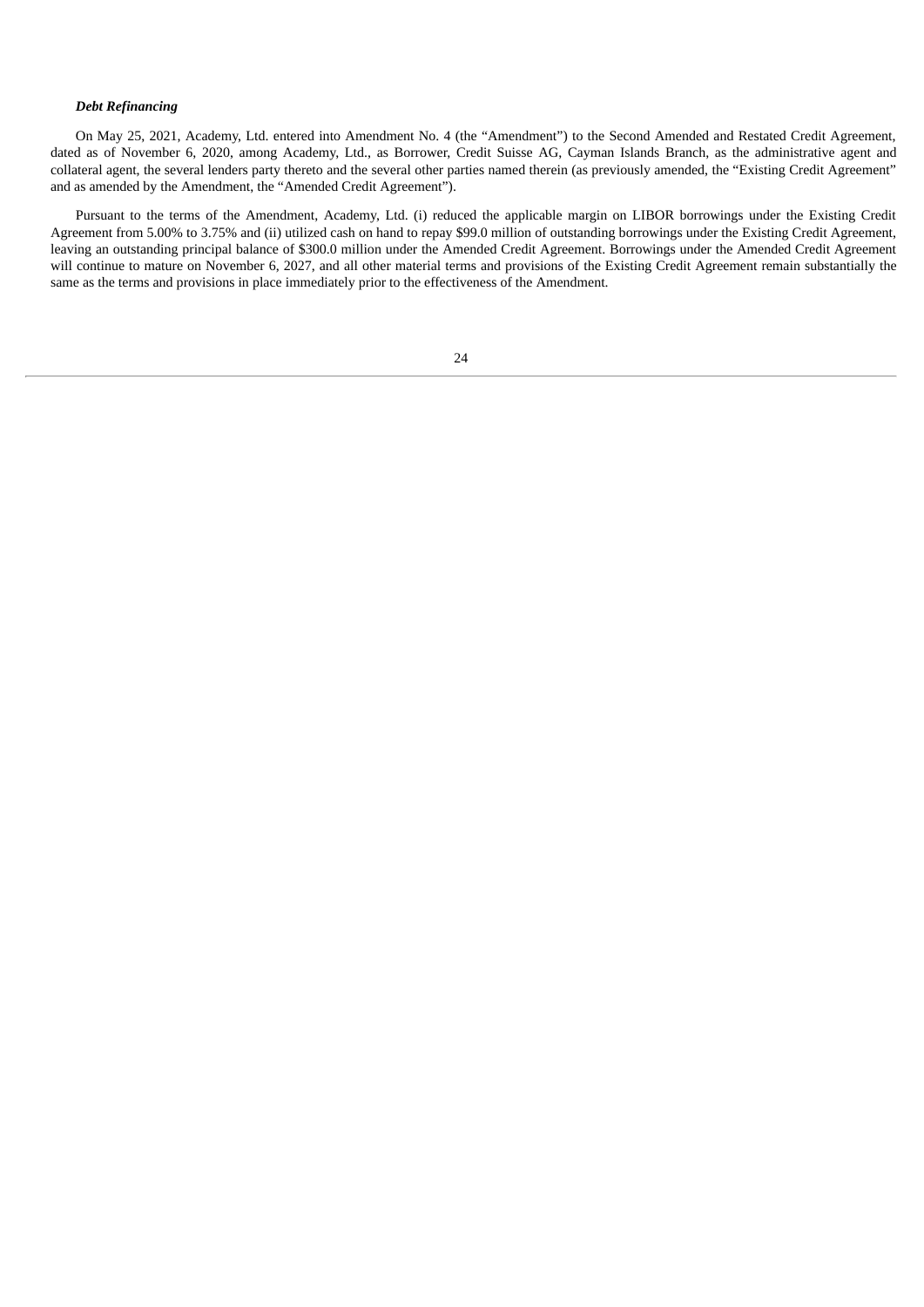***Debt Refinancing***

On May 25, 2021, Academy, Ltd. entered into Amendment No. 4 (the "Amendment") to the Second Amended and Restated Credit Agreement, dated as of November 6, 2020, among Academy, Ltd., as Borrower, Credit Suisse AG, Cayman Islands Branch, as the administrative agent and collateral agent, the several lenders party thereto and the several other parties named therein (as previously amended, the "Existing Credit Agreement" and as amended by the Amendment, the "Amended Credit Agreement").

Pursuant to the terms of the Amendment, Academy, Ltd. (i) reduced the applicable margin on LIBOR borrowings under the Existing Credit Agreement from 5.00% to 3.75% and (ii) utilized cash on hand to repay $99.0 million of outstanding borrowings under the Existing Credit Agreement, leaving an outstanding principal balance of $300.0 million under the Amended Credit Agreement. Borrowings under the Amended Credit Agreement will continue to mature on November 6, 2027, and all other material terms and provisions of the Existing Credit Agreement remain substantially the same as the terms and provisions in place immediately prior to the effectiveness of the Amendment.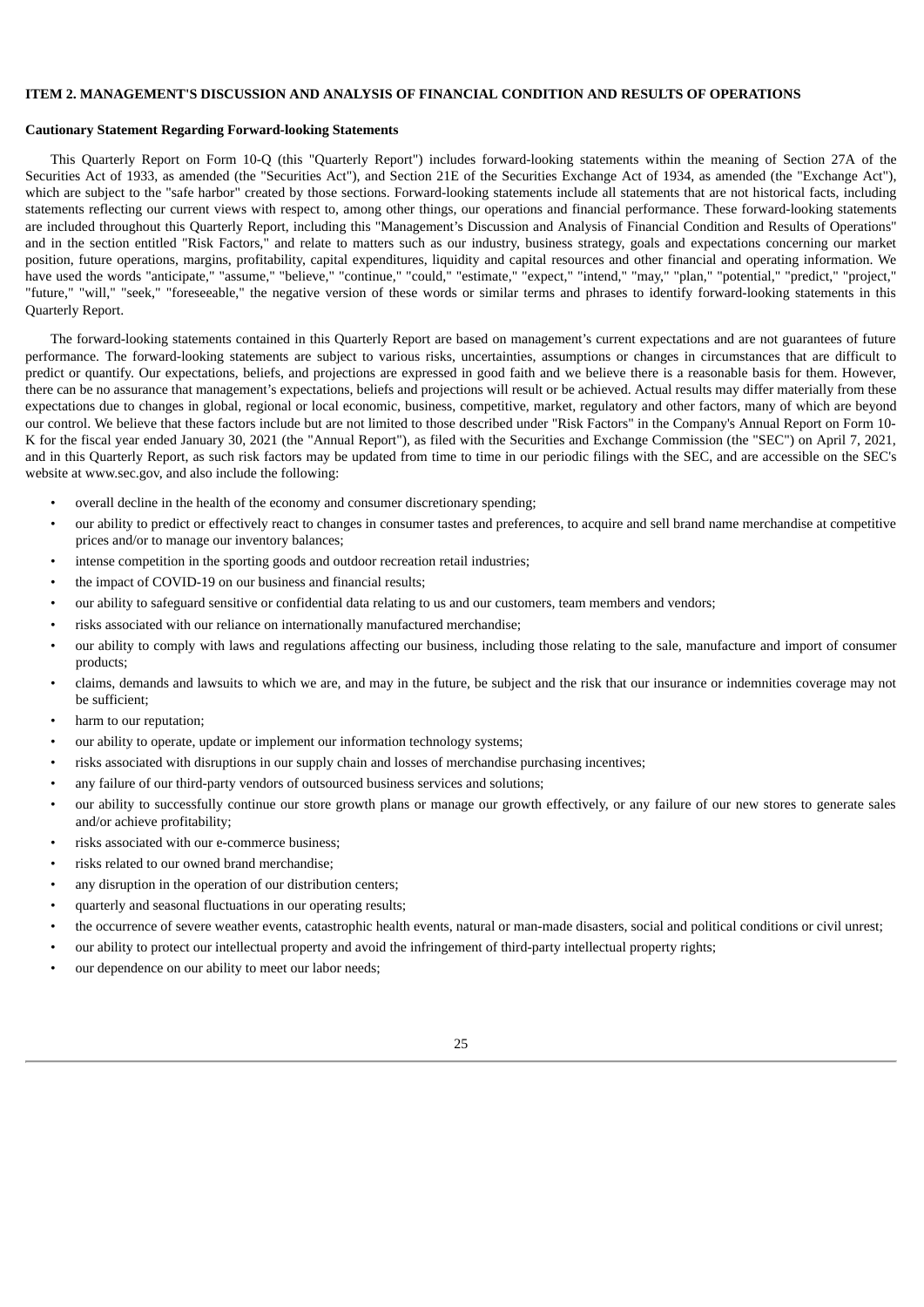### ITEM 2. MANAGEMENT'S DISCUSSION AND ANALYSIS OF FINANCIAL CONDITION AND RESULTS OF OPERATIONS

**Cautionary Statement Regarding Forward-looking Statements**

This Quarterly Report on Form 10-Q (this "Quarterly Report") includes forward-looking statements within the meaning of Section 27A of the Securities Act of 1933, as amended (the "Securities Act"), and Section 21E of the Securities Exchange Act of 1934, as amended (the "Exchange Act"), which are subject to the "safe harbor" created by those sections. Forward-looking statements include all statements that are not historical facts, including statements reflecting our current views with respect to, among other things, our operations and financial performance. These forward-looking statements are included throughout this Quarterly Report, including this "Management's Discussion and Analysis of Financial Condition and Results of Operations" and in the section entitled "Risk Factors," and relate to matters such as our industry, business strategy, goals and expectations concerning our market position, future operations, margins, profitability, capital expenditures, liquidity and capital resources and other financial and operating information. We have used the words "anticipate," "assume," "believe," "continue," "could," "estimate," "expect," "intend," "may," "plan," "potential," "predict," "project," "future," "will," "seek," "foreseeable," the negative version of these words or similar terms and phrases to identify forward-looking statements in this Quarterly Report.

The forward-looking statements contained in this Quarterly Report are based on management's current expectations and are not guarantees of future performance. The forward-looking statements are subject to various risks, uncertainties, assumptions or changes in circumstances that are difficult to predict or quantify. Our expectations, beliefs, and projections are expressed in good faith and we believe there is a reasonable basis for them. However, there can be no assurance that management's expectations, beliefs and projections will result or be achieved. Actual results may differ materially from these expectations due to changes in global, regional or local economic, business, competitive, market, regulatory and other factors, many of which are beyond our control. We believe that these factors include but are not limited to those described under "Risk Factors" in the Company's Annual Report on Form 10-K for the fiscal year ended January 30, 2021 (the "Annual Report"), as filed with the Securities and Exchange Commission (the "SEC") on April 7, 2021, and in this Quarterly Report, as such risk factors may be updated from time to time in our periodic filings with the SEC, and are accessible on the SEC's website at www.sec.gov, and also include the following:

- overall decline in the health of the economy and consumer discretionary spending;
- our ability to predict or effectively react to changes in consumer tastes and preferences, to acquire and sell brand name merchandise at competitive prices and/or to manage our inventory balances;
- intense competition in the sporting goods and outdoor recreation retail industries;
- the impact of COVID-19 on our business and financial results;
- our ability to safeguard sensitive or confidential data relating to us and our customers, team members and vendors;
- risks associated with our reliance on internationally manufactured merchandise;
- our ability to comply with laws and regulations affecting our business, including those relating to the sale, manufacture and import of consumer products;
- claims, demands and lawsuits to which we are, and may in the future, be subject and the risk that our insurance or indemnities coverage may not be sufficient;
- harm to our reputation;
- our ability to operate, update or implement our information technology systems;
- risks associated with disruptions in our supply chain and losses of merchandise purchasing incentives;
- any failure of our third-party vendors of outsourced business services and solutions;
- our ability to successfully continue our store growth plans or manage our growth effectively, or any failure of our new stores to generate sales and/or achieve profitability;
- risks associated with our e-commerce business;
- risks related to our owned brand merchandise;
- any disruption in the operation of our distribution centers;
- quarterly and seasonal fluctuations in our operating results;
- the occurrence of severe weather events, catastrophic health events, natural or man-made disasters, social and political conditions or civil unrest;
- our ability to protect our intellectual property and avoid the infringement of third-party intellectual property rights;
- our dependence on our ability to meet our labor needs;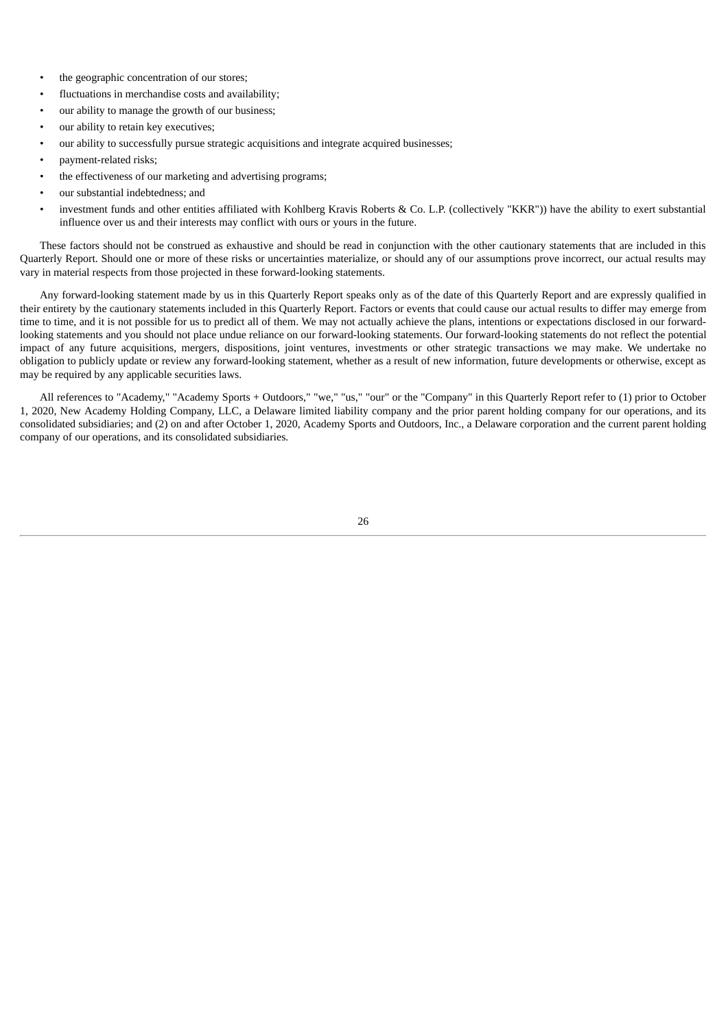- the geographic concentration of our stores;
- fluctuations in merchandise costs and availability;
- our ability to manage the growth of our business;
- our ability to retain key executives;
- our ability to successfully pursue strategic acquisitions and integrate acquired businesses;
- payment-related risks;
- the effectiveness of our marketing and advertising programs;
- our substantial indebtedness; and
- investment funds and other entities affiliated with Kohlberg Kravis Roberts & Co. L.P. (collectively "KKR")) have the ability to exert substantial influence over us and their interests may conflict with ours or yours in the future.

These factors should not be construed as exhaustive and should be read in conjunction with the other cautionary statements that are included in this Quarterly Report. Should one or more of these risks or uncertainties materialize, or should any of our assumptions prove incorrect, our actual results may vary in material respects from those projected in these forward-looking statements.

Any forward-looking statement made by us in this Quarterly Report speaks only as of the date of this Quarterly Report and are expressly qualified in their entirety by the cautionary statements included in this Quarterly Report. Factors or events that could cause our actual results to differ may emerge from time to time, and it is not possible for us to predict all of them. We may not actually achieve the plans, intentions or expectations disclosed in our forward-looking statements and you should not place undue reliance on our forward-looking statements. Our forward-looking statements do not reflect the potential impact of any future acquisitions, mergers, dispositions, joint ventures, investments or other strategic transactions we may make. We undertake no obligation to publicly update or review any forward-looking statement, whether as a result of new information, future developments or otherwise, except as may be required by any applicable securities laws.

All references to "Academy," "Academy Sports + Outdoors," "we," "us," "our" or the "Company" in this Quarterly Report refer to (1) prior to October 1, 2020, New Academy Holding Company, LLC, a Delaware limited liability company and the prior parent holding company for our operations, and its consolidated subsidiaries; and (2) on and after October 1, 2020, Academy Sports and Outdoors, Inc., a Delaware corporation and the current parent holding company of our operations, and its consolidated subsidiaries.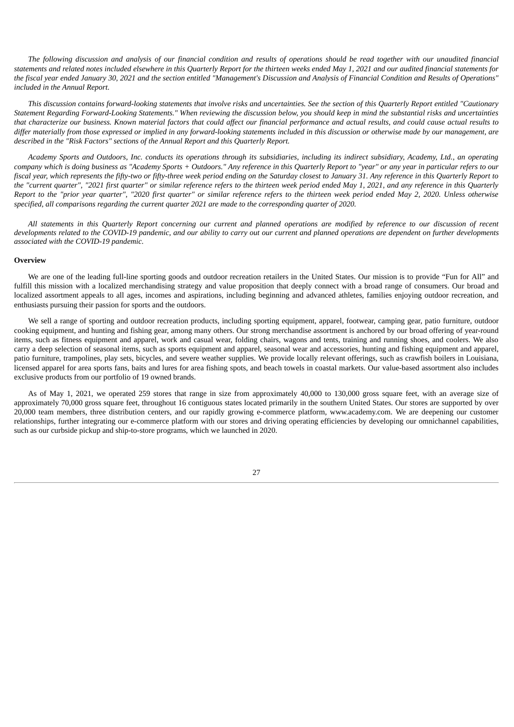*The following discussion and analysis of our financial condition and results of operations should be read together with our unaudited financial statements and related notes included elsewhere in this Quarterly Report for the thirteen weeks ended May 1, 2021 and our audited financial statements for the fiscal year ended January 30, 2021 and the section entitled "Management's Discussion and Analysis of Financial Condition and Results of Operations" included in the Annual Report.*

*This discussion contains forward-looking statements that involve risks and uncertainties. See the section of this Quarterly Report entitled "Cautionary Statement Regarding Forward-Looking Statements." When reviewing the discussion below, you should keep in mind the substantial risks and uncertainties that characterize our business. Known material factors that could affect our financial performance and actual results, and could cause actual results to differ materially from those expressed or implied in any forward-looking statements included in this discussion or otherwise made by our management, are described in the "Risk Factors" sections of the Annual Report and this Quarterly Report.*

*Academy Sports and Outdoors, Inc. conducts its operations through its subsidiaries, including its indirect subsidiary, Academy, Ltd., an operating company which is doing business as "Academy Sports + Outdoors." Any reference in this Quarterly Report to "year" or any year in particular refers to our fiscal year, which represents the fifty-two or fifty-three week period ending on the Saturday closest to January 31. Any reference in this Quarterly Report to the "current quarter", "2021 first quarter" or similar reference refers to the thirteen week period ended May 1, 2021, and any reference in this Quarterly Report to the "prior year quarter", "2020 first quarter" or similar reference refers to the thirteen week period ended May 2, 2020. Unless otherwise specified, all comparisons regarding the current quarter 2021 are made to the corresponding quarter of 2020.*

*All statements in this Quarterly Report concerning our current and planned operations are modified by reference to our discussion of recent developments related to the COVID-19 pandemic, and our ability to carry out our current and planned operations are dependent on further developments associated with the COVID-19 pandemic.*

**Overview**

We are one of the leading full-line sporting goods and outdoor recreation retailers in the United States. Our mission is to provide "Fun for All" and fulfill this mission with a localized merchandising strategy and value proposition that deeply connect with a broad range of consumers. Our broad and localized assortment appeals to all ages, incomes and aspirations, including beginning and advanced athletes, families enjoying outdoor recreation, and enthusiasts pursuing their passion for sports and the outdoors.

We sell a range of sporting and outdoor recreation products, including sporting equipment, apparel, footwear, camping gear, patio furniture, outdoor cooking equipment, and hunting and fishing gear, among many others. Our strong merchandise assortment is anchored by our broad offering of year-round items, such as fitness equipment and apparel, work and casual wear, folding chairs, wagons and tents, training and running shoes, and coolers. We also carry a deep selection of seasonal items, such as sports equipment and apparel, seasonal wear and accessories, hunting and fishing equipment and apparel, patio furniture, trampolines, play sets, bicycles, and severe weather supplies. We provide locally relevant offerings, such as crawfish boilers in Louisiana, licensed apparel for area sports fans, baits and lures for area fishing spots, and beach towels in coastal markets. Our value-based assortment also includes exclusive products from our portfolio of 19 owned brands.

As of May 1, 2021, we operated 259 stores that range in size from approximately 40,000 to 130,000 gross square feet, with an average size of approximately 70,000 gross square feet, throughout 16 contiguous states located primarily in the southern United States. Our stores are supported by over 20,000 team members, three distribution centers, and our rapidly growing e-commerce platform, www.academy.com. We are deepening our customer relationships, further integrating our e-commerce platform with our stores and driving operating efficiencies by developing our omnichannel capabilities, such as our curbside pickup and ship-to-store programs, which we launched in 2020.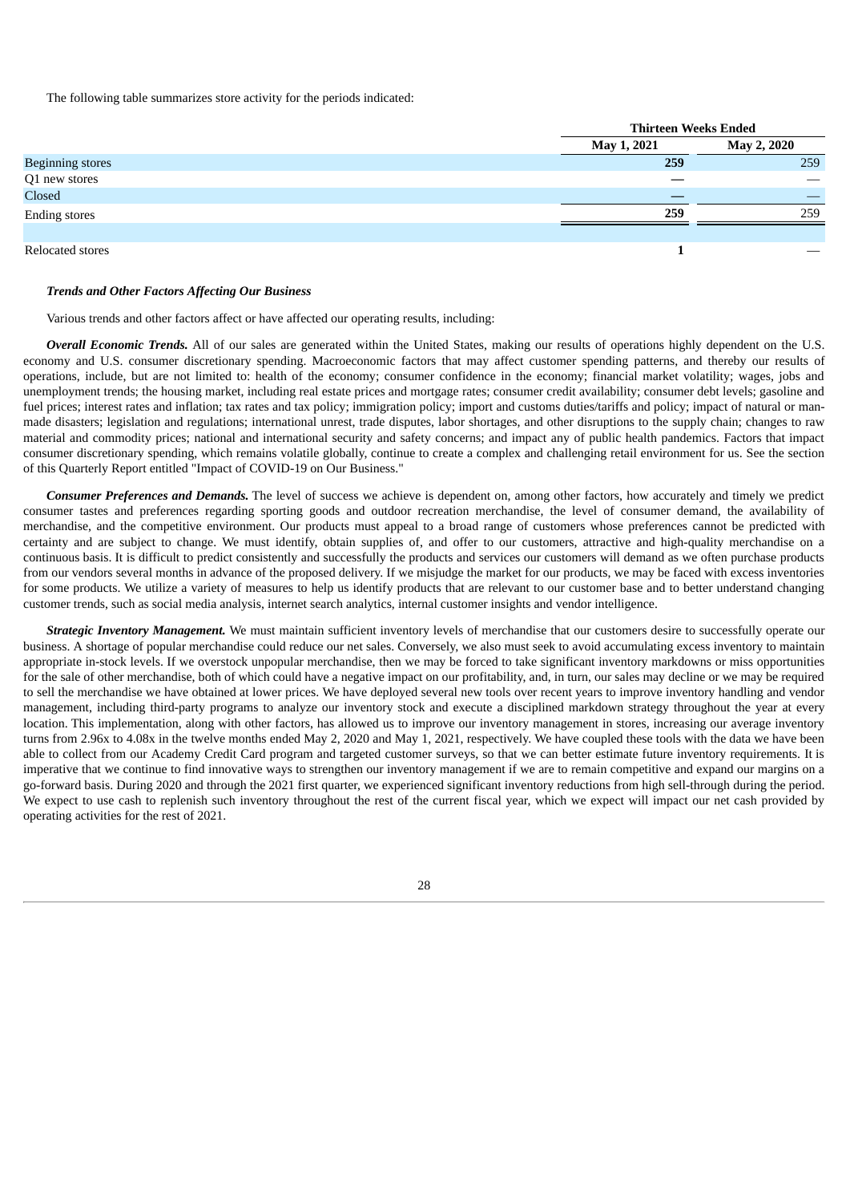The following table summarizes store activity for the periods indicated:

| | Thirteen Weeks Ended | |
|---|---|---|
| | May 1, 2021 | May 2, 2020 |
| Beginning stores | **259** | 259 |
| Q1 new stores | **—** | — |
| Closed | **—** | — |
| Ending stores | **259** | 259 |
| | | |
| Relocated stores | **1** | — |

### *Trends and Other Factors Affecting Our Business*

Various trends and other factors affect or have affected our operating results, including:

***Overall Economic Trends.*** All of our sales are generated within the United States, making our results of operations highly dependent on the U.S. economy and U.S. consumer discretionary spending. Macroeconomic factors that may affect customer spending patterns, and thereby our results of operations, include, but are not limited to: health of the economy; consumer confidence in the economy; financial market volatility; wages, jobs and unemployment trends; the housing market, including real estate prices and mortgage rates; consumer credit availability; consumer debt levels; gasoline and fuel prices; interest rates and inflation; tax rates and tax policy; immigration policy; import and customs duties/tariffs and policy; impact of natural or man-made disasters; legislation and regulations; international unrest, trade disputes, labor shortages, and other disruptions to the supply chain; changes to raw material and commodity prices; national and international security and safety concerns; and impact any of public health pandemics. Factors that impact consumer discretionary spending, which remains volatile globally, continue to create a complex and challenging retail environment for us. See the section of this Quarterly Report entitled "Impact of COVID-19 on Our Business."

***Consumer Preferences and Demands.*** The level of success we achieve is dependent on, among other factors, how accurately and timely we predict consumer tastes and preferences regarding sporting goods and outdoor recreation merchandise, the level of consumer demand, the availability of merchandise, and the competitive environment. Our products must appeal to a broad range of customers whose preferences cannot be predicted with certainty and are subject to change. We must identify, obtain supplies of, and offer to our customers, attractive and high-quality merchandise on a continuous basis. It is difficult to predict consistently and successfully the products and services our customers will demand as we often purchase products from our vendors several months in advance of the proposed delivery. If we misjudge the market for our products, we may be faced with excess inventories for some products. We utilize a variety of measures to help us identify products that are relevant to our customer base and to better understand changing customer trends, such as social media analysis, internet search analytics, internal customer insights and vendor intelligence.

***Strategic Inventory Management.*** We must maintain sufficient inventory levels of merchandise that our customers desire to successfully operate our business. A shortage of popular merchandise could reduce our net sales. Conversely, we also must seek to avoid accumulating excess inventory to maintain appropriate in-stock levels. If we overstock unpopular merchandise, then we may be forced to take significant inventory markdowns or miss opportunities for the sale of other merchandise, both of which could have a negative impact on our profitability, and, in turn, our sales may decline or we may be required to sell the merchandise we have obtained at lower prices. We have deployed several new tools over recent years to improve inventory handling and vendor management, including third-party programs to analyze our inventory stock and execute a disciplined markdown strategy throughout the year at every location. This implementation, along with other factors, has allowed us to improve our inventory management in stores, increasing our average inventory turns from 2.96x to 4.08x in the twelve months ended May 2, 2020 and May 1, 2021, respectively. We have coupled these tools with the data we have been able to collect from our Academy Credit Card program and targeted customer surveys, so that we can better estimate future inventory requirements. It is imperative that we continue to find innovative ways to strengthen our inventory management if we are to remain competitive and expand our margins on a go-forward basis. During 2020 and through the 2021 first quarter, we experienced significant inventory reductions from high sell-through during the period. We expect to use cash to replenish such inventory throughout the rest of the current fiscal year, which we expect will impact our net cash provided by operating activities for the rest of 2021.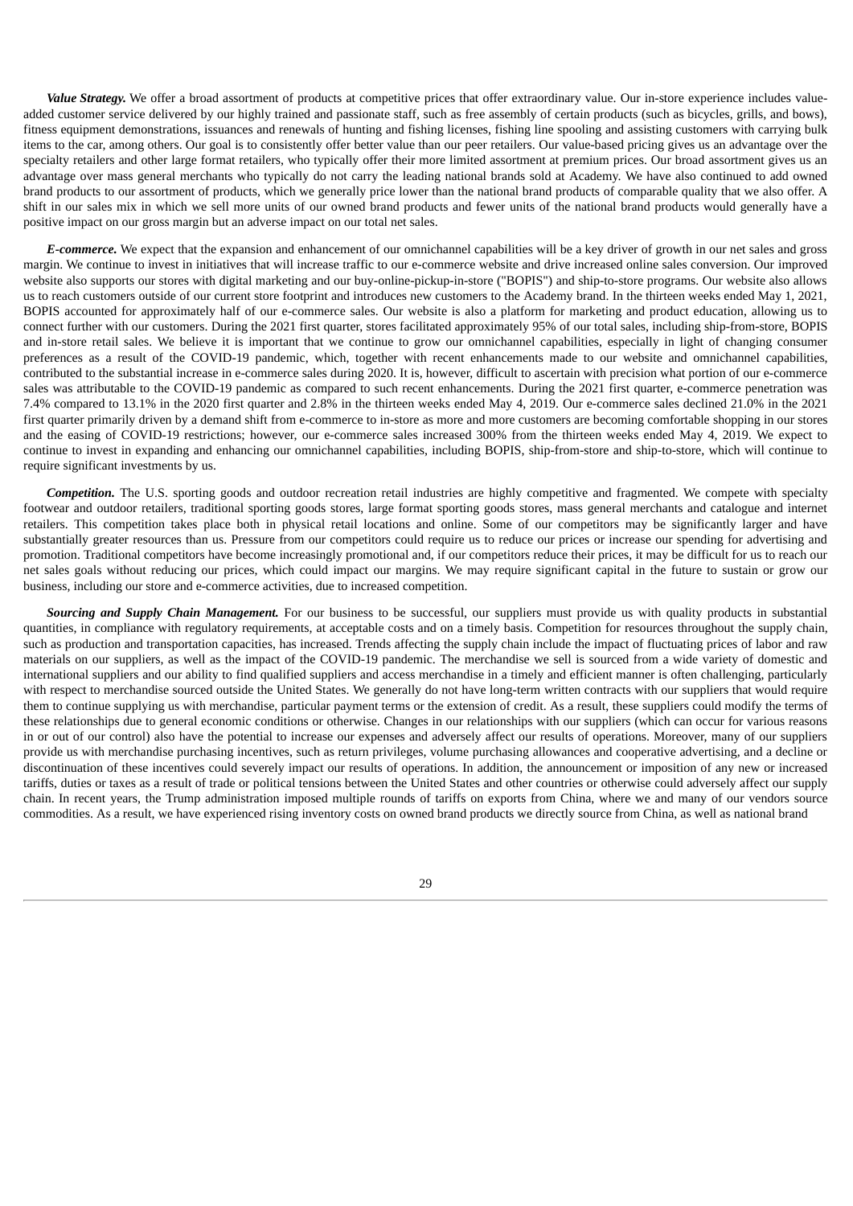***Value Strategy.*** We offer a broad assortment of products at competitive prices that offer extraordinary value. Our in-store experience includes value-added customer service delivered by our highly trained and passionate staff, such as free assembly of certain products (such as bicycles, grills, and bows), fitness equipment demonstrations, issuances and renewals of hunting and fishing licenses, fishing line spooling and assisting customers with carrying bulk items to the car, among others. Our goal is to consistently offer better value than our peer retailers. Our value-based pricing gives us an advantage over the specialty retailers and other large format retailers, who typically offer their more limited assortment at premium prices. Our broad assortment gives us an advantage over mass general merchants who typically do not carry the leading national brands sold at Academy. We have also continued to add owned brand products to our assortment of products, which we generally price lower than the national brand products of comparable quality that we also offer. A shift in our sales mix in which we sell more units of our owned brand products and fewer units of the national brand products would generally have a positive impact on our gross margin but an adverse impact on our total net sales.

***E-commerce.*** We expect that the expansion and enhancement of our omnichannel capabilities will be a key driver of growth in our net sales and gross margin. We continue to invest in initiatives that will increase traffic to our e-commerce website and drive increased online sales conversion. Our improved website also supports our stores with digital marketing and our buy-online-pickup-in-store ("BOPIS") and ship-to-store programs. Our website also allows us to reach customers outside of our current store footprint and introduces new customers to the Academy brand. In the thirteen weeks ended May 1, 2021, BOPIS accounted for approximately half of our e-commerce sales. Our website is also a platform for marketing and product education, allowing us to connect further with our customers. During the 2021 first quarter, stores facilitated approximately 95% of our total sales, including ship-from-store, BOPIS and in-store retail sales. We believe it is important that we continue to grow our omnichannel capabilities, especially in light of changing consumer preferences as a result of the COVID-19 pandemic, which, together with recent enhancements made to our website and omnichannel capabilities, contributed to the substantial increase in e-commerce sales during 2020. It is, however, difficult to ascertain with precision what portion of our e-commerce sales was attributable to the COVID-19 pandemic as compared to such recent enhancements. During the 2021 first quarter, e-commerce penetration was 7.4% compared to 13.1% in the 2020 first quarter and 2.8% in the thirteen weeks ended May 4, 2019. Our e-commerce sales declined 21.0% in the 2021 first quarter primarily driven by a demand shift from e-commerce to in-store as more and more customers are becoming comfortable shopping in our stores and the easing of COVID-19 restrictions; however, our e-commerce sales increased 300% from the thirteen weeks ended May 4, 2019. We expect to continue to invest in expanding and enhancing our omnichannel capabilities, including BOPIS, ship-from-store and ship-to-store, which will continue to require significant investments by us.

***Competition.*** The U.S. sporting goods and outdoor recreation retail industries are highly competitive and fragmented. We compete with specialty footwear and outdoor retailers, traditional sporting goods stores, large format sporting goods stores, mass general merchants and catalogue and internet retailers. This competition takes place both in physical retail locations and online. Some of our competitors may be significantly larger and have substantially greater resources than us. Pressure from our competitors could require us to reduce our prices or increase our spending for advertising and promotion. Traditional competitors have become increasingly promotional and, if our competitors reduce their prices, it may be difficult for us to reach our net sales goals without reducing our prices, which could impact our margins. We may require significant capital in the future to sustain or grow our business, including our store and e-commerce activities, due to increased competition.

***Sourcing and Supply Chain Management.*** For our business to be successful, our suppliers must provide us with quality products in substantial quantities, in compliance with regulatory requirements, at acceptable costs and on a timely basis. Competition for resources throughout the supply chain, such as production and transportation capacities, has increased. Trends affecting the supply chain include the impact of fluctuating prices of labor and raw materials on our suppliers, as well as the impact of the COVID-19 pandemic. The merchandise we sell is sourced from a wide variety of domestic and international suppliers and our ability to find qualified suppliers and access merchandise in a timely and efficient manner is often challenging, particularly with respect to merchandise sourced outside the United States. We generally do not have long-term written contracts with our suppliers that would require them to continue supplying us with merchandise, particular payment terms or the extension of credit. As a result, these suppliers could modify the terms of these relationships due to general economic conditions or otherwise. Changes in our relationships with our suppliers (which can occur for various reasons in or out of our control) also have the potential to increase our expenses and adversely affect our results of operations. Moreover, many of our suppliers provide us with merchandise purchasing incentives, such as return privileges, volume purchasing allowances and cooperative advertising, and a decline or discontinuation of these incentives could severely impact our results of operations. In addition, the announcement or imposition of any new or increased tariffs, duties or taxes as a result of trade or political tensions between the United States and other countries or otherwise could adversely affect our supply chain. In recent years, the Trump administration imposed multiple rounds of tariffs on exports from China, where we and many of our vendors source commodities. As a result, we have experienced rising inventory costs on owned brand products we directly source from China, as well as national brand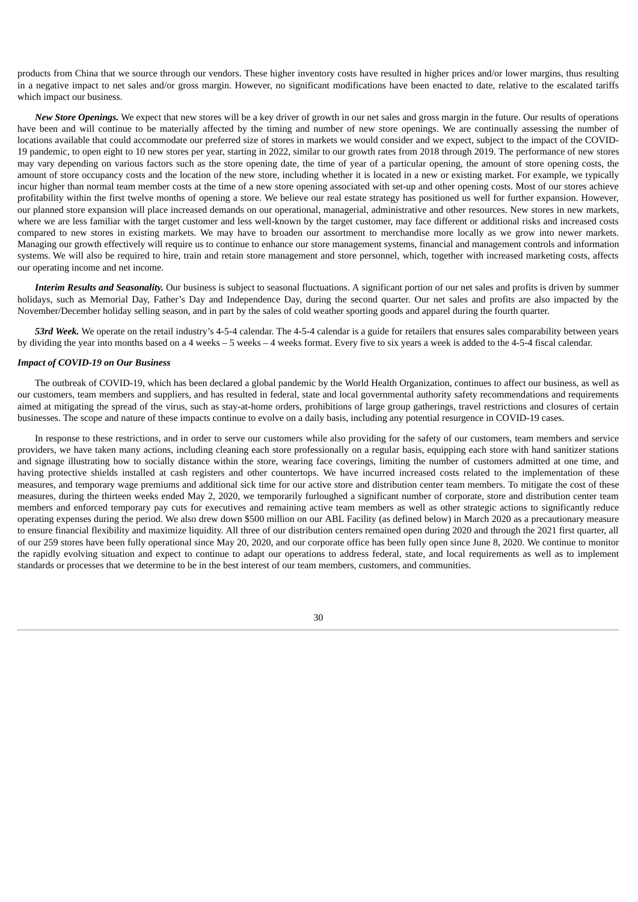products from China that we source through our vendors. These higher inventory costs have resulted in higher prices and/or lower margins, thus resulting in a negative impact to net sales and/or gross margin. However, no significant modifications have been enacted to date, relative to the escalated tariffs which impact our business.

***New Store Openings.*** We expect that new stores will be a key driver of growth in our net sales and gross margin in the future. Our results of operations have been and will continue to be materially affected by the timing and number of new store openings. We are continually assessing the number of locations available that could accommodate our preferred size of stores in markets we would consider and we expect, subject to the impact of the COVID-19 pandemic, to open eight to 10 new stores per year, starting in 2022, similar to our growth rates from 2018 through 2019. The performance of new stores may vary depending on various factors such as the store opening date, the time of year of a particular opening, the amount of store opening costs, the amount of store occupancy costs and the location of the new store, including whether it is located in a new or existing market. For example, we typically incur higher than normal team member costs at the time of a new store opening associated with set-up and other opening costs. Most of our stores achieve profitability within the first twelve months of opening a store. We believe our real estate strategy has positioned us well for further expansion. However, our planned store expansion will place increased demands on our operational, managerial, administrative and other resources. New stores in new markets, where we are less familiar with the target customer and less well-known by the target customer, may face different or additional risks and increased costs compared to new stores in existing markets. We may have to broaden our assortment to merchandise more locally as we grow into newer markets. Managing our growth effectively will require us to continue to enhance our store management systems, financial and management controls and information systems. We will also be required to hire, train and retain store management and store personnel, which, together with increased marketing costs, affects our operating income and net income.

***Interim Results and Seasonality.*** Our business is subject to seasonal fluctuations. A significant portion of our net sales and profits is driven by summer holidays, such as Memorial Day, Father's Day and Independence Day, during the second quarter. Our net sales and profits are also impacted by the November/December holiday selling season, and in part by the sales of cold weather sporting goods and apparel during the fourth quarter.

***53rd Week.*** We operate on the retail industry's 4-5-4 calendar. The 4-5-4 calendar is a guide for retailers that ensures sales comparability between years by dividing the year into months based on a 4 weeks – 5 weeks – 4 weeks format. Every five to six years a week is added to the 4-5-4 fiscal calendar.

***Impact of COVID-19 on Our Business***

The outbreak of COVID-19, which has been declared a global pandemic by the World Health Organization, continues to affect our business, as well as our customers, team members and suppliers, and has resulted in federal, state and local governmental authority safety recommendations and requirements aimed at mitigating the spread of the virus, such as stay-at-home orders, prohibitions of large group gatherings, travel restrictions and closures of certain businesses. The scope and nature of these impacts continue to evolve on a daily basis, including any potential resurgence in COVID-19 cases.

In response to these restrictions, and in order to serve our customers while also providing for the safety of our customers, team members and service providers, we have taken many actions, including cleaning each store professionally on a regular basis, equipping each store with hand sanitizer stations and signage illustrating how to socially distance within the store, wearing face coverings, limiting the number of customers admitted at one time, and having protective shields installed at cash registers and other countertops. We have incurred increased costs related to the implementation of these measures, and temporary wage premiums and additional sick time for our active store and distribution center team members. To mitigate the cost of these measures, during the thirteen weeks ended May 2, 2020, we temporarily furloughed a significant number of corporate, store and distribution center team members and enforced temporary pay cuts for executives and remaining active team members as well as other strategic actions to significantly reduce operating expenses during the period. We also drew down $500 million on our ABL Facility (as defined below) in March 2020 as a precautionary measure to ensure financial flexibility and maximize liquidity. All three of our distribution centers remained open during 2020 and through the 2021 first quarter, all of our 259 stores have been fully operational since May 20, 2020, and our corporate office has been fully open since June 8, 2020. We continue to monitor the rapidly evolving situation and expect to continue to adapt our operations to address federal, state, and local requirements as well as to implement standards or processes that we determine to be in the best interest of our team members, customers, and communities.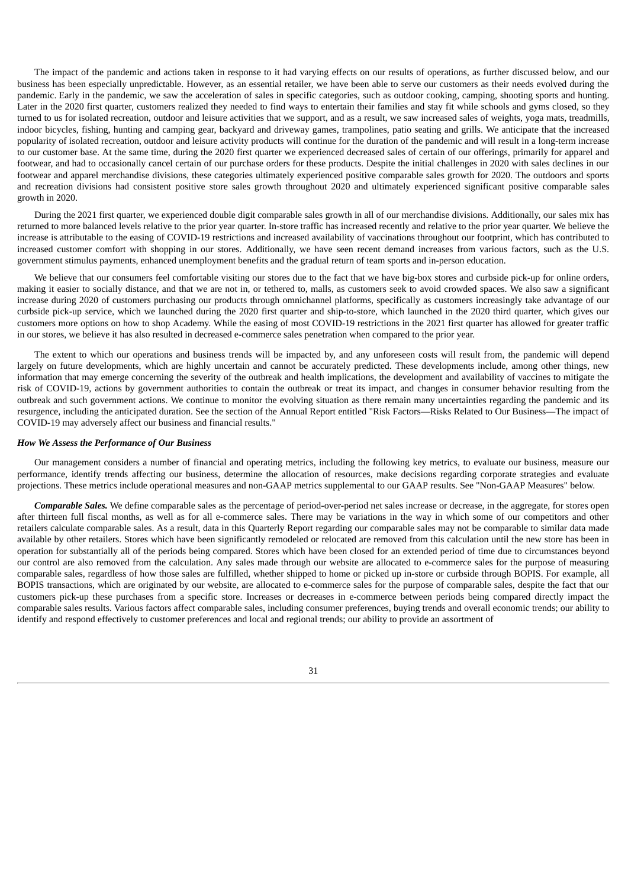The impact of the pandemic and actions taken in response to it had varying effects on our results of operations, as further discussed below, and our business has been especially unpredictable. However, as an essential retailer, we have been able to serve our customers as their needs evolved during the pandemic. Early in the pandemic, we saw the acceleration of sales in specific categories, such as outdoor cooking, camping, shooting sports and hunting. Later in the 2020 first quarter, customers realized they needed to find ways to entertain their families and stay fit while schools and gyms closed, so they turned to us for isolated recreation, outdoor and leisure activities that we support, and as a result, we saw increased sales of weights, yoga mats, treadmills, indoor bicycles, fishing, hunting and camping gear, backyard and driveway games, trampolines, patio seating and grills. We anticipate that the increased popularity of isolated recreation, outdoor and leisure activity products will continue for the duration of the pandemic and will result in a long-term increase to our customer base. At the same time, during the 2020 first quarter we experienced decreased sales of certain of our offerings, primarily for apparel and footwear, and had to occasionally cancel certain of our purchase orders for these products. Despite the initial challenges in 2020 with sales declines in our footwear and apparel merchandise divisions, these categories ultimately experienced positive comparable sales growth for 2020. The outdoors and sports and recreation divisions had consistent positive store sales growth throughout 2020 and ultimately experienced significant positive comparable sales growth in 2020.

During the 2021 first quarter, we experienced double digit comparable sales growth in all of our merchandise divisions. Additionally, our sales mix has returned to more balanced levels relative to the prior year quarter. In-store traffic has increased recently and relative to the prior year quarter. We believe the increase is attributable to the easing of COVID-19 restrictions and increased availability of vaccinations throughout our footprint, which has contributed to increased customer comfort with shopping in our stores. Additionally, we have seen recent demand increases from various factors, such as the U.S. government stimulus payments, enhanced unemployment benefits and the gradual return of team sports and in-person education.

We believe that our consumers feel comfortable visiting our stores due to the fact that we have big-box stores and curbside pick-up for online orders, making it easier to socially distance, and that we are not in, or tethered to, malls, as customers seek to avoid crowded spaces. We also saw a significant increase during 2020 of customers purchasing our products through omnichannel platforms, specifically as customers increasingly take advantage of our curbside pick-up service, which we launched during the 2020 first quarter and ship-to-store, which launched in the 2020 third quarter, which gives our customers more options on how to shop Academy. While the easing of most COVID-19 restrictions in the 2021 first quarter has allowed for greater traffic in our stores, we believe it has also resulted in decreased e-commerce sales penetration when compared to the prior year.

The extent to which our operations and business trends will be impacted by, and any unforeseen costs will result from, the pandemic will depend largely on future developments, which are highly uncertain and cannot be accurately predicted. These developments include, among other things, new information that may emerge concerning the severity of the outbreak and health implications, the development and availability of vaccines to mitigate the risk of COVID-19, actions by government authorities to contain the outbreak or treat its impact, and changes in consumer behavior resulting from the outbreak and such government actions. We continue to monitor the evolving situation as there remain many uncertainties regarding the pandemic and its resurgence, including the anticipated duration. See the section of the Annual Report entitled "Risk Factors—Risks Related to Our Business—The impact of COVID-19 may adversely affect our business and financial results."

***How We Assess the Performance of Our Business***

Our management considers a number of financial and operating metrics, including the following key metrics, to evaluate our business, measure our performance, identify trends affecting our business, determine the allocation of resources, make decisions regarding corporate strategies and evaluate projections. These metrics include operational measures and non-GAAP metrics supplemental to our GAAP results. See "Non-GAAP Measures" below.

***Comparable Sales.*** We define comparable sales as the percentage of period-over-period net sales increase or decrease, in the aggregate, for stores open after thirteen full fiscal months, as well as for all e-commerce sales. There may be variations in the way in which some of our competitors and other retailers calculate comparable sales. As a result, data in this Quarterly Report regarding our comparable sales may not be comparable to similar data made available by other retailers. Stores which have been significantly remodeled or relocated are removed from this calculation until the new store has been in operation for substantially all of the periods being compared. Stores which have been closed for an extended period of time due to circumstances beyond our control are also removed from the calculation. Any sales made through our website are allocated to e-commerce sales for the purpose of measuring comparable sales, regardless of how those sales are fulfilled, whether shipped to home or picked up in-store or curbside through BOPIS. For example, all BOPIS transactions, which are originated by our website, are allocated to e-commerce sales for the purpose of comparable sales, despite the fact that our customers pick-up these purchases from a specific store. Increases or decreases in e-commerce between periods being compared directly impact the comparable sales results. Various factors affect comparable sales, including consumer preferences, buying trends and overall economic trends; our ability to identify and respond effectively to customer preferences and local and regional trends; our ability to provide an assortment of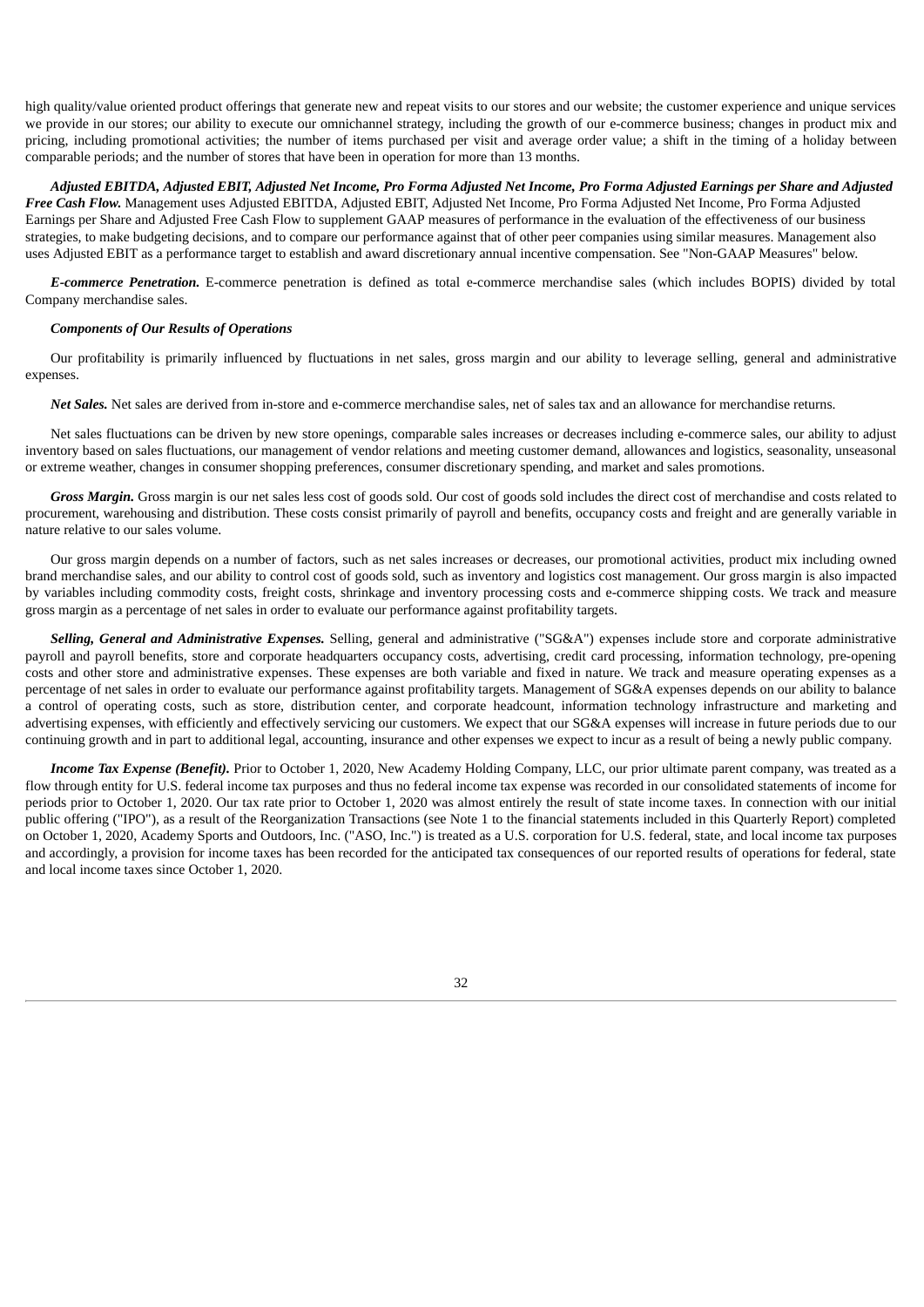high quality/value oriented product offerings that generate new and repeat visits to our stores and our website; the customer experience and unique services we provide in our stores; our ability to execute our omnichannel strategy, including the growth of our e-commerce business; changes in product mix and pricing, including promotional activities; the number of items purchased per visit and average order value; a shift in the timing of a holiday between comparable periods; and the number of stores that have been in operation for more than 13 months.

***Adjusted EBITDA, Adjusted EBIT, Adjusted Net Income, Pro Forma Adjusted Net Income, Pro Forma Adjusted Earnings per Share and Adjusted Free Cash Flow.*** Management uses Adjusted EBITDA, Adjusted EBIT, Adjusted Net Income, Pro Forma Adjusted Net Income, Pro Forma Adjusted Earnings per Share and Adjusted Free Cash Flow to supplement GAAP measures of performance in the evaluation of the effectiveness of our business strategies, to make budgeting decisions, and to compare our performance against that of other peer companies using similar measures. Management also uses Adjusted EBIT as a performance target to establish and award discretionary annual incentive compensation. See "Non-GAAP Measures" below.

***E-commerce Penetration.*** E-commerce penetration is defined as total e-commerce merchandise sales (which includes BOPIS) divided by total Company merchandise sales.

***Components of Our Results of Operations***

Our profitability is primarily influenced by fluctuations in net sales, gross margin and our ability to leverage selling, general and administrative expenses.

***Net Sales.*** Net sales are derived from in-store and e-commerce merchandise sales, net of sales tax and an allowance for merchandise returns.

Net sales fluctuations can be driven by new store openings, comparable sales increases or decreases including e-commerce sales, our ability to adjust inventory based on sales fluctuations, our management of vendor relations and meeting customer demand, allowances and logistics, seasonality, unseasonal or extreme weather, changes in consumer shopping preferences, consumer discretionary spending, and market and sales promotions.

***Gross Margin.*** Gross margin is our net sales less cost of goods sold. Our cost of goods sold includes the direct cost of merchandise and costs related to procurement, warehousing and distribution. These costs consist primarily of payroll and benefits, occupancy costs and freight and are generally variable in nature relative to our sales volume.

Our gross margin depends on a number of factors, such as net sales increases or decreases, our promotional activities, product mix including owned brand merchandise sales, and our ability to control cost of goods sold, such as inventory and logistics cost management. Our gross margin is also impacted by variables including commodity costs, freight costs, shrinkage and inventory processing costs and e-commerce shipping costs. We track and measure gross margin as a percentage of net sales in order to evaluate our performance against profitability targets.

***Selling, General and Administrative Expenses.*** Selling, general and administrative ("SG&A") expenses include store and corporate administrative payroll and payroll benefits, store and corporate headquarters occupancy costs, advertising, credit card processing, information technology, pre-opening costs and other store and administrative expenses. These expenses are both variable and fixed in nature. We track and measure operating expenses as a percentage of net sales in order to evaluate our performance against profitability targets. Management of SG&A expenses depends on our ability to balance a control of operating costs, such as store, distribution center, and corporate headcount, information technology infrastructure and marketing and advertising expenses, with efficiently and effectively servicing our customers. We expect that our SG&A expenses will increase in future periods due to our continuing growth and in part to additional legal, accounting, insurance and other expenses we expect to incur as a result of being a newly public company.

***Income Tax Expense (Benefit).*** Prior to October 1, 2020, New Academy Holding Company, LLC, our prior ultimate parent company, was treated as a flow through entity for U.S. federal income tax purposes and thus no federal income tax expense was recorded in our consolidated statements of income for periods prior to October 1, 2020. Our tax rate prior to October 1, 2020 was almost entirely the result of state income taxes. In connection with our initial public offering ("IPO"), as a result of the Reorganization Transactions (see Note 1 to the financial statements included in this Quarterly Report) completed on October 1, 2020, Academy Sports and Outdoors, Inc. ("ASO, Inc.") is treated as a U.S. corporation for U.S. federal, state, and local income tax purposes and accordingly, a provision for income taxes has been recorded for the anticipated tax consequences of our reported results of operations for federal, state and local income taxes since October 1, 2020.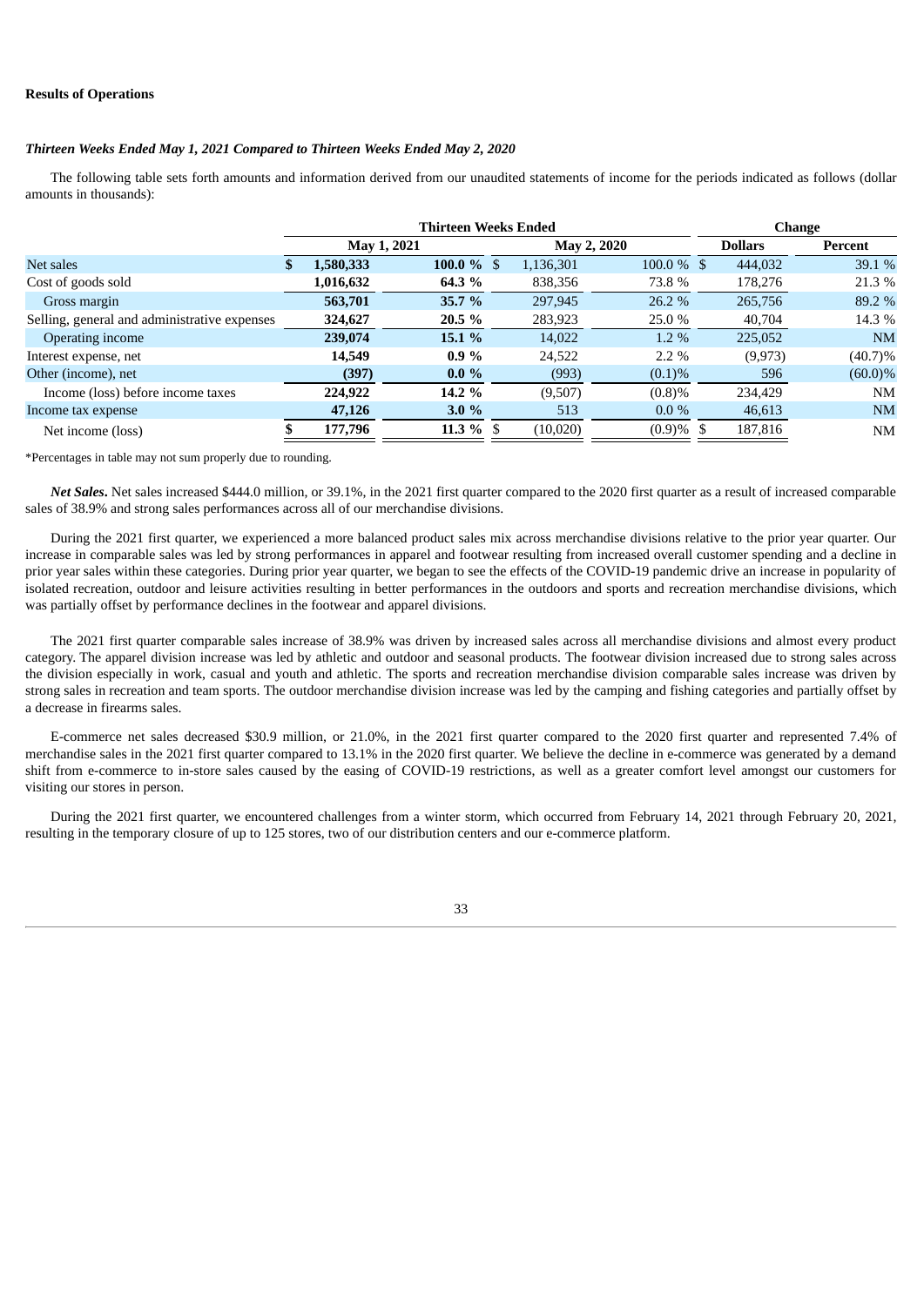**Results of Operations**

***Thirteen Weeks Ended May 1, 2021 Compared to Thirteen Weeks Ended May 2, 2020***

The following table sets forth amounts and information derived from our unaudited statements of income for the periods indicated as follows (dollar amounts in thousands):

| | Thirteen Weeks Ended | | | | Change | |
|---|---|---|---|---|---|---|
| | May 1, 2021 | | May 2, 2020 | | Dollars | Percent |
| Net sales | **$ 1,580,333** | **100.0 %** | $ 1,136,301 | 100.0 % | $ 444,032 | 39.1 % |
| Cost of goods sold | **1,016,632** | **64.3 %** | 838,356 | 73.8 % | 178,276 | 21.3 % |
| Gross margin | **563,701** | **35.7 %** | 297,945 | 26.2 % | 265,756 | 89.2 % |
| Selling, general and administrative expenses | **324,627** | **20.5 %** | 283,923 | 25.0 % | 40,704 | 14.3 % |
| Operating income | **239,074** | **15.1 %** | 14,022 | 1.2 % | 225,052 | NM |
| Interest expense, net | **14,549** | **0.9 %** | 24,522 | 2.2 % | (9,973) | (40.7)% |
| Other (income), net | **(397)** | **0.0 %** | (993) | (0.1)% | 596 | (60.0)% |
| Income (loss) before income taxes | **224,922** | **14.2 %** | (9,507) | (0.8)% | 234,429 | NM |
| Income tax expense | **47,126** | **3.0 %** | 513 | 0.0 % | 46,613 | NM |
| Net income (loss) | **$ 177,796** | **11.3 %** | $ (10,020) | (0.9)% | $ 187,816 | NM |

*Percentages in table may not sum properly due to rounding.

***Net Sales*.** Net sales increased $444.0 million, or 39.1%, in the 2021 first quarter compared to the 2020 first quarter as a result of increased comparable sales of 38.9% and strong sales performances across all of our merchandise divisions.

During the 2021 first quarter, we experienced a more balanced product sales mix across merchandise divisions relative to the prior year quarter. Our increase in comparable sales was led by strong performances in apparel and footwear resulting from increased overall customer spending and a decline in prior year sales within these categories. During prior year quarter, we began to see the effects of the COVID-19 pandemic drive an increase in popularity of isolated recreation, outdoor and leisure activities resulting in better performances in the outdoors and sports and recreation merchandise divisions, which was partially offset by performance declines in the footwear and apparel divisions.

The 2021 first quarter comparable sales increase of 38.9% was driven by increased sales across all merchandise divisions and almost every product category. The apparel division increase was led by athletic and outdoor and seasonal products. The footwear division increased due to strong sales across the division especially in work, casual and youth and athletic. The sports and recreation merchandise division comparable sales increase was driven by strong sales in recreation and team sports. The outdoor merchandise division increase was led by the camping and fishing categories and partially offset by a decrease in firearms sales.

E-commerce net sales decreased $30.9 million, or 21.0%, in the 2021 first quarter compared to the 2020 first quarter and represented 7.4% of merchandise sales in the 2021 first quarter compared to 13.1% in the 2020 first quarter. We believe the decline in e-commerce was generated by a demand shift from e-commerce to in-store sales caused by the easing of COVID-19 restrictions, as well as a greater comfort level amongst our customers for visiting our stores in person.

During the 2021 first quarter, we encountered challenges from a winter storm, which occurred from February 14, 2021 through February 20, 2021, resulting in the temporary closure of up to 125 stores, two of our distribution centers and our e-commerce platform.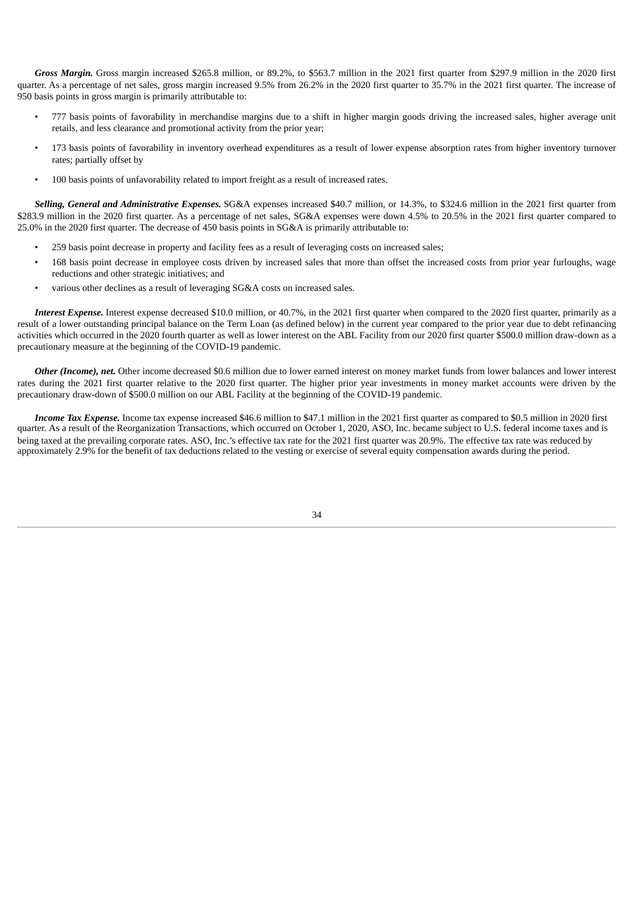***Gross Margin.*** Gross margin increased $265.8 million, or 89.2%, to $563.7 million in the 2021 first quarter from $297.9 million in the 2020 first quarter. As a percentage of net sales, gross margin increased 9.5% from 26.2% in the 2020 first quarter to 35.7% in the 2021 first quarter. The increase of 950 basis points in gross margin is primarily attributable to:

- 777 basis points of favorability in merchandise margins due to a shift in higher margin goods driving the increased sales, higher average unit retails, and less clearance and promotional activity from the prior year;
- 173 basis points of favorability in inventory overhead expenditures as a result of lower expense absorption rates from higher inventory turnover rates; partially offset by
- 100 basis points of unfavorability related to import freight as a result of increased rates.

***Selling, General and Administrative Expenses.*** SG&A expenses increased $40.7 million, or 14.3%, to $324.6 million in the 2021 first quarter from $283.9 million in the 2020 first quarter. As a percentage of net sales, SG&A expenses were down 4.5% to 20.5% in the 2021 first quarter compared to 25.0% in the 2020 first quarter. The decrease of 450 basis points in SG&A is primarily attributable to:

- 259 basis point decrease in property and facility fees as a result of leveraging costs on increased sales;
- 168 basis point decrease in employee costs driven by increased sales that more than offset the increased costs from prior year furloughs, wage reductions and other strategic initiatives; and
- various other declines as a result of leveraging SG&A costs on increased sales.

***Interest Expense.*** Interest expense decreased $10.0 million, or 40.7%, in the 2021 first quarter when compared to the 2020 first quarter, primarily as a result of a lower outstanding principal balance on the Term Loan (as defined below) in the current year compared to the prior year due to debt refinancing activities which occurred in the 2020 fourth quarter as well as lower interest on the ABL Facility from our 2020 first quarter $500.0 million draw-down as a precautionary measure at the beginning of the COVID-19 pandemic.

***Other (Income), net.*** Other income decreased $0.6 million due to lower earned interest on money market funds from lower balances and lower interest rates during the 2021 first quarter relative to the 2020 first quarter. The higher prior year investments in money market accounts were driven by the precautionary draw-down of $500.0 million on our ABL Facility at the beginning of the COVID-19 pandemic.

***Income Tax Expense.*** Income tax expense increased $46.6 million to $47.1 million in the 2021 first quarter as compared to $0.5 million in 2020 first quarter. As a result of the Reorganization Transactions, which occurred on October 1, 2020, ASO, Inc. became subject to U.S. federal income taxes and is being taxed at the prevailing corporate rates. ASO, Inc.'s effective tax rate for the 2021 first quarter was 20.9%. The effective tax rate was reduced by approximately 2.9% for the benefit of tax deductions related to the vesting or exercise of several equity compensation awards during the period.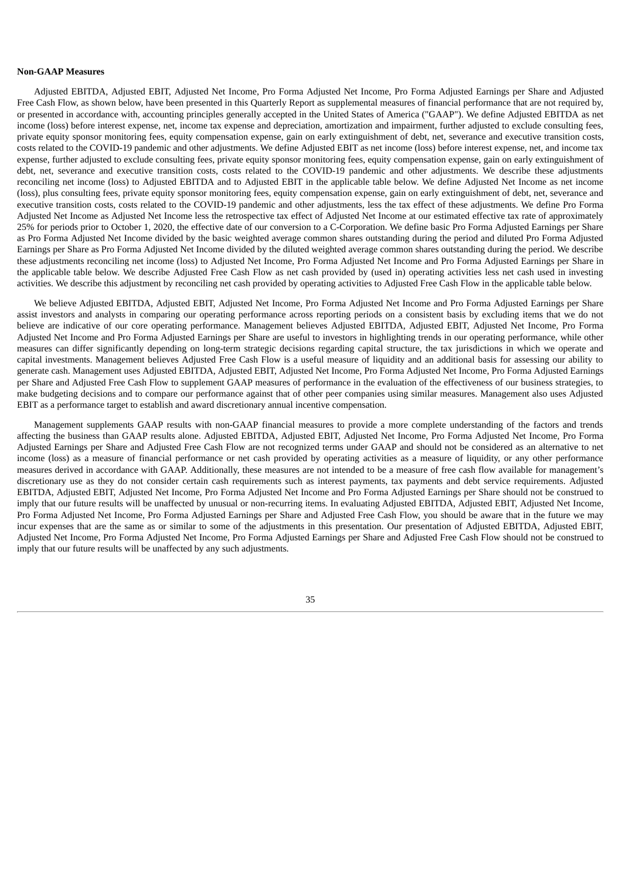**Non-GAAP Measures**

Adjusted EBITDA, Adjusted EBIT, Adjusted Net Income, Pro Forma Adjusted Net Income, Pro Forma Adjusted Earnings per Share and Adjusted Free Cash Flow, as shown below, have been presented in this Quarterly Report as supplemental measures of financial performance that are not required by, or presented in accordance with, accounting principles generally accepted in the United States of America ("GAAP"). We define Adjusted EBITDA as net income (loss) before interest expense, net, income tax expense and depreciation, amortization and impairment, further adjusted to exclude consulting fees, private equity sponsor monitoring fees, equity compensation expense, gain on early extinguishment of debt, net, severance and executive transition costs, costs related to the COVID-19 pandemic and other adjustments. We define Adjusted EBIT as net income (loss) before interest expense, net, and income tax expense, further adjusted to exclude consulting fees, private equity sponsor monitoring fees, equity compensation expense, gain on early extinguishment of debt, net, severance and executive transition costs, costs related to the COVID-19 pandemic and other adjustments. We describe these adjustments reconciling net income (loss) to Adjusted EBITDA and to Adjusted EBIT in the applicable table below. We define Adjusted Net Income as net income (loss), plus consulting fees, private equity sponsor monitoring fees, equity compensation expense, gain on early extinguishment of debt, net, severance and executive transition costs, costs related to the COVID-19 pandemic and other adjustments, less the tax effect of these adjustments. We define Pro Forma Adjusted Net Income as Adjusted Net Income less the retrospective tax effect of Adjusted Net Income at our estimated effective tax rate of approximately 25% for periods prior to October 1, 2020, the effective date of our conversion to a C-Corporation. We define basic Pro Forma Adjusted Earnings per Share as Pro Forma Adjusted Net Income divided by the basic weighted average common shares outstanding during the period and diluted Pro Forma Adjusted Earnings per Share as Pro Forma Adjusted Net Income divided by the diluted weighted average common shares outstanding during the period. We describe these adjustments reconciling net income (loss) to Adjusted Net Income, Pro Forma Adjusted Net Income and Pro Forma Adjusted Earnings per Share in the applicable table below. We describe Adjusted Free Cash Flow as net cash provided by (used in) operating activities less net cash used in investing activities. We describe this adjustment by reconciling net cash provided by operating activities to Adjusted Free Cash Flow in the applicable table below.

We believe Adjusted EBITDA, Adjusted EBIT, Adjusted Net Income, Pro Forma Adjusted Net Income and Pro Forma Adjusted Earnings per Share assist investors and analysts in comparing our operating performance across reporting periods on a consistent basis by excluding items that we do not believe are indicative of our core operating performance. Management believes Adjusted EBITDA, Adjusted EBIT, Adjusted Net Income, Pro Forma Adjusted Net Income and Pro Forma Adjusted Earnings per Share are useful to investors in highlighting trends in our operating performance, while other measures can differ significantly depending on long-term strategic decisions regarding capital structure, the tax jurisdictions in which we operate and capital investments. Management believes Adjusted Free Cash Flow is a useful measure of liquidity and an additional basis for assessing our ability to generate cash. Management uses Adjusted EBITDA, Adjusted EBIT, Adjusted Net Income, Pro Forma Adjusted Net Income, Pro Forma Adjusted Earnings per Share and Adjusted Free Cash Flow to supplement GAAP measures of performance in the evaluation of the effectiveness of our business strategies, to make budgeting decisions and to compare our performance against that of other peer companies using similar measures. Management also uses Adjusted EBIT as a performance target to establish and award discretionary annual incentive compensation.

Management supplements GAAP results with non-GAAP financial measures to provide a more complete understanding of the factors and trends affecting the business than GAAP results alone. Adjusted EBITDA, Adjusted EBIT, Adjusted Net Income, Pro Forma Adjusted Net Income, Pro Forma Adjusted Earnings per Share and Adjusted Free Cash Flow are not recognized terms under GAAP and should not be considered as an alternative to net income (loss) as a measure of financial performance or net cash provided by operating activities as a measure of liquidity, or any other performance measures derived in accordance with GAAP. Additionally, these measures are not intended to be a measure of free cash flow available for management's discretionary use as they do not consider certain cash requirements such as interest payments, tax payments and debt service requirements. Adjusted EBITDA, Adjusted EBIT, Adjusted Net Income, Pro Forma Adjusted Net Income and Pro Forma Adjusted Earnings per Share should not be construed to imply that our future results will be unaffected by unusual or non-recurring items. In evaluating Adjusted EBITDA, Adjusted EBIT, Adjusted Net Income, Pro Forma Adjusted Net Income, Pro Forma Adjusted Earnings per Share and Adjusted Free Cash Flow, you should be aware that in the future we may incur expenses that are the same as or similar to some of the adjustments in this presentation. Our presentation of Adjusted EBITDA, Adjusted EBIT, Adjusted Net Income, Pro Forma Adjusted Net Income, Pro Forma Adjusted Earnings per Share and Adjusted Free Cash Flow should not be construed to imply that our future results will be unaffected by any such adjustments.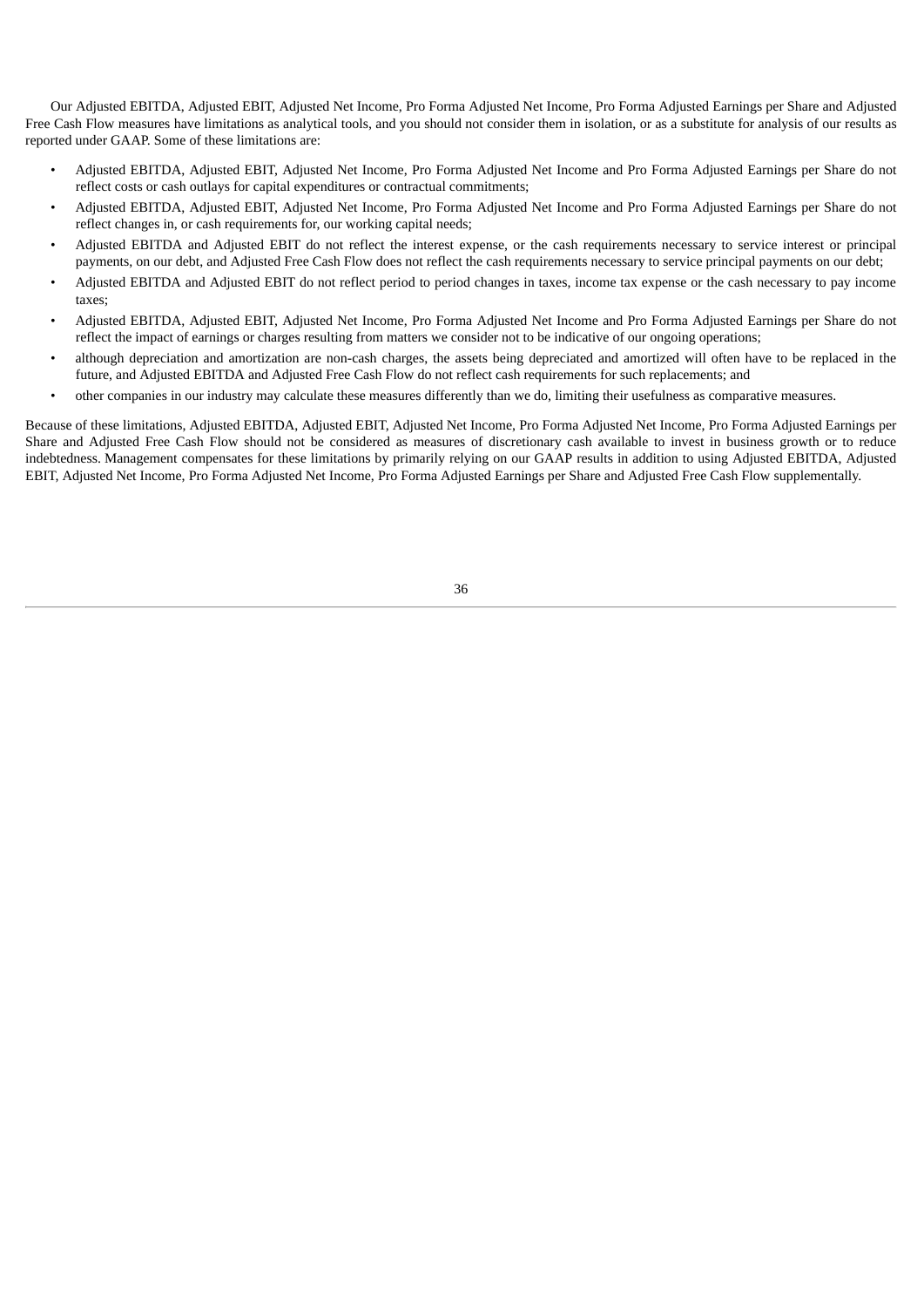Our Adjusted EBITDA, Adjusted EBIT, Adjusted Net Income, Pro Forma Adjusted Net Income, Pro Forma Adjusted Earnings per Share and Adjusted Free Cash Flow measures have limitations as analytical tools, and you should not consider them in isolation, or as a substitute for analysis of our results as reported under GAAP. Some of these limitations are:

- Adjusted EBITDA, Adjusted EBIT, Adjusted Net Income, Pro Forma Adjusted Net Income and Pro Forma Adjusted Earnings per Share do not reflect costs or cash outlays for capital expenditures or contractual commitments;
- Adjusted EBITDA, Adjusted EBIT, Adjusted Net Income, Pro Forma Adjusted Net Income and Pro Forma Adjusted Earnings per Share do not reflect changes in, or cash requirements for, our working capital needs;
- Adjusted EBITDA and Adjusted EBIT do not reflect the interest expense, or the cash requirements necessary to service interest or principal payments, on our debt, and Adjusted Free Cash Flow does not reflect the cash requirements necessary to service principal payments on our debt;
- Adjusted EBITDA and Adjusted EBIT do not reflect period to period changes in taxes, income tax expense or the cash necessary to pay income taxes;
- Adjusted EBITDA, Adjusted EBIT, Adjusted Net Income, Pro Forma Adjusted Net Income and Pro Forma Adjusted Earnings per Share do not reflect the impact of earnings or charges resulting from matters we consider not to be indicative of our ongoing operations;
- although depreciation and amortization are non-cash charges, the assets being depreciated and amortized will often have to be replaced in the future, and Adjusted EBITDA and Adjusted Free Cash Flow do not reflect cash requirements for such replacements; and
- other companies in our industry may calculate these measures differently than we do, limiting their usefulness as comparative measures.

Because of these limitations, Adjusted EBITDA, Adjusted EBIT, Adjusted Net Income, Pro Forma Adjusted Net Income, Pro Forma Adjusted Earnings per Share and Adjusted Free Cash Flow should not be considered as measures of discretionary cash available to invest in business growth or to reduce indebtedness. Management compensates for these limitations by primarily relying on our GAAP results in addition to using Adjusted EBITDA, Adjusted EBIT, Adjusted Net Income, Pro Forma Adjusted Net Income, Pro Forma Adjusted Earnings per Share and Adjusted Free Cash Flow supplementally.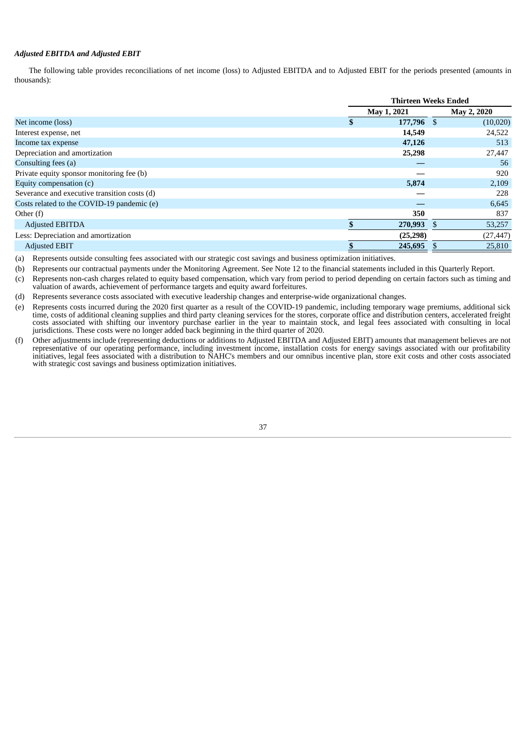***Adjusted EBITDA and Adjusted EBIT***

The following table provides reconciliations of net income (loss) to Adjusted EBITDA and to Adjusted EBIT for the periods presented (amounts in thousands):

| | Thirteen Weeks Ended | |
|---|---|---|
| | **May 1, 2021** | **May 2, 2020** |
| Net income (loss) | **$ 177,796** | $ (10,020) |
| Interest expense, net | **14,549** | 24,522 |
| Income tax expense | **47,126** | 513 |
| Depreciation and amortization | **25,298** | 27,447 |
| Consulting fees (a) | **—** | 56 |
| Private equity sponsor monitoring fee (b) | **—** | 920 |
| Equity compensation (c) | **5,874** | 2,109 |
| Severance and executive transition costs (d) | **—** | 228 |
| Costs related to the COVID-19 pandemic (e) | **—** | 6,645 |
| Other (f) | **350** | 837 |
| Adjusted EBITDA | **$ 270,993** | $ 53,257 |
| Less: Depreciation and amortization | **(25,298)** | (27,447) |
| Adjusted EBIT | **$ 245,695** | $ 25,810 |

(a) Represents outside consulting fees associated with our strategic cost savings and business optimization initiatives.

(b) Represents our contractual payments under the Monitoring Agreement. See Note 12 to the financial statements included in this Quarterly Report.

(c) Represents non-cash charges related to equity based compensation, which vary from period to period depending on certain factors such as timing and valuation of awards, achievement of performance targets and equity award forfeitures.

(d) Represents severance costs associated with executive leadership changes and enterprise-wide organizational changes.

(e) Represents costs incurred during the 2020 first quarter as a result of the COVID-19 pandemic, including temporary wage premiums, additional sick time, costs of additional cleaning supplies and third party cleaning services for the stores, corporate office and distribution centers, accelerated freight costs associated with shifting our inventory purchase earlier in the year to maintain stock, and legal fees associated with consulting in local jurisdictions. These costs were no longer added back beginning in the third quarter of 2020.

(f) Other adjustments include (representing deductions or additions to Adjusted EBITDA and Adjusted EBIT) amounts that management believes are not representative of our operating performance, including investment income, installation costs for energy savings associated with our profitability initiatives, legal fees associated with a distribution to NAHC's members and our omnibus incentive plan, store exit costs and other costs associated with strategic cost savings and business optimization initiatives.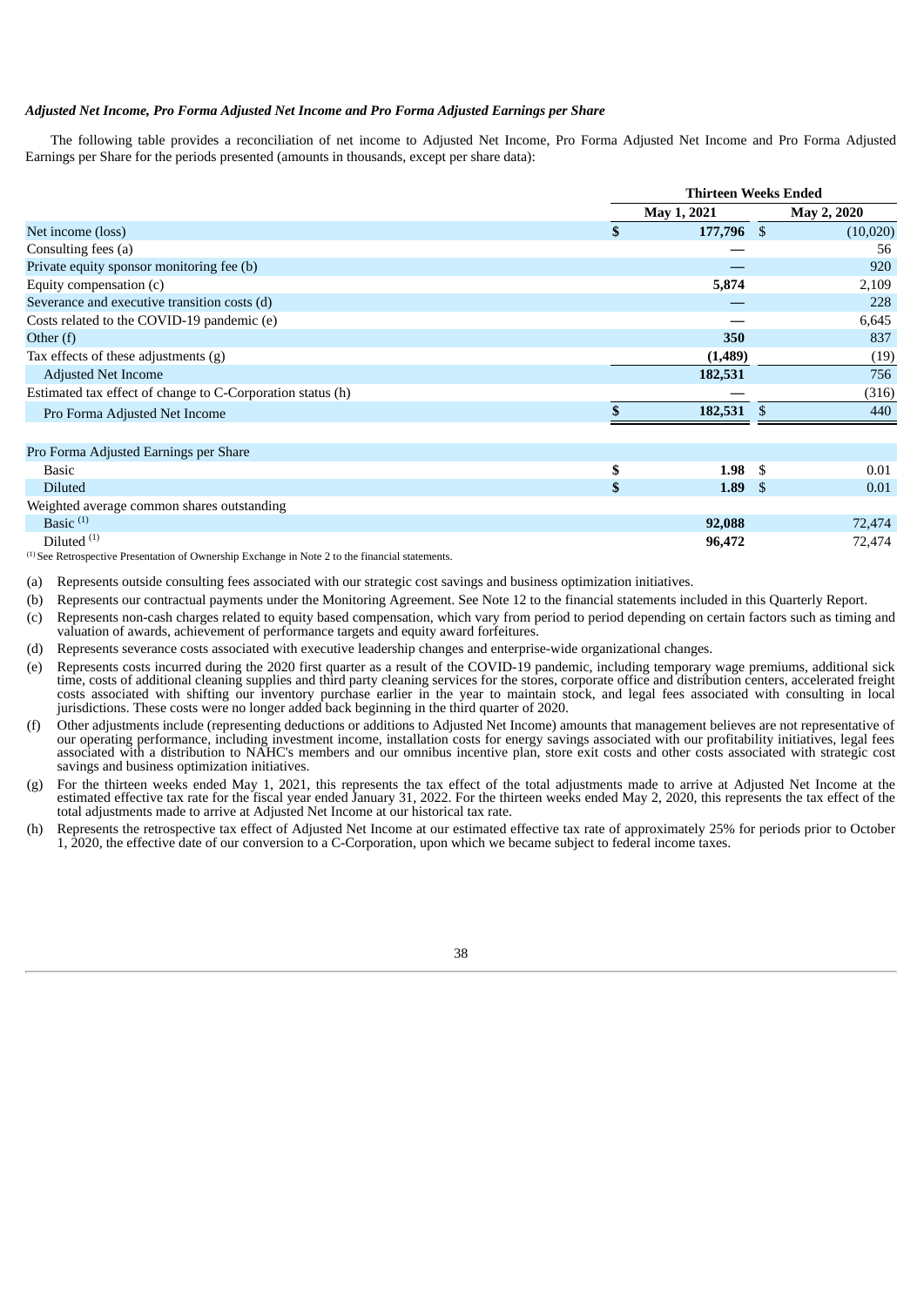*Adjusted Net Income, Pro Forma Adjusted Net Income and Pro Forma Adjusted Earnings per Share*

The following table provides a reconciliation of net income to Adjusted Net Income, Pro Forma Adjusted Net Income and Pro Forma Adjusted Earnings per Share for the periods presented (amounts in thousands, except per share data):

| | Thirteen Weeks Ended | |
|---|---|---|
| | May 1, 2021 | May 2, 2020 |
| Net income (loss) | $ **177,796** | $ (10,020) |
| Consulting fees (a) | **—** | 56 |
| Private equity sponsor monitoring fee (b) | **—** | 920 |
| Equity compensation (c) | **5,874** | 2,109 |
| Severance and executive transition costs (d) | **—** | 228 |
| Costs related to the COVID-19 pandemic (e) | **—** | 6,645 |
| Other (f) | **350** | 837 |
| Tax effects of these adjustments (g) | **(1,489)** | (19) |
| Adjusted Net Income | **182,531** | 756 |
| Estimated tax effect of change to C-Corporation status (h) | **—** | (316) |
| Pro Forma Adjusted Net Income | $ **182,531** | $ 440 |
| | | |
| Pro Forma Adjusted Earnings per Share | | |
| Basic | $ **1.98** | $ 0.01 |
| Diluted | $ **1.89** | $ 0.01 |
| Weighted average common shares outstanding | | |
| Basic [(1)] | **92,088** | 72,474 |
| Diluted [(1)] | **96,472** | 72,474 |

[(1)] See Retrospective Presentation of Ownership Exchange in Note 2 to the financial statements.

(a) Represents outside consulting fees associated with our strategic cost savings and business optimization initiatives.

(b) Represents our contractual payments under the Monitoring Agreement. See Note 12 to the financial statements included in this Quarterly Report.

(c) Represents non-cash charges related to equity based compensation, which vary from period to period depending on certain factors such as timing and valuation of awards, achievement of performance targets and equity award forfeitures.

(d) Represents severance costs associated with executive leadership changes and enterprise-wide organizational changes.

(e) Represents costs incurred during the 2020 first quarter as a result of the COVID-19 pandemic, including temporary wage premiums, additional sick time, costs of additional cleaning supplies and third party cleaning services for the stores, corporate office and distribution centers, accelerated freight costs associated with shifting our inventory purchase earlier in the year to maintain stock, and legal fees associated with consulting in local jurisdictions. These costs were no longer added back beginning in the third quarter of 2020.

(f) Other adjustments include (representing deductions or additions to Adjusted Net Income) amounts that management believes are not representative of our operating performance, including investment income, installation costs for energy savings associated with our profitability initiatives, legal fees associated with a distribution to NAHC's members and our omnibus incentive plan, store exit costs and other costs associated with strategic cost savings and business optimization initiatives.

(g) For the thirteen weeks ended May 1, 2021, this represents the tax effect of the total adjustments made to arrive at Adjusted Net Income at the estimated effective tax rate for the fiscal year ended January 31, 2022. For the thirteen weeks ended May 2, 2020, this represents the tax effect of the total adjustments made to arrive at Adjusted Net Income at our historical tax rate.

(h) Represents the retrospective tax effect of Adjusted Net Income at our estimated effective tax rate of approximately 25% for periods prior to October 1, 2020, the effective date of our conversion to a C-Corporation, upon which we became subject to federal income taxes.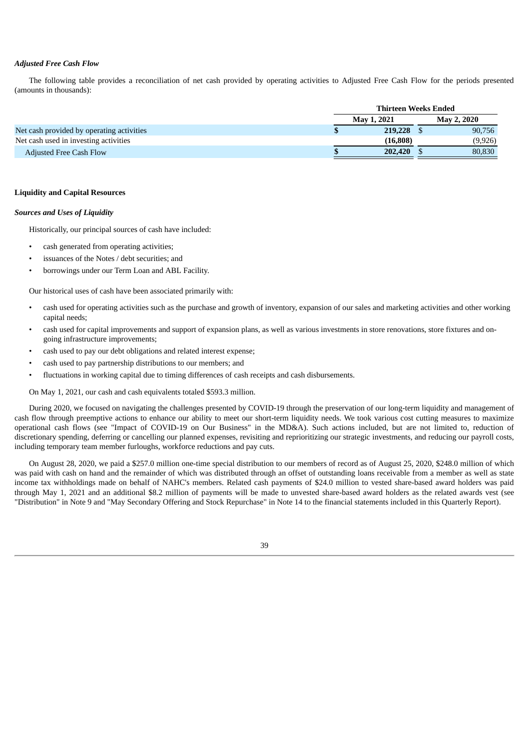### *Adjusted Free Cash Flow*

The following table provides a reconciliation of net cash provided by operating activities to Adjusted Free Cash Flow for the periods presented (amounts in thousands):

| | Thirteen Weeks Ended | |
|---|---|---|
| | May 1, 2021 | May 2, 2020 |
| Net cash provided by operating activities | **$ 219,228** | $ 90,756 |
| Net cash used in investing activities | **(16,808)** | (9,926) |
| Adjusted Free Cash Flow | **$ 202,420** | $ 80,830 |

## Liquidity and Capital Resources

### *Sources and Uses of Liquidity*

Historically, our principal sources of cash have included:

- cash generated from operating activities;
- issuances of the Notes / debt securities; and
- borrowings under our Term Loan and ABL Facility.

Our historical uses of cash have been associated primarily with:

- cash used for operating activities such as the purchase and growth of inventory, expansion of our sales and marketing activities and other working capital needs;
- cash used for capital improvements and support of expansion plans, as well as various investments in store renovations, store fixtures and on-going infrastructure improvements;
- cash used to pay our debt obligations and related interest expense;
- cash used to pay partnership distributions to our members; and
- fluctuations in working capital due to timing differences of cash receipts and cash disbursements.

On May 1, 2021, our cash and cash equivalents totaled $593.3 million.

During 2020, we focused on navigating the challenges presented by COVID-19 through the preservation of our long-term liquidity and management of cash flow through preemptive actions to enhance our ability to meet our short-term liquidity needs. We took various cost cutting measures to maximize operational cash flows (see "Impact of COVID-19 on Our Business" in the MD&A). Such actions included, but are not limited to, reduction of discretionary spending, deferring or cancelling our planned expenses, revisiting and reprioritizing our strategic investments, and reducing our payroll costs, including temporary team member furloughs, workforce reductions and pay cuts.

On August 28, 2020, we paid a $257.0 million one-time special distribution to our members of record as of August 25, 2020, $248.0 million of which was paid with cash on hand and the remainder of which was distributed through an offset of outstanding loans receivable from a member as well as state income tax withholdings made on behalf of NAHC's members. Related cash payments of $24.0 million to vested share-based award holders was paid through May 1, 2021 and an additional $8.2 million of payments will be made to unvested share-based award holders as the related awards vest (see "Distribution" in Note 9 and "May Secondary Offering and Stock Repurchase" in Note 14 to the financial statements included in this Quarterly Report).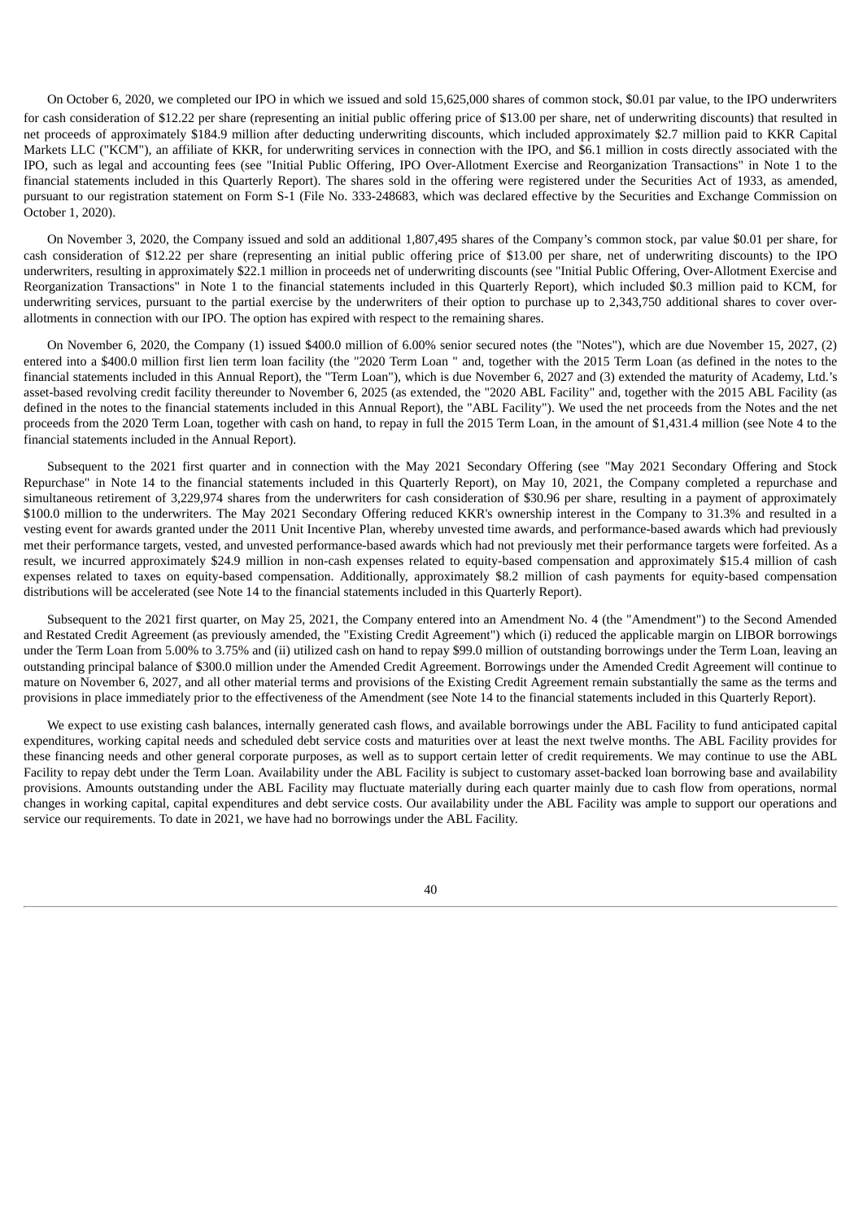On October 6, 2020, we completed our IPO in which we issued and sold 15,625,000 shares of common stock, $0.01 par value, to the IPO underwriters for cash consideration of $12.22 per share (representing an initial public offering price of $13.00 per share, net of underwriting discounts) that resulted in net proceeds of approximately $184.9 million after deducting underwriting discounts, which included approximately $2.7 million paid to KKR Capital Markets LLC ("KCM"), an affiliate of KKR, for underwriting services in connection with the IPO, and $6.1 million in costs directly associated with the IPO, such as legal and accounting fees (see "Initial Public Offering, IPO Over-Allotment Exercise and Reorganization Transactions" in Note 1 to the financial statements included in this Quarterly Report). The shares sold in the offering were registered under the Securities Act of 1933, as amended, pursuant to our registration statement on Form S-1 (File No. 333-248683, which was declared effective by the Securities and Exchange Commission on October 1, 2020).

On November 3, 2020, the Company issued and sold an additional 1,807,495 shares of the Company's common stock, par value $0.01 per share, for cash consideration of $12.22 per share (representing an initial public offering price of $13.00 per share, net of underwriting discounts) to the IPO underwriters, resulting in approximately $22.1 million in proceeds net of underwriting discounts (see "Initial Public Offering, Over-Allotment Exercise and Reorganization Transactions" in Note 1 to the financial statements included in this Quarterly Report), which included $0.3 million paid to KCM, for underwriting services, pursuant to the partial exercise by the underwriters of their option to purchase up to 2,343,750 additional shares to cover over-allotments in connection with our IPO. The option has expired with respect to the remaining shares.

On November 6, 2020, the Company (1) issued $400.0 million of 6.00% senior secured notes (the "Notes"), which are due November 15, 2027, (2) entered into a $400.0 million first lien term loan facility (the "2020 Term Loan " and, together with the 2015 Term Loan (as defined in the notes to the financial statements included in this Annual Report), the "Term Loan"), which is due November 6, 2027 and (3) extended the maturity of Academy, Ltd.'s asset-based revolving credit facility thereunder to November 6, 2025 (as extended, the "2020 ABL Facility" and, together with the 2015 ABL Facility (as defined in the notes to the financial statements included in this Annual Report), the "ABL Facility"). We used the net proceeds from the Notes and the net proceeds from the 2020 Term Loan, together with cash on hand, to repay in full the 2015 Term Loan, in the amount of $1,431.4 million (see Note 4 to the financial statements included in the Annual Report).

Subsequent to the 2021 first quarter and in connection with the May 2021 Secondary Offering (see "May 2021 Secondary Offering and Stock Repurchase" in Note 14 to the financial statements included in this Quarterly Report), on May 10, 2021, the Company completed a repurchase and simultaneous retirement of 3,229,974 shares from the underwriters for cash consideration of $30.96 per share, resulting in a payment of approximately $100.0 million to the underwriters. The May 2021 Secondary Offering reduced KKR's ownership interest in the Company to 31.3% and resulted in a vesting event for awards granted under the 2011 Unit Incentive Plan, whereby unvested time awards, and performance-based awards which had previously met their performance targets, vested, and unvested performance-based awards which had not previously met their performance targets were forfeited. As a result, we incurred approximately $24.9 million in non-cash expenses related to equity-based compensation and approximately $15.4 million of cash expenses related to taxes on equity-based compensation. Additionally, approximately $8.2 million of cash payments for equity-based compensation distributions will be accelerated (see Note 14 to the financial statements included in this Quarterly Report).

Subsequent to the 2021 first quarter, on May 25, 2021, the Company entered into an Amendment No. 4 (the "Amendment") to the Second Amended and Restated Credit Agreement (as previously amended, the "Existing Credit Agreement") which (i) reduced the applicable margin on LIBOR borrowings under the Term Loan from 5.00% to 3.75% and (ii) utilized cash on hand to repay $99.0 million of outstanding borrowings under the Term Loan, leaving an outstanding principal balance of $300.0 million under the Amended Credit Agreement. Borrowings under the Amended Credit Agreement will continue to mature on November 6, 2027, and all other material terms and provisions of the Existing Credit Agreement remain substantially the same as the terms and provisions in place immediately prior to the effectiveness of the Amendment (see Note 14 to the financial statements included in this Quarterly Report).

We expect to use existing cash balances, internally generated cash flows, and available borrowings under the ABL Facility to fund anticipated capital expenditures, working capital needs and scheduled debt service costs and maturities over at least the next twelve months. The ABL Facility provides for these financing needs and other general corporate purposes, as well as to support certain letter of credit requirements. We may continue to use the ABL Facility to repay debt under the Term Loan. Availability under the ABL Facility is subject to customary asset-backed loan borrowing base and availability provisions. Amounts outstanding under the ABL Facility may fluctuate materially during each quarter mainly due to cash flow from operations, normal changes in working capital, capital expenditures and debt service costs. Our availability under the ABL Facility was ample to support our operations and service our requirements. To date in 2021, we have had no borrowings under the ABL Facility.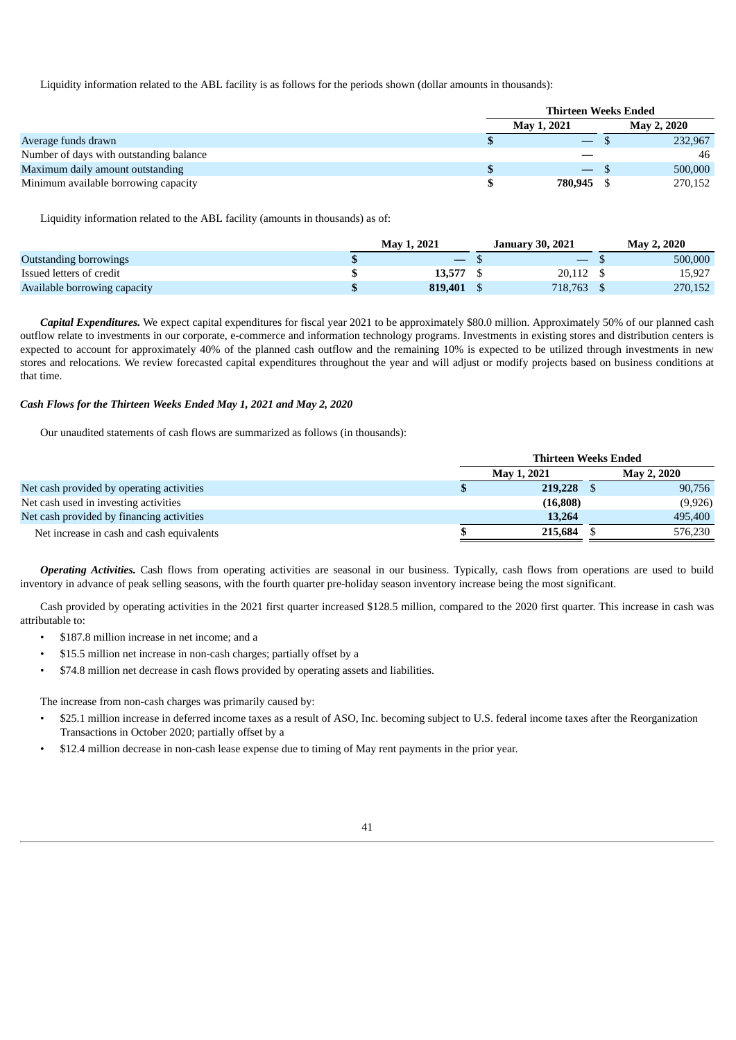Liquidity information related to the ABL facility is as follows for the periods shown (dollar amounts in thousands):

| | Thirteen Weeks Ended | |
|---|---|---|
| | **May 1, 2021** | **May 2, 2020** |
| Average funds drawn | $ — | $ 232,967 |
| Number of days with outstanding balance | — | 46 |
| Maximum daily amount outstanding | $ — | $ 500,000 |
| Minimum available borrowing capacity | $ **780,945** | $ 270,152 |

Liquidity information related to the ABL facility (amounts in thousands) as of:

| | **May 1, 2021** | **January 30, 2021** | **May 2, 2020** |
|---|---|---|---|
| Outstanding borrowings | $ — | $ — | $ 500,000 |
| Issued letters of credit | $ **13,577** | $ 20,112 | $ 15,927 |
| Available borrowing capacity | $ **819,401** | $ 718,763 | $ 270,152 |

***Capital Expenditures.*** We expect capital expenditures for fiscal year 2021 to be approximately $80.0 million. Approximately 50% of our planned cash outflow relate to investments in our corporate, e-commerce and information technology programs. Investments in existing stores and distribution centers is expected to account for approximately 40% of the planned cash outflow and the remaining 10% is expected to be utilized through investments in new stores and relocations. We review forecasted capital expenditures throughout the year and will adjust or modify projects based on business conditions at that time.

***Cash Flows for the Thirteen Weeks Ended May 1, 2021 and May 2, 2020***

Our unaudited statements of cash flows are summarized as follows (in thousands):

| | Thirteen Weeks Ended | |
|---|---|---|
| | **May 1, 2021** | **May 2, 2020** |
| Net cash provided by operating activities | $ **219,228** | $ 90,756 |
| Net cash used in investing activities | **(16,808)** | (9,926) |
| Net cash provided by financing activities | **13,264** | 495,400 |
| Net increase in cash and cash equivalents | $ **215,684** | $ 576,230 |

***Operating Activities.*** Cash flows from operating activities are seasonal in our business. Typically, cash flows from operations are used to build inventory in advance of peak selling seasons, with the fourth quarter pre-holiday season inventory increase being the most significant.

Cash provided by operating activities in the 2021 first quarter increased $128.5 million, compared to the 2020 first quarter. This increase in cash was attributable to:

- $187.8 million increase in net income; and a
- $15.5 million net increase in non-cash charges; partially offset by a
- $74.8 million net decrease in cash flows provided by operating assets and liabilities.

The increase from non-cash charges was primarily caused by:

- $25.1 million increase in deferred income taxes as a result of ASO, Inc. becoming subject to U.S. federal income taxes after the Reorganization Transactions in October 2020; partially offset by a
- $12.4 million decrease in non-cash lease expense due to timing of May rent payments in the prior year.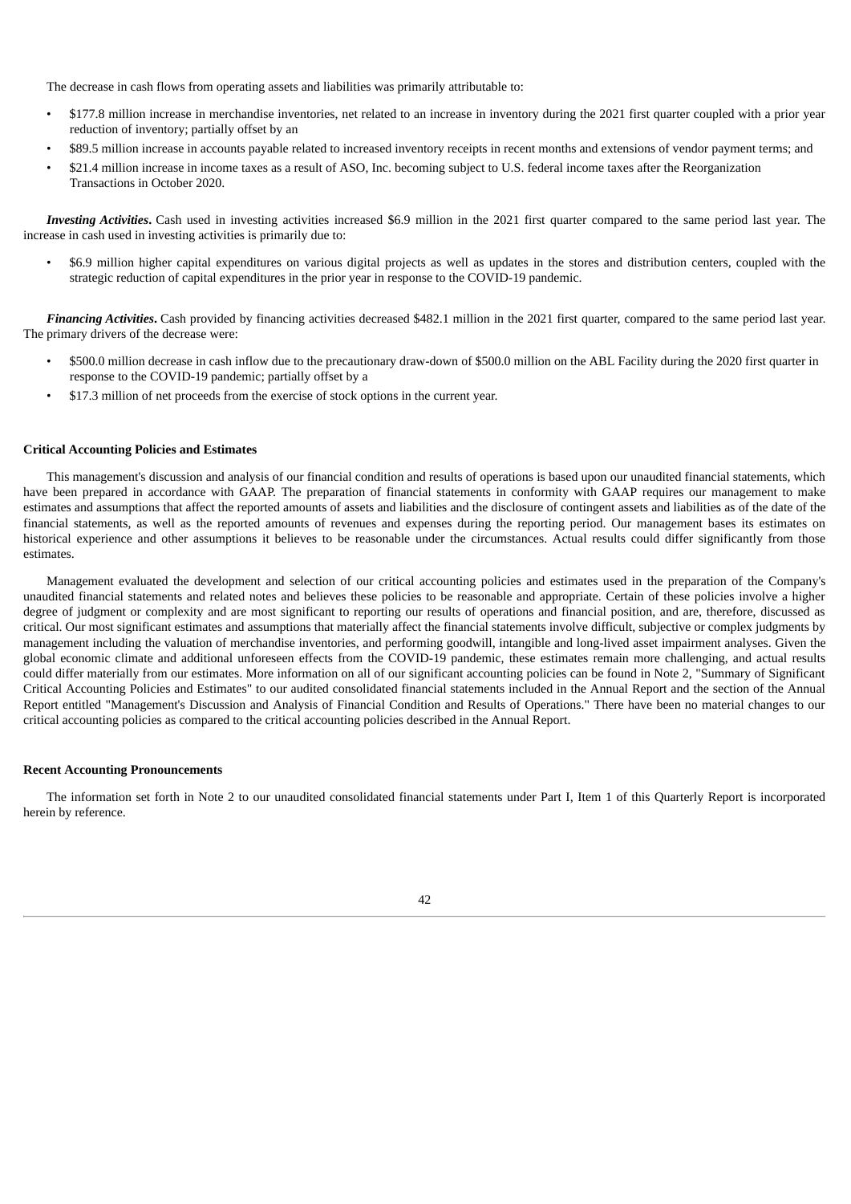The decrease in cash flows from operating assets and liabilities was primarily attributable to:

- \$177.8 million increase in merchandise inventories, net related to an increase in inventory during the 2021 first quarter coupled with a prior year reduction of inventory; partially offset by an
- \$89.5 million increase in accounts payable related to increased inventory receipts in recent months and extensions of vendor payment terms; and
- \$21.4 million increase in income taxes as a result of ASO, Inc. becoming subject to U.S. federal income taxes after the Reorganization Transactions in October 2020.

***Investing Activities*.** Cash used in investing activities increased \$6.9 million in the 2021 first quarter compared to the same period last year. The increase in cash used in investing activities is primarily due to:

- \$6.9 million higher capital expenditures on various digital projects as well as updates in the stores and distribution centers, coupled with the strategic reduction of capital expenditures in the prior year in response to the COVID-19 pandemic.

***Financing Activities*.** Cash provided by financing activities decreased \$482.1 million in the 2021 first quarter, compared to the same period last year. The primary drivers of the decrease were:

- \$500.0 million decrease in cash inflow due to the precautionary draw-down of \$500.0 million on the ABL Facility during the 2020 first quarter in response to the COVID-19 pandemic; partially offset by a
- \$17.3 million of net proceeds from the exercise of stock options in the current year.

**Critical Accounting Policies and Estimates**

This management's discussion and analysis of our financial condition and results of operations is based upon our unaudited financial statements, which have been prepared in accordance with GAAP. The preparation of financial statements in conformity with GAAP requires our management to make estimates and assumptions that affect the reported amounts of assets and liabilities and the disclosure of contingent assets and liabilities as of the date of the financial statements, as well as the reported amounts of revenues and expenses during the reporting period. Our management bases its estimates on historical experience and other assumptions it believes to be reasonable under the circumstances. Actual results could differ significantly from those estimates.

Management evaluated the development and selection of our critical accounting policies and estimates used in the preparation of the Company's unaudited financial statements and related notes and believes these policies to be reasonable and appropriate. Certain of these policies involve a higher degree of judgment or complexity and are most significant to reporting our results of operations and financial position, and are, therefore, discussed as critical. Our most significant estimates and assumptions that materially affect the financial statements involve difficult, subjective or complex judgments by management including the valuation of merchandise inventories, and performing goodwill, intangible and long-lived asset impairment analyses. Given the global economic climate and additional unforeseen effects from the COVID-19 pandemic, these estimates remain more challenging, and actual results could differ materially from our estimates. More information on all of our significant accounting policies can be found in Note 2, "Summary of Significant Critical Accounting Policies and Estimates" to our audited consolidated financial statements included in the Annual Report and the section of the Annual Report entitled "Management's Discussion and Analysis of Financial Condition and Results of Operations." There have been no material changes to our critical accounting policies as compared to the critical accounting policies described in the Annual Report.

**Recent Accounting Pronouncements**

The information set forth in Note 2 to our unaudited consolidated financial statements under Part I, Item 1 of this Quarterly Report is incorporated herein by reference.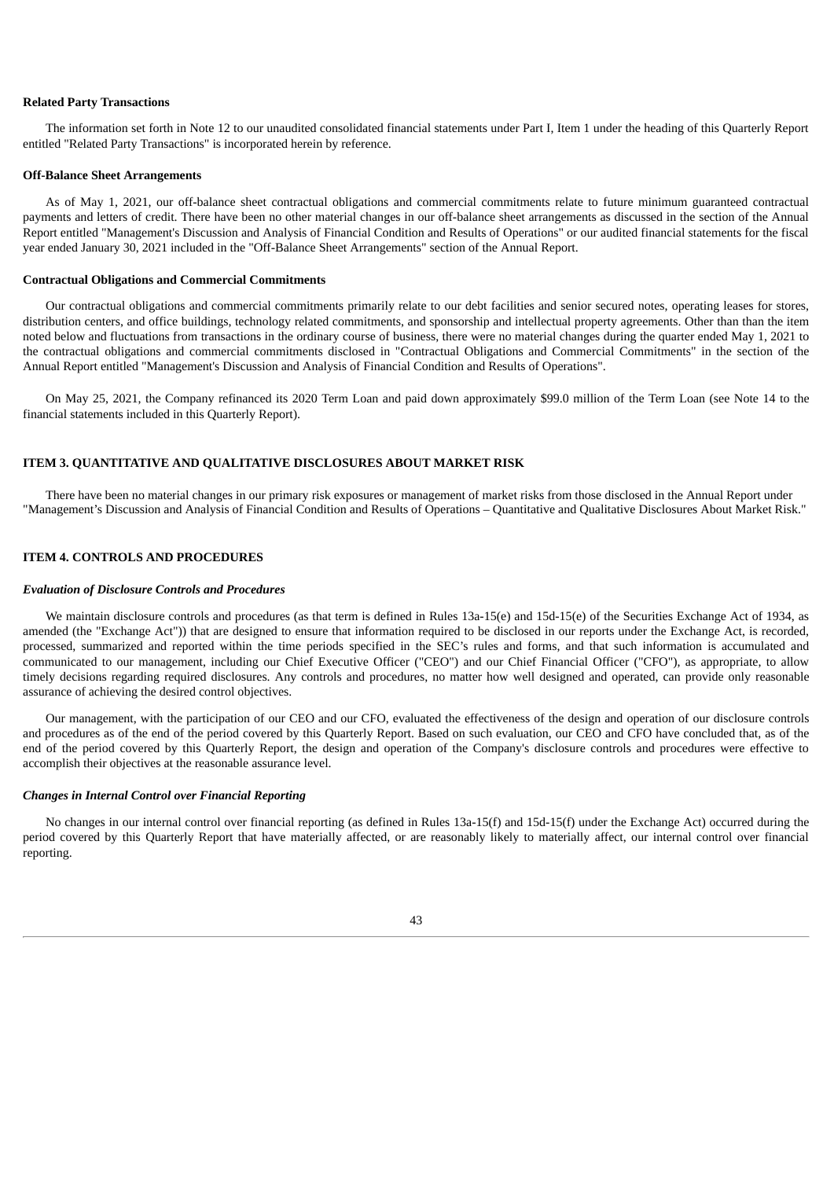**Related Party Transactions**

The information set forth in Note 12 to our unaudited consolidated financial statements under Part I, Item 1 under the heading of this Quarterly Report entitled "Related Party Transactions" is incorporated herein by reference.

**Off-Balance Sheet Arrangements**

As of May 1, 2021, our off-balance sheet contractual obligations and commercial commitments relate to future minimum guaranteed contractual payments and letters of credit. There have been no other material changes in our off-balance sheet arrangements as discussed in the section of the Annual Report entitled "Management's Discussion and Analysis of Financial Condition and Results of Operations" or our audited financial statements for the fiscal year ended January 30, 2021 included in the "Off-Balance Sheet Arrangements" section of the Annual Report.

**Contractual Obligations and Commercial Commitments**

Our contractual obligations and commercial commitments primarily relate to our debt facilities and senior secured notes, operating leases for stores, distribution centers, and office buildings, technology related commitments, and sponsorship and intellectual property agreements. Other than than the item noted below and fluctuations from transactions in the ordinary course of business, there were no material changes during the quarter ended May 1, 2021 to the contractual obligations and commercial commitments disclosed in "Contractual Obligations and Commercial Commitments" in the section of the Annual Report entitled "Management's Discussion and Analysis of Financial Condition and Results of Operations".

On May 25, 2021, the Company refinanced its 2020 Term Loan and paid down approximately $99.0 million of the Term Loan (see Note 14 to the financial statements included in this Quarterly Report).

## ITEM 3. QUANTITATIVE AND QUALITATIVE DISCLOSURES ABOUT MARKET RISK

There have been no material changes in our primary risk exposures or management of market risks from those disclosed in the Annual Report under "Management's Discussion and Analysis of Financial Condition and Results of Operations – Quantitative and Qualitative Disclosures About Market Risk."

## ITEM 4. CONTROLS AND PROCEDURES

***Evaluation of Disclosure Controls and Procedures***

We maintain disclosure controls and procedures (as that term is defined in Rules 13a-15(e) and 15d-15(e) of the Securities Exchange Act of 1934, as amended (the "Exchange Act")) that are designed to ensure that information required to be disclosed in our reports under the Exchange Act, is recorded, processed, summarized and reported within the time periods specified in the SEC's rules and forms, and that such information is accumulated and communicated to our management, including our Chief Executive Officer ("CEO") and our Chief Financial Officer ("CFO"), as appropriate, to allow timely decisions regarding required disclosures. Any controls and procedures, no matter how well designed and operated, can provide only reasonable assurance of achieving the desired control objectives.

Our management, with the participation of our CEO and our CFO, evaluated the effectiveness of the design and operation of our disclosure controls and procedures as of the end of the period covered by this Quarterly Report. Based on such evaluation, our CEO and CFO have concluded that, as of the end of the period covered by this Quarterly Report, the design and operation of the Company's disclosure controls and procedures were effective to accomplish their objectives at the reasonable assurance level.

***Changes in Internal Control over Financial Reporting***

No changes in our internal control over financial reporting (as defined in Rules 13a-15(f) and 15d-15(f) under the Exchange Act) occurred during the period covered by this Quarterly Report that have materially affected, or are reasonably likely to materially affect, our internal control over financial reporting.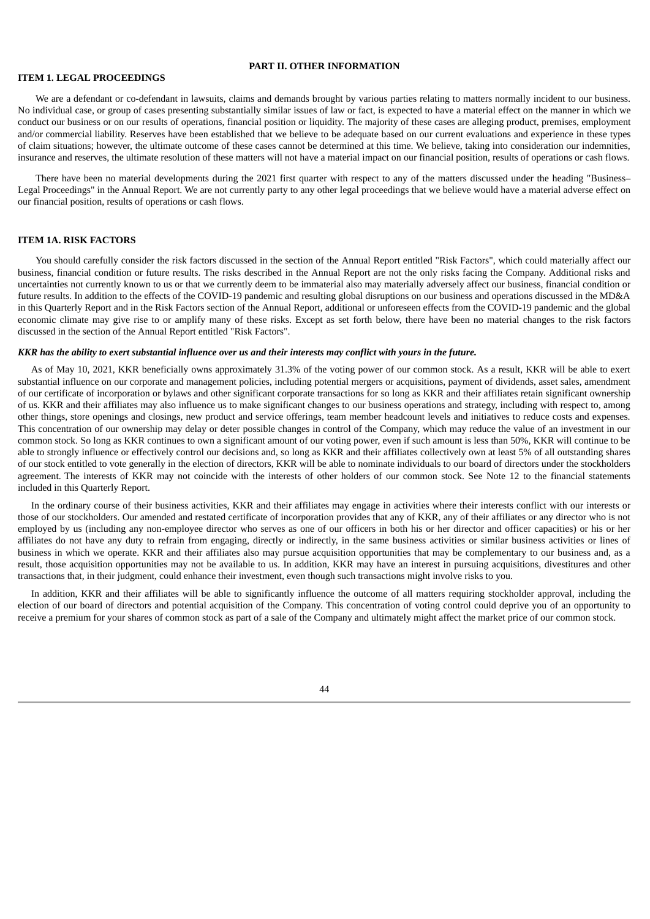# PART II. OTHER INFORMATION

## ITEM 1. LEGAL PROCEEDINGS

We are a defendant or co-defendant in lawsuits, claims and demands brought by various parties relating to matters normally incident to our business. No individual case, or group of cases presenting substantially similar issues of law or fact, is expected to have a material effect on the manner in which we conduct our business or on our results of operations, financial position or liquidity. The majority of these cases are alleging product, premises, employment and/or commercial liability. Reserves have been established that we believe to be adequate based on our current evaluations and experience in these types of claim situations; however, the ultimate outcome of these cases cannot be determined at this time. We believe, taking into consideration our indemnities, insurance and reserves, the ultimate resolution of these matters will not have a material impact on our financial position, results of operations or cash flows.

There have been no material developments during the 2021 first quarter with respect to any of the matters discussed under the heading "Business–Legal Proceedings" in the Annual Report. We are not currently party to any other legal proceedings that we believe would have a material adverse effect on our financial position, results of operations or cash flows.

## ITEM 1A. RISK FACTORS

You should carefully consider the risk factors discussed in the section of the Annual Report entitled "Risk Factors", which could materially affect our business, financial condition or future results. The risks described in the Annual Report are not the only risks facing the Company. Additional risks and uncertainties not currently known to us or that we currently deem to be immaterial also may materially adversely affect our business, financial condition or future results. In addition to the effects of the COVID-19 pandemic and resulting global disruptions on our business and operations discussed in the MD&A in this Quarterly Report and in the Risk Factors section of the Annual Report, additional or unforeseen effects from the COVID-19 pandemic and the global economic climate may give rise to or amplify many of these risks. Except as set forth below, there have been no material changes to the risk factors discussed in the section of the Annual Report entitled "Risk Factors".

***KKR has the ability to exert substantial influence over us and their interests may conflict with yours in the future.***

As of May 10, 2021, KKR beneficially owns approximately 31.3% of the voting power of our common stock. As a result, KKR will be able to exert substantial influence on our corporate and management policies, including potential mergers or acquisitions, payment of dividends, asset sales, amendment of our certificate of incorporation or bylaws and other significant corporate transactions for so long as KKR and their affiliates retain significant ownership of us. KKR and their affiliates may also influence us to make significant changes to our business operations and strategy, including with respect to, among other things, store openings and closings, new product and service offerings, team member headcount levels and initiatives to reduce costs and expenses. This concentration of our ownership may delay or deter possible changes in control of the Company, which may reduce the value of an investment in our common stock. So long as KKR continues to own a significant amount of our voting power, even if such amount is less than 50%, KKR will continue to be able to strongly influence or effectively control our decisions and, so long as KKR and their affiliates collectively own at least 5% of all outstanding shares of our stock entitled to vote generally in the election of directors, KKR will be able to nominate individuals to our board of directors under the stockholders agreement. The interests of KKR may not coincide with the interests of other holders of our common stock. See Note 12 to the financial statements included in this Quarterly Report.

In the ordinary course of their business activities, KKR and their affiliates may engage in activities where their interests conflict with our interests or those of our stockholders. Our amended and restated certificate of incorporation provides that any of KKR, any of their affiliates or any director who is not employed by us (including any non-employee director who serves as one of our officers in both his or her director and officer capacities) or his or her affiliates do not have any duty to refrain from engaging, directly or indirectly, in the same business activities or similar business activities or lines of business in which we operate. KKR and their affiliates also may pursue acquisition opportunities that may be complementary to our business and, as a result, those acquisition opportunities may not be available to us. In addition, KKR may have an interest in pursuing acquisitions, divestitures and other transactions that, in their judgment, could enhance their investment, even though such transactions might involve risks to you.

In addition, KKR and their affiliates will be able to significantly influence the outcome of all matters requiring stockholder approval, including the election of our board of directors and potential acquisition of the Company. This concentration of voting control could deprive you of an opportunity to receive a premium for your shares of common stock as part of a sale of the Company and ultimately might affect the market price of our common stock.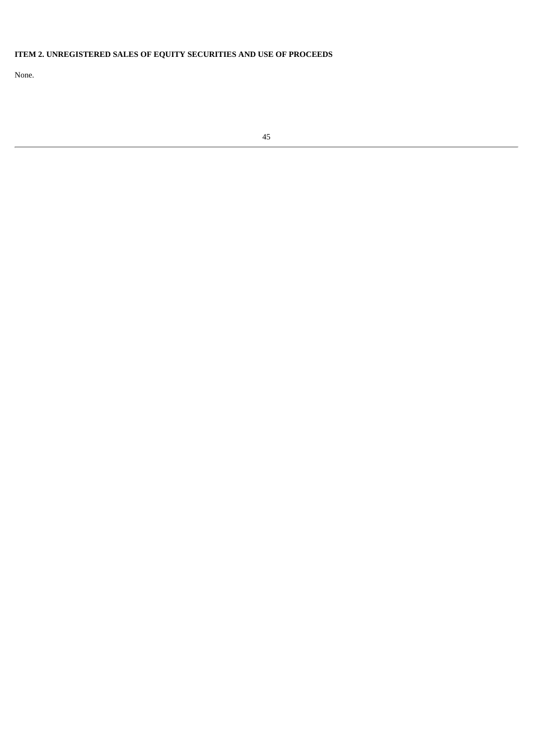## ITEM 2. UNREGISTERED SALES OF EQUITY SECURITIES AND USE OF PROCEEDS

None.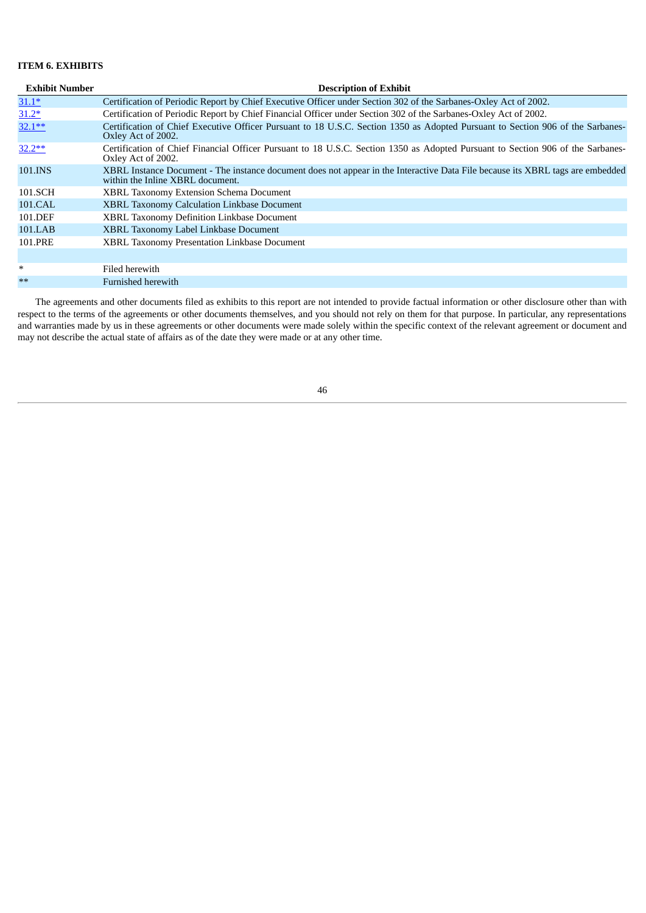**ITEM 6. EXHIBITS**

| Exhibit Number | Description of Exhibit |
|---|---|
| 31.1* | Certification of Periodic Report by Chief Executive Officer under Section 302 of the Sarbanes-Oxley Act of 2002. |
| 31.2* | Certification of Periodic Report by Chief Financial Officer under Section 302 of the Sarbanes-Oxley Act of 2002. |
| 32.1** | Certification of Chief Executive Officer Pursuant to 18 U.S.C. Section 1350 as Adopted Pursuant to Section 906 of the Sarbanes-Oxley Act of 2002. |
| 32.2** | Certification of Chief Financial Officer Pursuant to 18 U.S.C. Section 1350 as Adopted Pursuant to Section 906 of the Sarbanes-Oxley Act of 2002. |
| 101.INS | XBRL Instance Document - The instance document does not appear in the Interactive Data File because its XBRL tags are embedded within the Inline XBRL document. |
| 101.SCH | XBRL Taxonomy Extension Schema Document |
| 101.CAL | XBRL Taxonomy Calculation Linkbase Document |
| 101.DEF | XBRL Taxonomy Definition Linkbase Document |
| 101.LAB | XBRL Taxonomy Label Linkbase Document |
| 101.PRE | XBRL Taxonomy Presentation Linkbase Document |
| | |
| * | Filed herewith |
| ** | Furnished herewith |

The agreements and other documents filed as exhibits to this report are not intended to provide factual information or other disclosure other than with respect to the terms of the agreements or other documents themselves, and you should not rely on them for that purpose. In particular, any representations and warranties made by us in these agreements or other documents were made solely within the specific context of the relevant agreement or document and may not describe the actual state of affairs as of the date they were made or at any other time.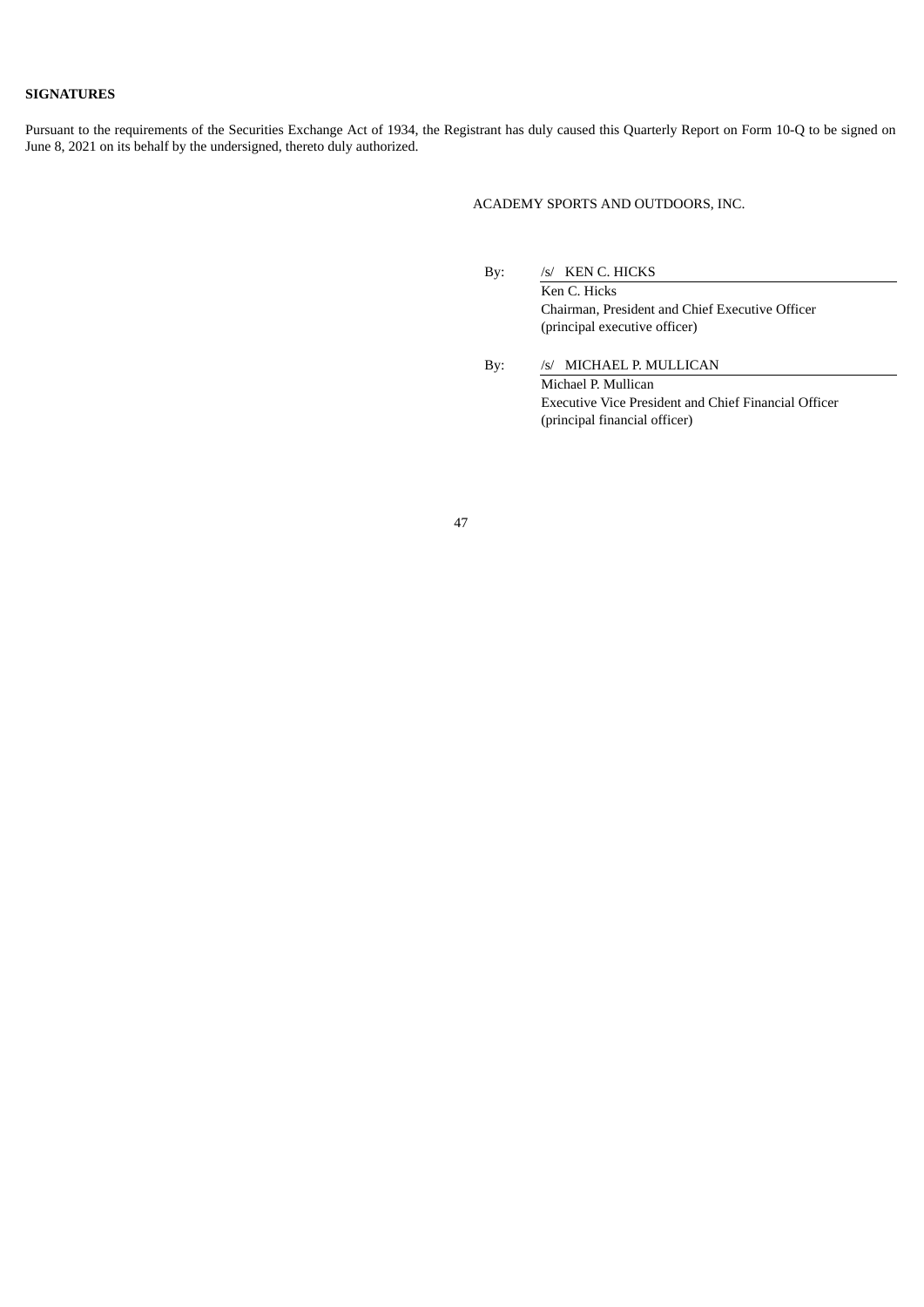**SIGNATURES**

Pursuant to the requirements of the Securities Exchange Act of 1934, the Registrant has duly caused this Quarterly Report on Form 10-Q to be signed on June 8, 2021 on its behalf by the undersigned, thereto duly authorized.

ACADEMY SPORTS AND OUTDOORS, INC.

By: /s/ KEN C. HICKS
Ken C. Hicks
Chairman, President and Chief Executive Officer
(principal executive officer)

By: /s/ MICHAEL P. MULLICAN
Michael P. Mullican
Executive Vice President and Chief Financial Officer
(principal financial officer)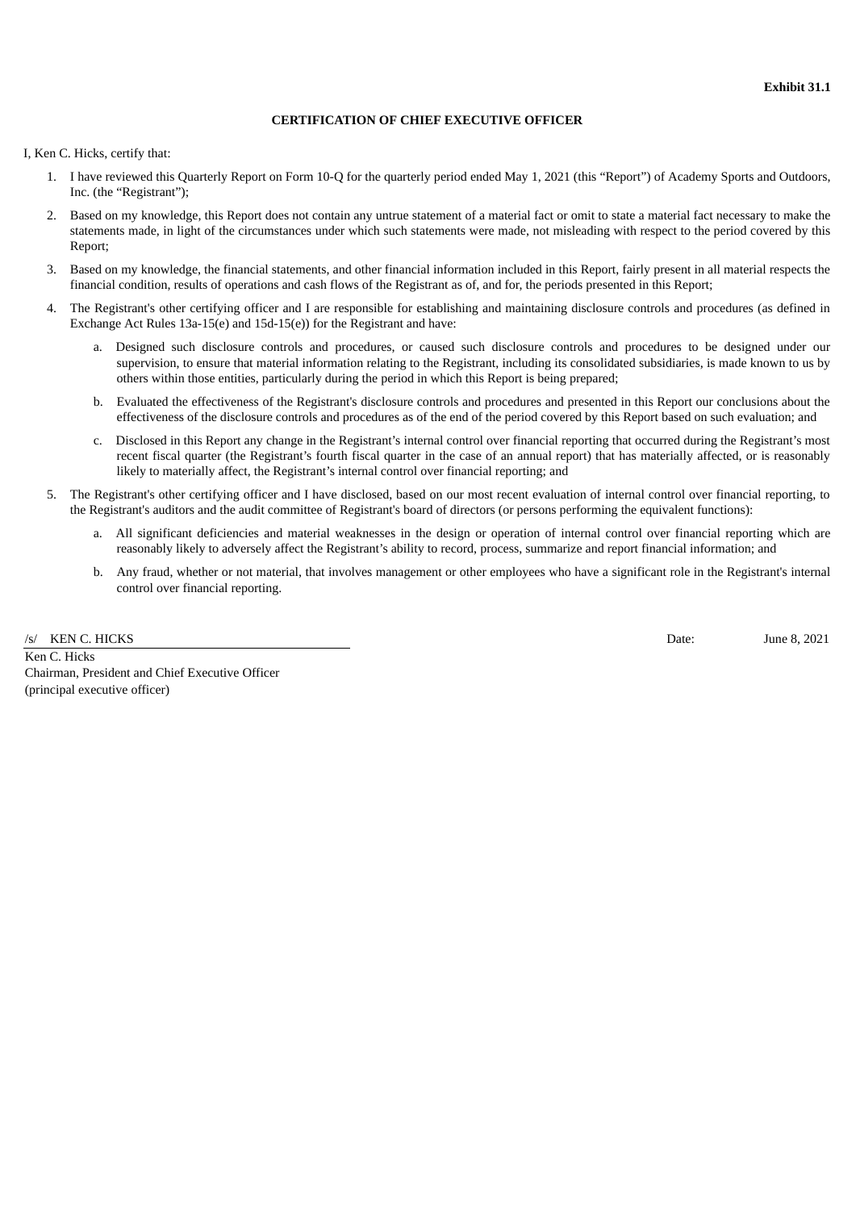**Exhibit 31.1**

**CERTIFICATION OF CHIEF EXECUTIVE OFFICER**

I, Ken C. Hicks, certify that:

1. I have reviewed this Quarterly Report on Form 10-Q for the quarterly period ended May 1, 2021 (this "Report") of Academy Sports and Outdoors, Inc. (the "Registrant");

2. Based on my knowledge, this Report does not contain any untrue statement of a material fact or omit to state a material fact necessary to make the statements made, in light of the circumstances under which such statements were made, not misleading with respect to the period covered by this Report;

3. Based on my knowledge, the financial statements, and other financial information included in this Report, fairly present in all material respects the financial condition, results of operations and cash flows of the Registrant as of, and for, the periods presented in this Report;

4. The Registrant's other certifying officer and I are responsible for establishing and maintaining disclosure controls and procedures (as defined in Exchange Act Rules 13a-15(e) and 15d-15(e)) for the Registrant and have:

    a. Designed such disclosure controls and procedures, or caused such disclosure controls and procedures to be designed under our supervision, to ensure that material information relating to the Registrant, including its consolidated subsidiaries, is made known to us by others within those entities, particularly during the period in which this Report is being prepared;

    b. Evaluated the effectiveness of the Registrant's disclosure controls and procedures and presented in this Report our conclusions about the effectiveness of the disclosure controls and procedures as of the end of the period covered by this Report based on such evaluation; and

    c. Disclosed in this Report any change in the Registrant's internal control over financial reporting that occurred during the Registrant's most recent fiscal quarter (the Registrant's fourth fiscal quarter in the case of an annual report) that has materially affected, or is reasonably likely to materially affect, the Registrant's internal control over financial reporting; and

5. The Registrant's other certifying officer and I have disclosed, based on our most recent evaluation of internal control over financial reporting, to the Registrant's auditors and the audit committee of Registrant's board of directors (or persons performing the equivalent functions):

    a. All significant deficiencies and material weaknesses in the design or operation of internal control over financial reporting which are reasonably likely to adversely affect the Registrant's ability to record, process, summarize and report financial information; and

    b. Any fraud, whether or not material, that involves management or other employees who have a significant role in the Registrant's internal control over financial reporting.

/s/ KEN C. HICKS

Ken C. Hicks
Chairman, President and Chief Executive Officer
(principal executive officer)

Date: June 8, 2021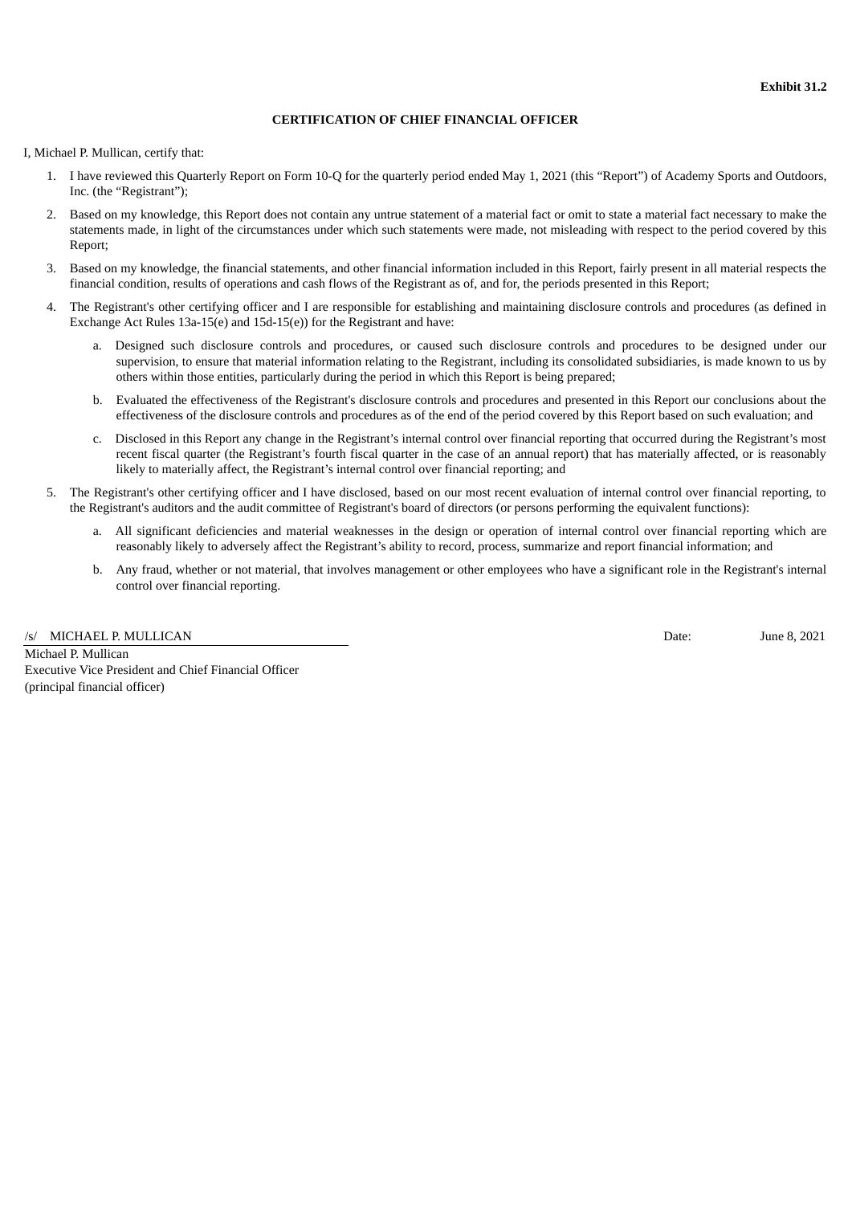**Exhibit 31.2**

**CERTIFICATION OF CHIEF FINANCIAL OFFICER**

I, Michael P. Mullican, certify that:

1. I have reviewed this Quarterly Report on Form 10-Q for the quarterly period ended May 1, 2021 (this “Report”) of Academy Sports and Outdoors, Inc. (the “Registrant”);
2. Based on my knowledge, this Report does not contain any untrue statement of a material fact or omit to state a material fact necessary to make the statements made, in light of the circumstances under which such statements were made, not misleading with respect to the period covered by this Report;
3. Based on my knowledge, the financial statements, and other financial information included in this Report, fairly present in all material respects the financial condition, results of operations and cash flows of the Registrant as of, and for, the periods presented in this Report;
4. The Registrant's other certifying officer and I are responsible for establishing and maintaining disclosure controls and procedures (as defined in Exchange Act Rules 13a-15(e) and 15d-15(e)) for the Registrant and have:
   a. Designed such disclosure controls and procedures, or caused such disclosure controls and procedures to be designed under our supervision, to ensure that material information relating to the Registrant, including its consolidated subsidiaries, is made known to us by others within those entities, particularly during the period in which this Report is being prepared;
   b. Evaluated the effectiveness of the Registrant's disclosure controls and procedures and presented in this Report our conclusions about the effectiveness of the disclosure controls and procedures as of the end of the period covered by this Report based on such evaluation; and
   c. Disclosed in this Report any change in the Registrant’s internal control over financial reporting that occurred during the Registrant’s most recent fiscal quarter (the Registrant’s fourth fiscal quarter in the case of an annual report) that has materially affected, or is reasonably likely to materially affect, the Registrant’s internal control over financial reporting; and
5. The Registrant's other certifying officer and I have disclosed, based on our most recent evaluation of internal control over financial reporting, to the Registrant's auditors and the audit committee of Registrant's board of directors (or persons performing the equivalent functions):
   a. All significant deficiencies and material weaknesses in the design or operation of internal control over financial reporting which are reasonably likely to adversely affect the Registrant’s ability to record, process, summarize and report financial information; and
   b. Any fraud, whether or not material, that involves management or other employees who have a significant role in the Registrant's internal control over financial reporting.

/s/ MICHAEL P. MULLICAN

Michael P. Mullican
Executive Vice President and Chief Financial Officer
(principal financial officer)

Date: June 8, 2021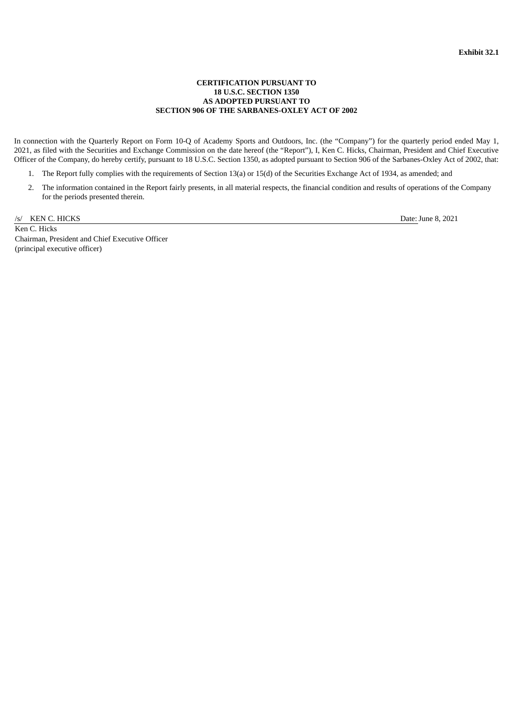**Exhibit 32.1**

**CERTIFICATION PURSUANT TO**
**18 U.S.C. SECTION 1350**
**AS ADOPTED PURSUANT TO**
**SECTION 906 OF THE SARBANES-OXLEY ACT OF 2002**

In connection with the Quarterly Report on Form 10-Q of Academy Sports and Outdoors, Inc. (the "Company") for the quarterly period ended May 1, 2021, as filed with the Securities and Exchange Commission on the date hereof (the "Report"), I, Ken C. Hicks, Chairman, President and Chief Executive Officer of the Company, do hereby certify, pursuant to 18 U.S.C. Section 1350, as adopted pursuant to Section 906 of the Sarbanes-Oxley Act of 2002, that:

1. The Report fully complies with the requirements of Section 13(a) or 15(d) of the Securities Exchange Act of 1934, as amended; and
2. The information contained in the Report fairly presents, in all material respects, the financial condition and results of operations of the Company for the periods presented therein.

/s/ KEN C. HICKS — Date: June 8, 2021

Ken C. Hicks
Chairman, President and Chief Executive Officer
(principal executive officer)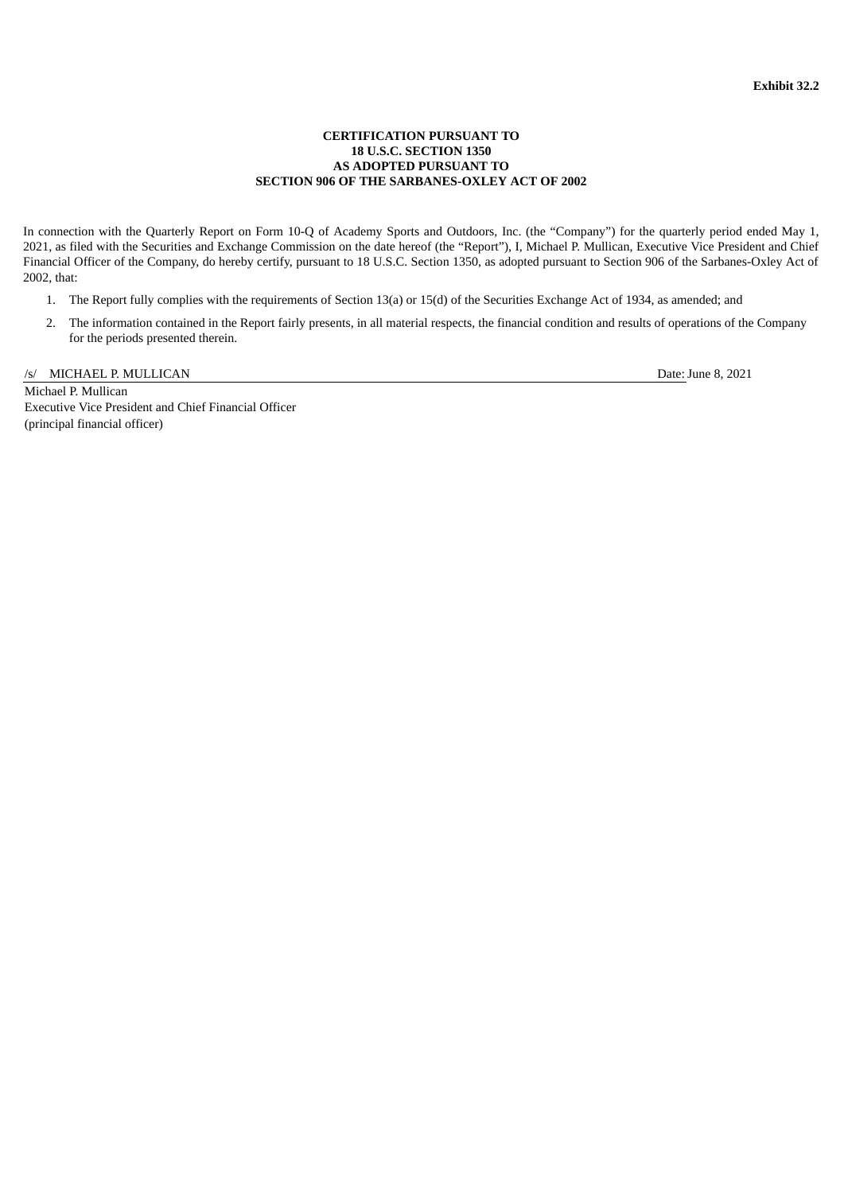**Exhibit 32.2**

**CERTIFICATION PURSUANT TO**
**18 U.S.C. SECTION 1350**
**AS ADOPTED PURSUANT TO**
**SECTION 906 OF THE SARBANES-OXLEY ACT OF 2002**

In connection with the Quarterly Report on Form 10-Q of Academy Sports and Outdoors, Inc. (the "Company") for the quarterly period ended May 1, 2021, as filed with the Securities and Exchange Commission on the date hereof (the "Report"), I, Michael P. Mullican, Executive Vice President and Chief Financial Officer of the Company, do hereby certify, pursuant to 18 U.S.C. Section 1350, as adopted pursuant to Section 906 of the Sarbanes-Oxley Act of 2002, that:

1. The Report fully complies with the requirements of Section 13(a) or 15(d) of the Securities Exchange Act of 1934, as amended; and
2. The information contained in the Report fairly presents, in all material respects, the financial condition and results of operations of the Company for the periods presented therein.

/s/ MICHAEL P. MULLICAN — Date: June 8, 2021

Michael P. Mullican
Executive Vice President and Chief Financial Officer
(principal financial officer)